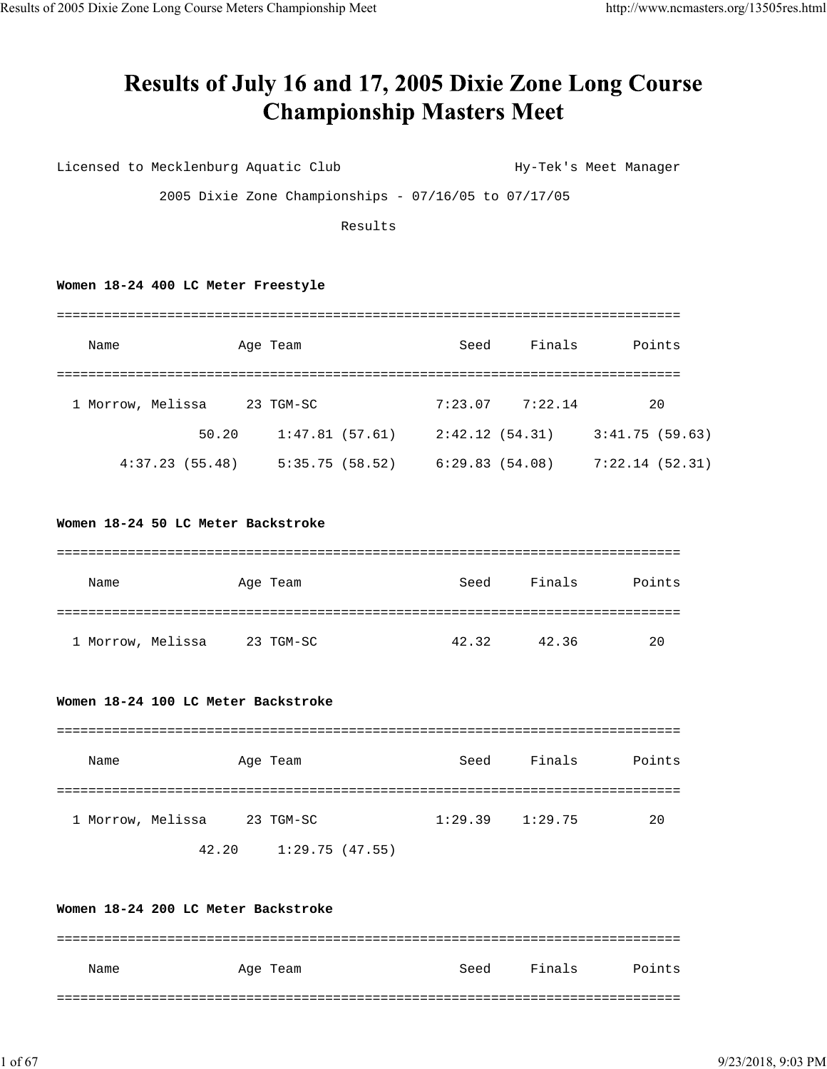# Results of July 16 and 17, 2005 Dixie Zone Long Course Championship Masters Meet

```
Licensed to Mecklenburg Aquatic Club                    Hy-Tek's Meet Manager
            2005 Dixie Zone Championships - 07/16/05 to 07/17/05
                                     Results
```

**Women 18-24 400 LC Meter Freestyle**

```
===============================================================================
    Name               Age Team                    Seed     Finals       Points
===============================================================================
  1 Morrow, Melissa     23 TGM-SC               7:23.07    7:22.14         20
                50.20     1:47.81 (57.61)     2:42.12 (54.31)     3:41.75 (59.63)
      4:37.23 (55.48)     5:35.75 (58.52)     6:29.83 (54.08)     7:22.14 (52.31)
```

**Women 18-24 50 LC Meter Backstroke**

```
===============================================================================
    Name               Age Team                    Seed     Finals       Points
===============================================================================
  1 Morrow, Melissa     23 TGM-SC                 42.32      42.36         20
```

**Women 18-24 100 LC Meter Backstroke**

```
===============================================================================
    Name               Age Team                    Seed     Finals       Points
===============================================================================
  1 Morrow, Melissa     23 TGM-SC               1:29.39    1:29.75         20
                42.20     1:29.75 (47.55)
```

**Women 18-24 200 LC Meter Backstroke**

```
===============================================================================
    Name               Age Team                    Seed     Finals       Points
===============================================================================
```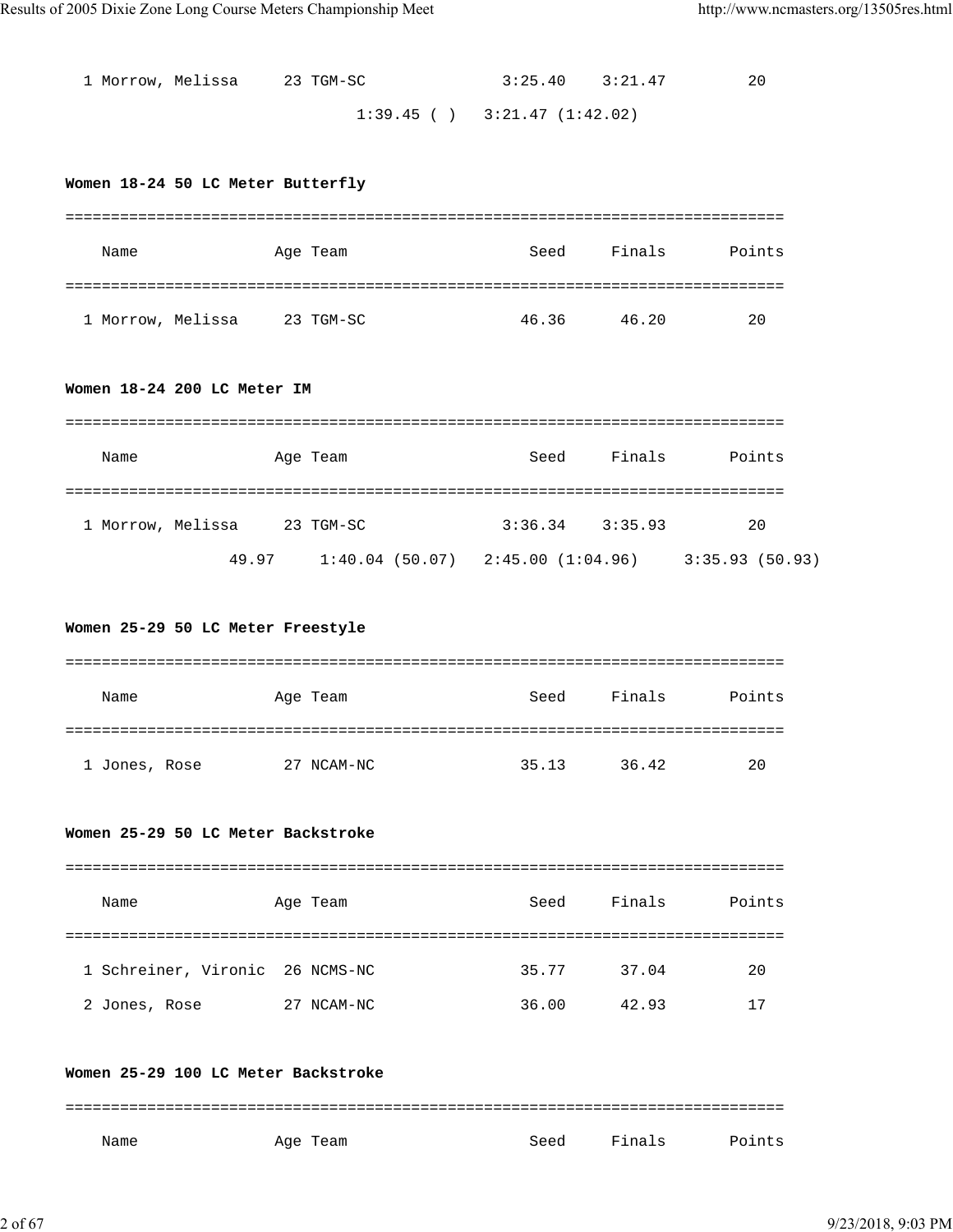| | Name | Age | Team | Seed | Finals | Points |
|---|---|---|---|---|---|---|
| 1 | Morrow, Melissa | 23 | TGM-SC | 3:25.40 | 3:21.47 | 20 |

1:39.45 ( )   3:21.47 (1:42.02)

**Women 18-24 50 LC Meter Butterfly**

| | Name | Age | Team | Seed | Finals | Points |
|---|---|---|---|---|---|---|
| 1 | Morrow, Melissa | 23 | TGM-SC | 46.36 | 46.20 | 20 |

**Women 18-24 200 LC Meter IM**

| | Name | Age | Team | Seed | Finals | Points |
|---|---|---|---|---|---|---|
| 1 | Morrow, Melissa | 23 | TGM-SC | 3:36.34 | 3:35.93 | 20 |

49.97   1:40.04 (50.07)   2:45.00 (1:04.96)   3:35.93 (50.93)

**Women 25-29 50 LC Meter Freestyle**

| | Name | Age | Team | Seed | Finals | Points |
|---|---|---|---|---|---|---|
| 1 | Jones, Rose | 27 | NCAM-NC | 35.13 | 36.42 | 20 |

**Women 25-29 50 LC Meter Backstroke**

| | Name | Age | Team | Seed | Finals | Points |
|---|---|---|---|---|---|---|
| 1 | Schreiner, Vironic | 26 | NCMS-NC | 35.77 | 37.04 | 20 |
| 2 | Jones, Rose | 27 | NCAM-NC | 36.00 | 42.93 | 17 |

**Women 25-29 100 LC Meter Backstroke**

| Name | Age | Team | Seed | Finals | Points |
|---|---|---|---|---|---|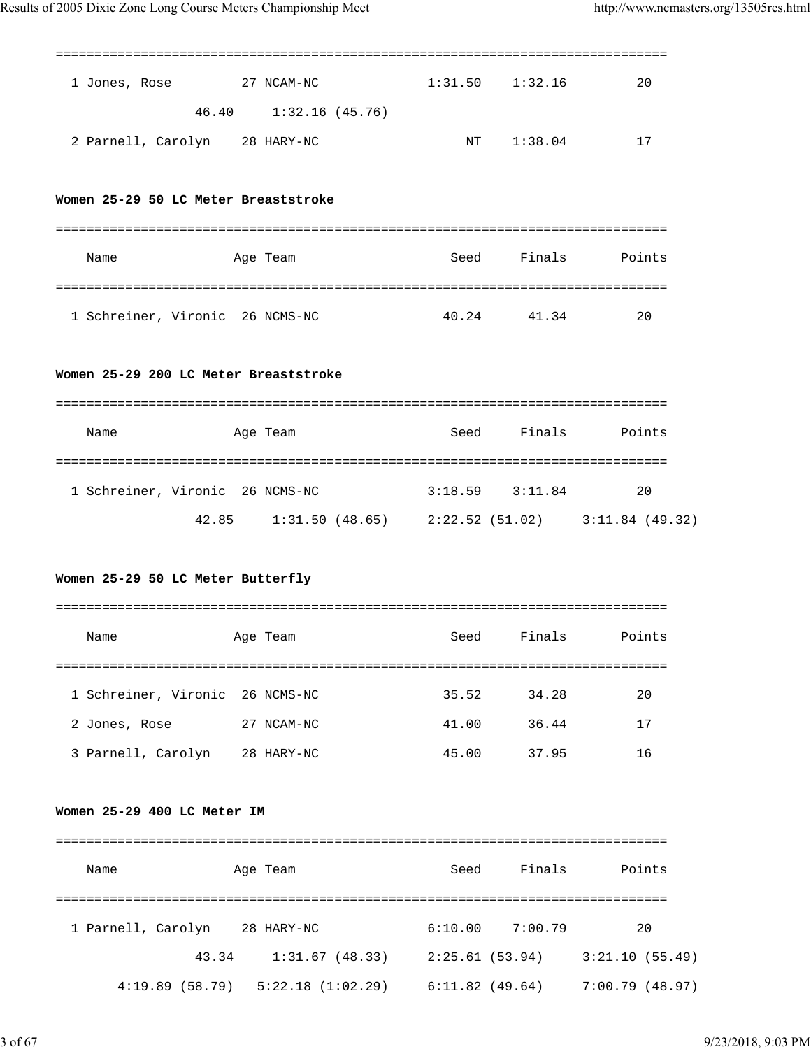```
===============================================================================
  1 Jones, Rose         27 NCAM-NC             1:31.50    1:32.16         20
                46.40     1:32.16 (45.76)
  2 Parnell, Carolyn    28 HARY-NC                  NT    1:38.04         17
```

**Women 25-29 50 LC Meter Breaststroke**

```
===============================================================================
    Name               Age Team                    Seed     Finals      Points
===============================================================================
  1 Schreiner, Vironic  26 NCMS-NC               40.24      41.34         20
```

**Women 25-29 200 LC Meter Breaststroke**

```
===============================================================================
    Name               Age Team                    Seed     Finals      Points
===============================================================================
  1 Schreiner, Vironic  26 NCMS-NC             3:18.59    3:11.84         20
                42.85     1:31.50 (48.65)     2:22.52 (51.02)     3:11.84 (49.32)
```

**Women 25-29 50 LC Meter Butterfly**

```
===============================================================================
    Name               Age Team                    Seed     Finals      Points
===============================================================================
  1 Schreiner, Vironic  26 NCMS-NC               35.52      34.28         20
  2 Jones, Rose         27 NCAM-NC               41.00      36.44         17
  3 Parnell, Carolyn    28 HARY-NC               45.00      37.95         16
```

**Women 25-29 400 LC Meter IM**

```
===============================================================================
    Name               Age Team                    Seed     Finals      Points
===============================================================================
  1 Parnell, Carolyn    28 HARY-NC             6:10.00    7:00.79         20
                43.34     1:31.67 (48.33)     2:25.61 (53.94)     3:21.10 (55.49)
        4:19.89 (58.79)   5:22.18 (1:02.29)   6:11.82 (49.64)     7:00.79 (48.97)
```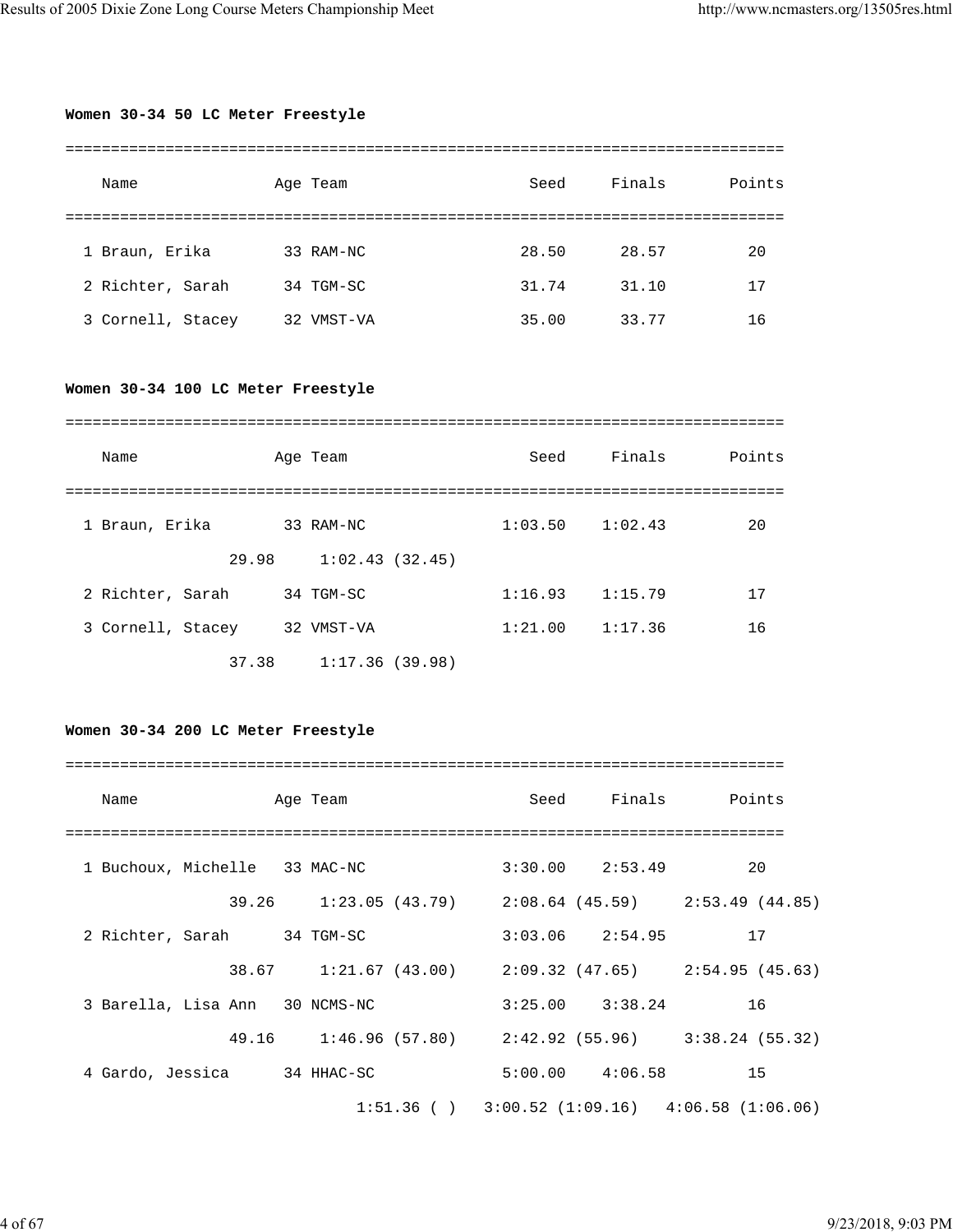**Women 30-34 50 LC Meter Freestyle**

```
===============================================================================
    Name              Age Team                    Seed     Finals       Points
===============================================================================
  1 Braun, Erika        33 RAM-NC                28.50      28.57         20
  2 Richter, Sarah      34 TGM-SC                31.74      31.10         17
  3 Cornell, Stacey     32 VMST-VA               35.00      33.77         16
```

**Women 30-34 100 LC Meter Freestyle**

```
===============================================================================
    Name              Age Team                    Seed     Finals       Points
===============================================================================
  1 Braun, Erika        33 RAM-NC              1:03.50    1:02.43         20
                29.98     1:02.43 (32.45)
  2 Richter, Sarah      34 TGM-SC              1:16.93    1:15.79         17
  3 Cornell, Stacey     32 VMST-VA             1:21.00    1:17.36         16
                37.38     1:17.36 (39.98)
```

**Women 30-34 200 LC Meter Freestyle**

```
===============================================================================
    Name              Age Team                    Seed     Finals       Points
===============================================================================
  1 Buchoux, Michelle   33 MAC-NC              3:30.00    2:53.49         20
                39.26     1:23.05 (43.79)     2:08.64 (45.59)     2:53.49 (44.85)
  2 Richter, Sarah      34 TGM-SC              3:03.06    2:54.95         17
                38.67     1:21.67 (43.00)     2:09.32 (47.65)     2:54.95 (45.63)
  3 Barella, Lisa Ann   30 NCMS-NC             3:25.00    3:38.24         16
                49.16     1:46.96 (57.80)     2:42.92 (55.96)     3:38.24 (55.32)
  4 Gardo, Jessica      34 HHAC-SC             5:00.00    4:06.58         15
                          1:51.36 ( )   3:00.52 (1:09.16)   4:06.58 (1:06.06)
```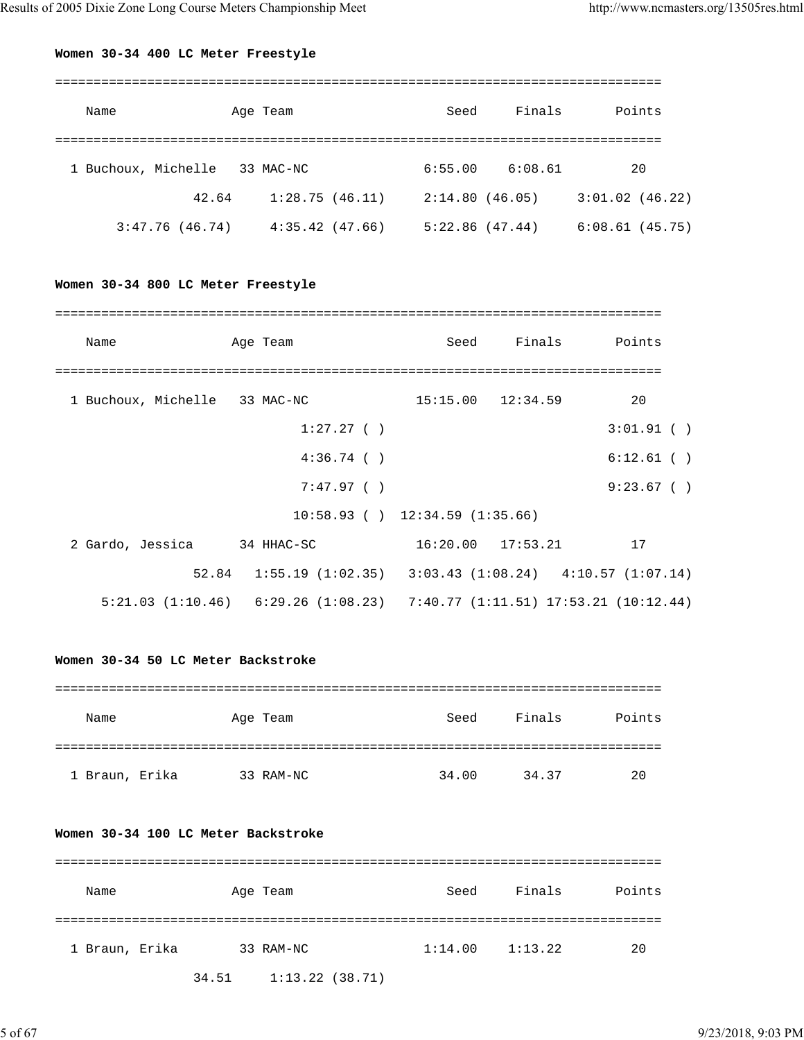**Women 30-34 400 LC Meter Freestyle**

```
===============================================================================
    Name              Age Team                    Seed     Finals       Points
===============================================================================
  1 Buchoux, Michelle   33 MAC-NC              6:55.00    6:08.61         20
               42.64     1:28.75 (46.11)     2:14.80 (46.05)     3:01.02 (46.22)
      3:47.76 (46.74)     4:35.42 (47.66)     5:22.86 (47.44)     6:08.61 (45.75)
```

**Women 30-34 800 LC Meter Freestyle**

```
===============================================================================
    Name              Age Team                    Seed     Finals       Points
===============================================================================
  1 Buchoux, Michelle   33 MAC-NC             15:15.00   12:34.59         20
                         1:27.27 ( )                             3:01.91 ( )
                         4:36.74 ( )                             6:12.61 ( )
                         7:47.97 ( )                             9:23.67 ( )
                        10:58.93 ( )  12:34.59 (1:35.66)
  2 Gardo, Jessica      34 HHAC-SC            16:20.00   17:53.21         17
               52.84   1:55.19 (1:02.35)   3:03.43 (1:08.24)   4:10.57 (1:07.14)
     5:21.03 (1:10.46)   6:29.26 (1:08.23)   7:40.77 (1:11.51) 17:53.21 (10:12.44)
```

**Women 30-34 50 LC Meter Backstroke**

```
===============================================================================
    Name              Age Team                    Seed     Finals       Points
===============================================================================
  1 Braun, Erika        33 RAM-NC                34.00      34.37         20
```

**Women 30-34 100 LC Meter Backstroke**

```
===============================================================================
    Name              Age Team                    Seed     Finals       Points
===============================================================================
  1 Braun, Erika        33 RAM-NC              1:14.00    1:13.22         20
               34.51     1:13.22 (38.71)
```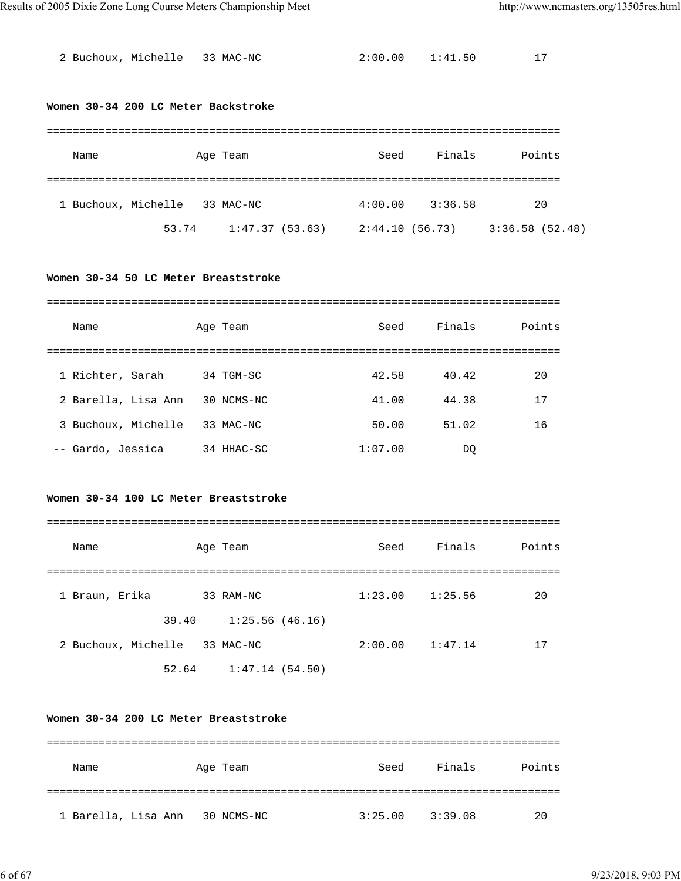| | Name | Age | Team | Seed | Finals | Points |
|---|---|---|---|---|---|---|
| 2 | Buchoux, Michelle | 33 | MAC-NC | 2:00.00 | 1:41.50 | 17 |

**Women 30-34 200 LC Meter Backstroke**

| | Name | Age | Team | Seed | Finals | Points |
|---|---|---|---|---|---|---|
| 1 | Buchoux, Michelle | 33 | MAC-NC | 4:00.00 | 3:36.58 | 20 |
| | 53.74 | 1:47.37 (53.63) | 2:44.10 (56.73) | 3:36.58 (52.48) | | |

**Women 30-34 50 LC Meter Breaststroke**

| | Name | Age | Team | Seed | Finals | Points |
|---|---|---|---|---|---|---|
| 1 | Richter, Sarah | 34 | TGM-SC | 42.58 | 40.42 | 20 |
| 2 | Barella, Lisa Ann | 30 | NCMS-NC | 41.00 | 44.38 | 17 |
| 3 | Buchoux, Michelle | 33 | MAC-NC | 50.00 | 51.02 | 16 |
| -- | Gardo, Jessica | 34 | HHAC-SC | 1:07.00 | DQ | |

**Women 30-34 100 LC Meter Breaststroke**

| | Name | Age | Team | Seed | Finals | Points |
|---|---|---|---|---|---|---|
| 1 | Braun, Erika | 33 | RAM-NC | 1:23.00 | 1:25.56 | 20 |
| | 39.40 | 1:25.56 (46.16) | | | | |
| 2 | Buchoux, Michelle | 33 | MAC-NC | 2:00.00 | 1:47.14 | 17 |
| | 52.64 | 1:47.14 (54.50) | | | | |

**Women 30-34 200 LC Meter Breaststroke**

| | Name | Age | Team | Seed | Finals | Points |
|---|---|---|---|---|---|---|
| 1 | Barella, Lisa Ann | 30 | NCMS-NC | 3:25.00 | 3:39.08 | 20 |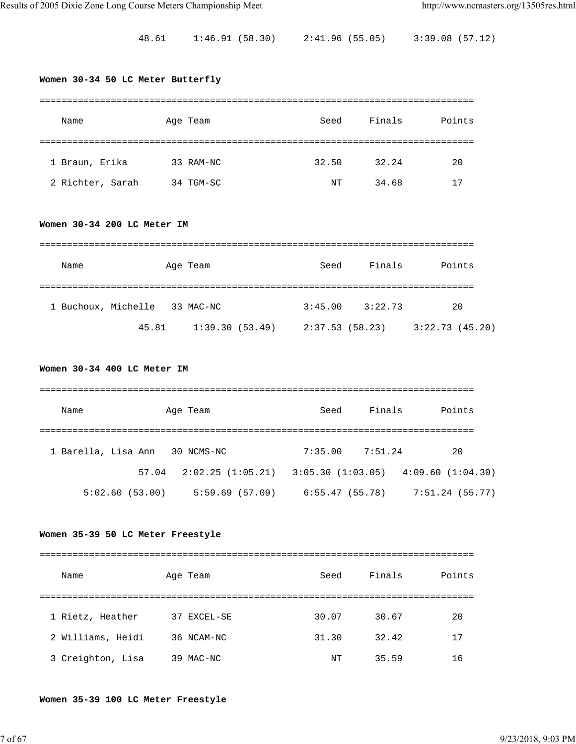48.61     1:46.91 (58.30)     2:41.96 (55.05)     3:39.08 (57.12)

**Women 30-34 50 LC Meter Butterfly**

| | Name | Age | Team | Seed | Finals | Points |
|---|---|---|---|---|---|---|
| 1 | Braun, Erika | 33 | RAM-NC | 32.50 | 32.24 | 20 |
| 2 | Richter, Sarah | 34 | TGM-SC | NT | 34.68 | 17 |

**Women 30-34 200 LC Meter IM**

| | Name | Age | Team | Seed | Finals | Points |
|---|---|---|---|---|---|---|
| 1 | Buchoux, Michelle | 33 | MAC-NC | 3:45.00 | 3:22.73 | 20 |

45.81     1:39.30 (53.49)     2:37.53 (58.23)     3:22.73 (45.20)

**Women 30-34 400 LC Meter IM**

| | Name | Age | Team | Seed | Finals | Points |
|---|---|---|---|---|---|---|
| 1 | Barella, Lisa Ann | 30 | NCMS-NC | 7:35.00 | 7:51.24 | 20 |

57.04   2:02.25 (1:05.21)   3:05.30 (1:03.05)   4:09.60 (1:04.30)
5:02.60 (53.00)     5:59.69 (57.09)     6:55.47 (55.78)     7:51.24 (55.77)

**Women 35-39 50 LC Meter Freestyle**

| | Name | Age | Team | Seed | Finals | Points |
|---|---|---|---|---|---|---|
| 1 | Rietz, Heather | 37 | EXCEL-SE | 30.07 | 30.67 | 20 |
| 2 | Williams, Heidi | 36 | NCAM-NC | 31.30 | 32.42 | 17 |
| 3 | Creighton, Lisa | 39 | MAC-NC | NT | 35.59 | 16 |

**Women 35-39 100 LC Meter Freestyle**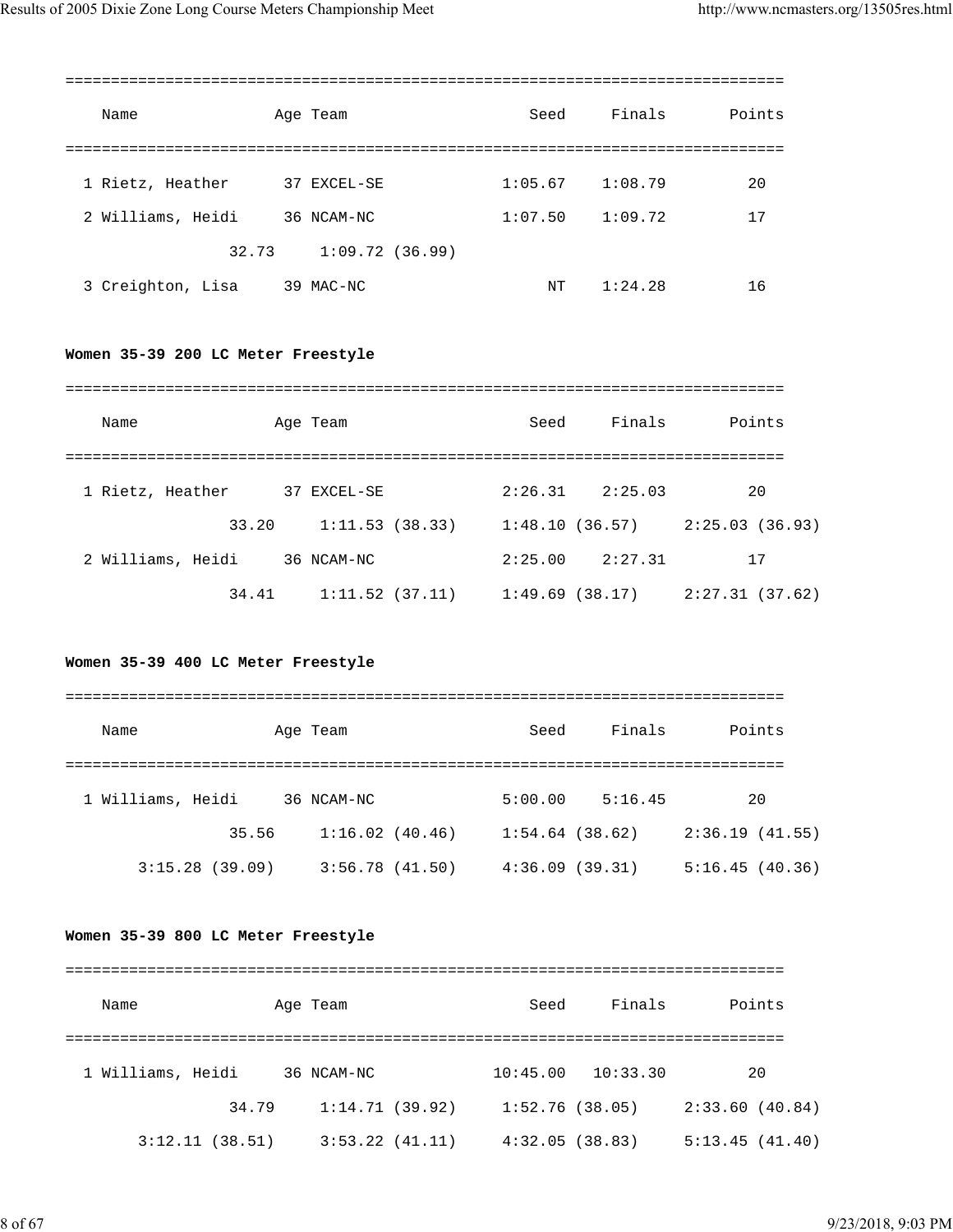| Name | Age | Team | Seed | Finals | Points |
|---|---|---|---|---|---|
| 1 Rietz, Heather | 37 | EXCEL-SE | 1:05.67 | 1:08.79 | 20 |
| 2 Williams, Heidi | 36 | NCAM-NC | 1:07.50 | 1:09.72 | 17 |
| 32.73 | | 1:09.72 (36.99) | | | |
| 3 Creighton, Lisa | 39 | MAC-NC | NT | 1:24.28 | 16 |

**Women 35-39 200 LC Meter Freestyle**

| Name | Age | Team | Seed | Finals | Points |
|---|---|---|---|---|---|
| 1 Rietz, Heather | 37 | EXCEL-SE | 2:26.31 | 2:25.03 | 20 |
| 33.20 | | 1:11.53 (38.33) | 1:48.10 (36.57) | 2:25.03 (36.93) | |
| 2 Williams, Heidi | 36 | NCAM-NC | 2:25.00 | 2:27.31 | 17 |
| 34.41 | | 1:11.52 (37.11) | 1:49.69 (38.17) | 2:27.31 (37.62) | |

**Women 35-39 400 LC Meter Freestyle**

| Name | Age | Team | Seed | Finals | Points |
|---|---|---|---|---|---|
| 1 Williams, Heidi | 36 | NCAM-NC | 5:00.00 | 5:16.45 | 20 |
| 35.56 | | 1:16.02 (40.46) | 1:54.64 (38.62) | 2:36.19 (41.55) | |
| 3:15.28 (39.09) | | 3:56.78 (41.50) | 4:36.09 (39.31) | 5:16.45 (40.36) | |

**Women 35-39 800 LC Meter Freestyle**

| Name | Age | Team | Seed | Finals | Points |
|---|---|---|---|---|---|
| 1 Williams, Heidi | 36 | NCAM-NC | 10:45.00 | 10:33.30 | 20 |
| 34.79 | | 1:14.71 (39.92) | 1:52.76 (38.05) | 2:33.60 (40.84) | |
| 3:12.11 (38.51) | | 3:53.22 (41.11) | 4:32.05 (38.83) | 5:13.45 (41.40) | |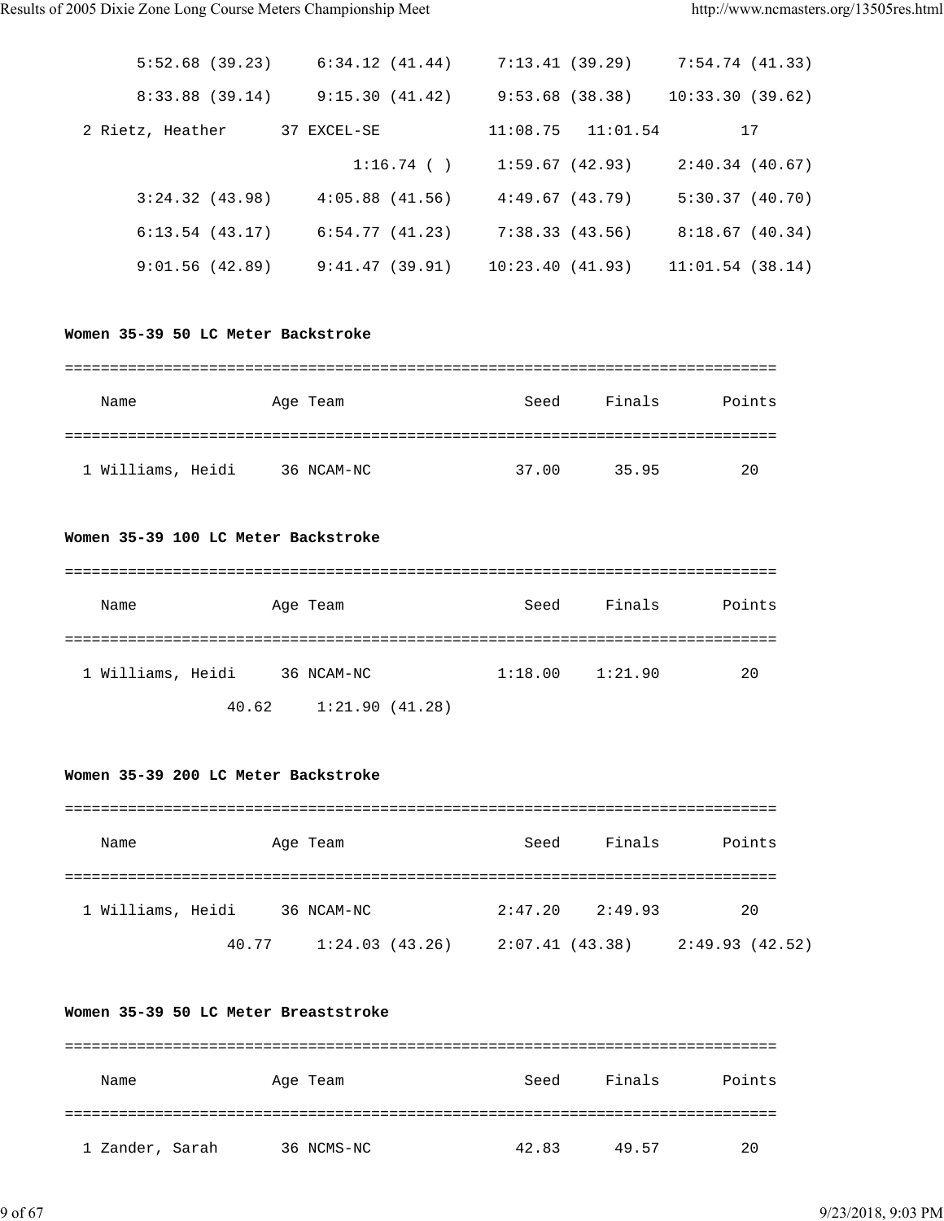```
        5:52.68 (39.23)     6:34.12 (41.44)     7:13.41 (39.29)     7:54.74 (41.33)
        8:33.88 (39.14)     9:15.30 (41.42)     9:53.68 (38.38)    10:33.30 (39.62)
  2 Rietz, Heather      37 EXCEL-SE           11:08.75   11:01.54         17
                                1:16.74 ( )     1:59.67 (42.93)     2:40.34 (40.67)
        3:24.32 (43.98)     4:05.88 (41.56)     4:49.67 (43.79)     5:30.37 (40.70)
        6:13.54 (43.17)     6:54.77 (41.23)     7:38.33 (43.56)     8:18.67 (40.34)
        9:01.56 (42.89)     9:41.47 (39.91)    10:23.40 (41.93)    11:01.54 (38.14)
```

**Women 35-39 50 LC Meter Backstroke**

```
===============================================================================
    Name              Age Team                    Seed     Finals       Points
===============================================================================
  1 Williams, Heidi     36 NCAM-NC               37.00      35.95         20
```

**Women 35-39 100 LC Meter Backstroke**

```
===============================================================================
    Name              Age Team                    Seed     Finals       Points
===============================================================================
  1 Williams, Heidi     36 NCAM-NC             1:18.00    1:21.90         20
                  40.62     1:21.90 (41.28)
```

**Women 35-39 200 LC Meter Backstroke**

```
===============================================================================
    Name              Age Team                    Seed     Finals       Points
===============================================================================
  1 Williams, Heidi     36 NCAM-NC             2:47.20    2:49.93         20
                  40.77     1:24.03 (43.26)     2:07.41 (43.38)     2:49.93 (42.52)
```

**Women 35-39 50 LC Meter Breaststroke**

```
===============================================================================
    Name              Age Team                    Seed     Finals       Points
===============================================================================
  1 Zander, Sarah       36 NCMS-NC               42.83      49.57         20
```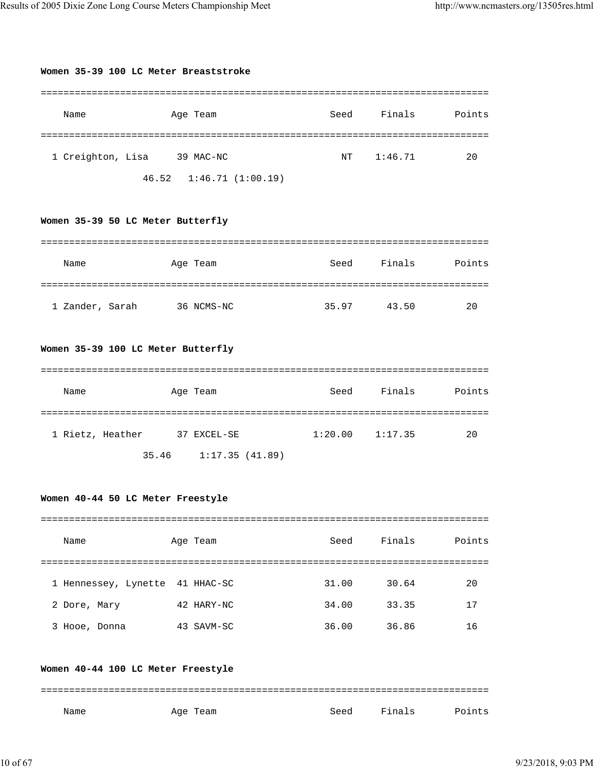**Women 35-39 100 LC Meter Breaststroke**

| | Name | Age | Team | Seed | Finals | Points |
|---|---|---|---|---|---|---|
| 1 | Creighton, Lisa | 39 | MAC-NC | NT | 1:46.71 | 20 |

46.52 1:46.71 (1:00.19)

**Women 35-39 50 LC Meter Butterfly**

| | Name | Age | Team | Seed | Finals | Points |
|---|---|---|---|---|---|---|
| 1 | Zander, Sarah | 36 | NCMS-NC | 35.97 | 43.50 | 20 |

**Women 35-39 100 LC Meter Butterfly**

| | Name | Age | Team | Seed | Finals | Points |
|---|---|---|---|---|---|---|
| 1 | Rietz, Heather | 37 | EXCEL-SE | 1:20.00 | 1:17.35 | 20 |

35.46 1:17.35 (41.89)

**Women 40-44 50 LC Meter Freestyle**

| | Name | Age | Team | Seed | Finals | Points |
|---|---|---|---|---|---|---|
| 1 | Hennessey, Lynette | 41 | HHAC-SC | 31.00 | 30.64 | 20 |
| 2 | Dore, Mary | 42 | HARY-NC | 34.00 | 33.35 | 17 |
| 3 | Hooe, Donna | 43 | SAVM-SC | 36.00 | 36.86 | 16 |

**Women 40-44 100 LC Meter Freestyle**

| | Name | Age | Team | Seed | Finals | Points |
|---|---|---|---|---|---|---|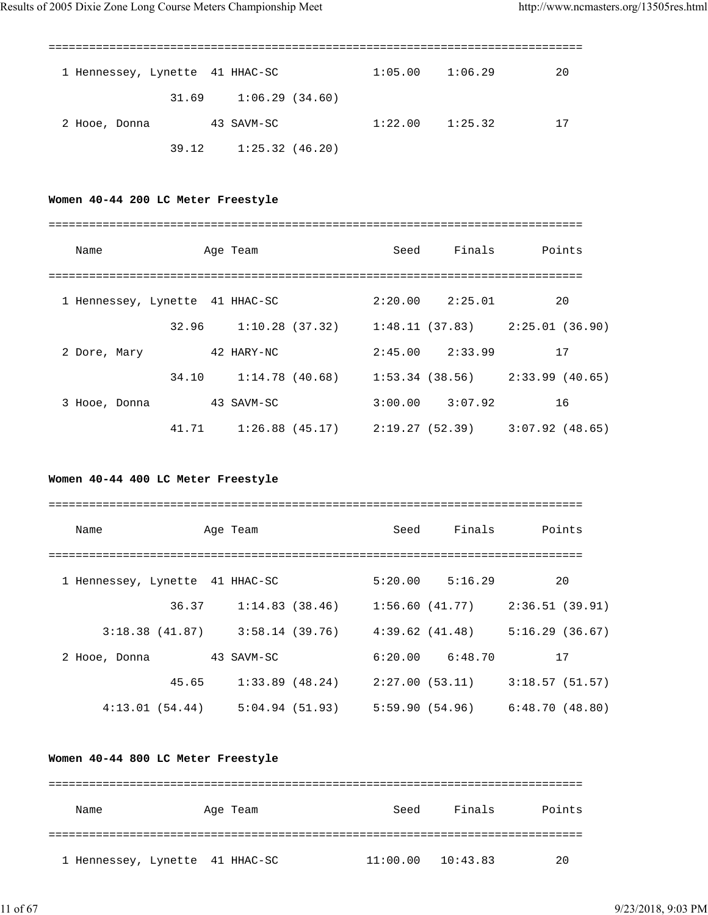```
===============================================================================
  1 Hennessey, Lynette  41 HHAC-SC             1:05.00    1:06.29         20
               31.69     1:06.29 (34.60)
  2 Hooe, Donna         43 SAVM-SC             1:22.00    1:25.32         17
               39.12     1:25.32 (46.20)
```

**Women 40-44 200 LC Meter Freestyle**

```
===============================================================================
    Name               Age Team                   Seed     Finals       Points
===============================================================================
  1 Hennessey, Lynette  41 HHAC-SC             2:20.00    2:25.01         20
               32.96     1:10.28 (37.32)     1:48.11 (37.83)     2:25.01 (36.90)
  2 Dore, Mary          42 HARY-NC             2:45.00    2:33.99         17
               34.10     1:14.78 (40.68)     1:53.34 (38.56)     2:33.99 (40.65)
  3 Hooe, Donna         43 SAVM-SC             3:00.00    3:07.92         16
               41.71     1:26.88 (45.17)     2:19.27 (52.39)     3:07.92 (48.65)
```

**Women 40-44 400 LC Meter Freestyle**

```
===============================================================================
    Name               Age Team                   Seed     Finals       Points
===============================================================================
  1 Hennessey, Lynette  41 HHAC-SC             5:20.00    5:16.29         20
               36.37     1:14.83 (38.46)     1:56.60 (41.77)     2:36.51 (39.91)
       3:18.38 (41.87)     3:58.14 (39.76)     4:39.62 (41.48)     5:16.29 (36.67)
  2 Hooe, Donna         43 SAVM-SC             6:20.00    6:48.70         17
               45.65     1:33.89 (48.24)     2:27.00 (53.11)     3:18.57 (51.57)
       4:13.01 (54.44)     5:04.94 (51.93)     5:59.90 (54.96)     6:48.70 (48.80)
```

**Women 40-44 800 LC Meter Freestyle**

```
===============================================================================
    Name               Age Team                   Seed     Finals       Points
===============================================================================
  1 Hennessey, Lynette  41 HHAC-SC            11:00.00   10:43.83         20
```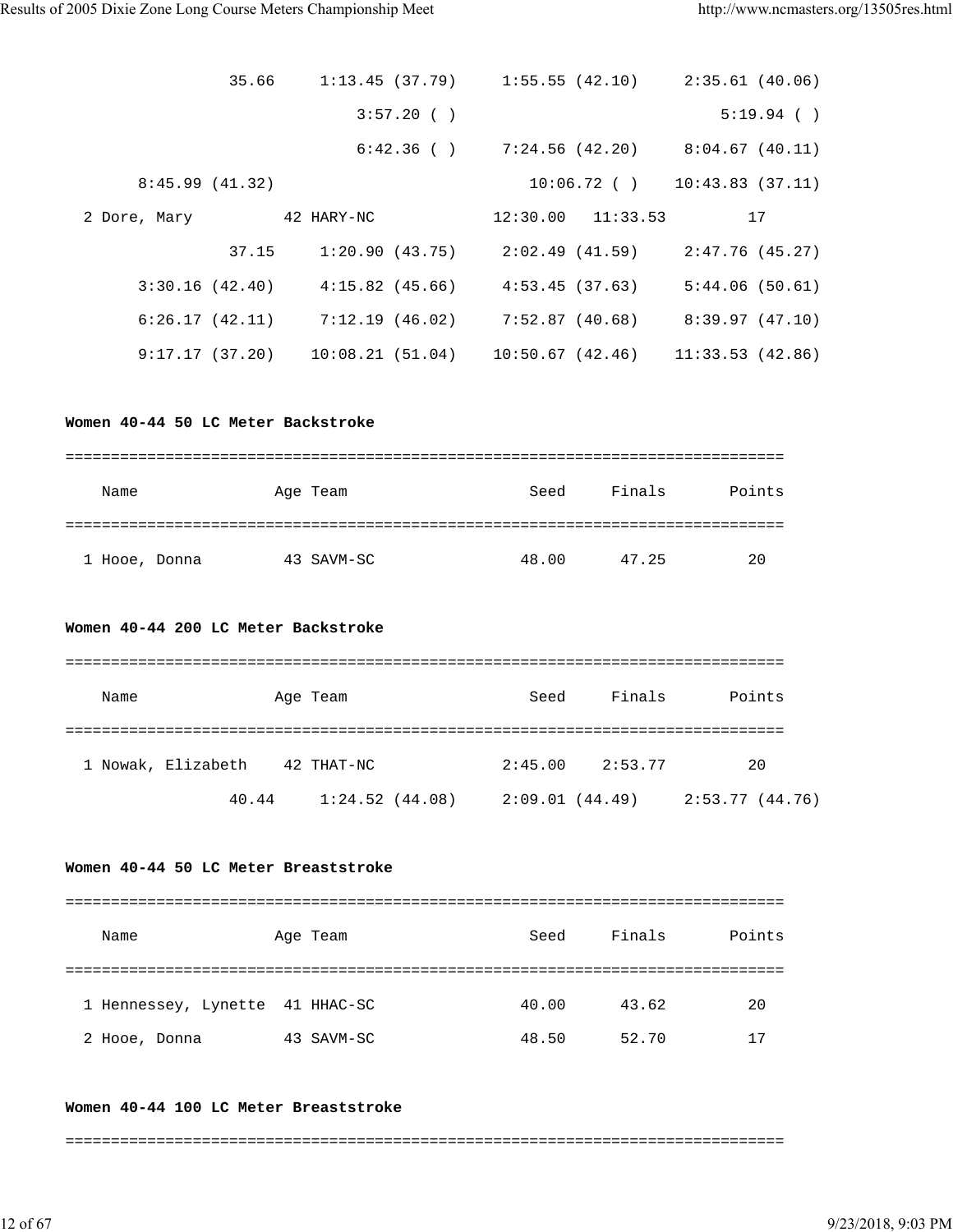```
             35.66     1:13.45 (37.79)     1:55.55 (42.10)     2:35.61 (40.06)
                          3:57.20 ( )                              5:19.94 ( )
                          6:42.36 ( )     7:24.56 (42.20)     8:04.67 (40.11)
       8:45.99 (41.32)                       10:06.72 ( )    10:43.83 (37.11)
  2 Dore, Mary          42 HARY-NC            12:30.00   11:33.53         17
             37.15     1:20.90 (43.75)     2:02.49 (41.59)     2:47.76 (45.27)
       3:30.16 (42.40)     4:15.82 (45.66)     4:53.45 (37.63)     5:44.06 (50.61)
       6:26.17 (42.11)     7:12.19 (46.02)     7:52.87 (40.68)     8:39.97 (47.10)
       9:17.17 (37.20)    10:08.21 (51.04)    10:50.67 (42.46)    11:33.53 (42.86)
```

**Women 40-44 50 LC Meter Backstroke**

```
===============================================================================
    Name              Age Team                    Seed     Finals       Points
===============================================================================
  1 Hooe, Donna         43 SAVM-SC               48.00      47.25         20
```

**Women 40-44 200 LC Meter Backstroke**

```
===============================================================================
    Name              Age Team                    Seed     Finals       Points
===============================================================================
  1 Nowak, Elizabeth    42 THAT-NC             2:45.00    2:53.77         20
             40.44     1:24.52 (44.08)     2:09.01 (44.49)     2:53.77 (44.76)
```

**Women 40-44 50 LC Meter Breaststroke**

```
===============================================================================
    Name              Age Team                    Seed     Finals       Points
===============================================================================
  1 Hennessey, Lynette  41 HHAC-SC               40.00      43.62         20
  2 Hooe, Donna         43 SAVM-SC               48.50      52.70         17
```

**Women 40-44 100 LC Meter Breaststroke**

```
===============================================================================
```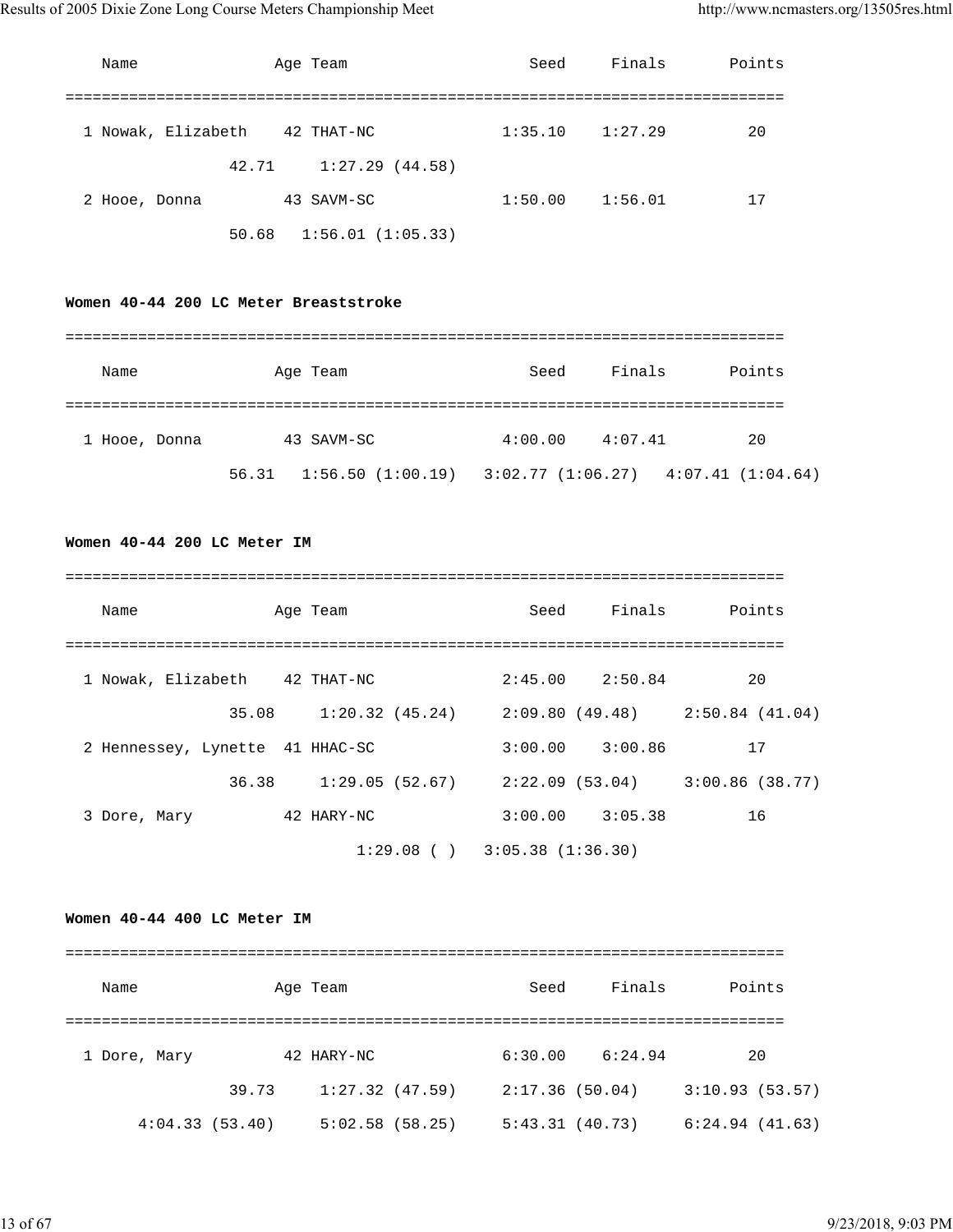| Name | Age | Team | Seed | Finals | Points |
|---|---|---|---|---|---|
| 1 Nowak, Elizabeth | 42 | THAT-NC | 1:35.10 | 1:27.29 | 20 |
| 42.71 1:27.29 (44.58) | | | | | |
| 2 Hooe, Donna | 43 | SAVM-SC | 1:50.00 | 1:56.01 | 17 |
| 50.68 1:56.01 (1:05.33) | | | | | |

**Women 40-44 200 LC Meter Breaststroke**

| Name | Age | Team | Seed | Finals | Points |
|---|---|---|---|---|---|
| 1 Hooe, Donna | 43 | SAVM-SC | 4:00.00 | 4:07.41 | 20 |
| 56.31 1:56.50 (1:00.19) 3:02.77 (1:06.27) 4:07.41 (1:04.64) | | | | | |

**Women 40-44 200 LC Meter IM**

| Name | Age | Team | Seed | Finals | Points |
|---|---|---|---|---|---|
| 1 Nowak, Elizabeth | 42 | THAT-NC | 2:45.00 | 2:50.84 | 20 |
| 35.08 1:20.32 (45.24) 2:09.80 (49.48) 2:50.84 (41.04) | | | | | |
| 2 Hennessey, Lynette | 41 | HHAC-SC | 3:00.00 | 3:00.86 | 17 |
| 36.38 1:29.05 (52.67) 2:22.09 (53.04) 3:00.86 (38.77) | | | | | |
| 3 Dore, Mary | 42 | HARY-NC | 3:00.00 | 3:05.38 | 16 |
| 1:29.08 ( ) 3:05.38 (1:36.30) | | | | | |

**Women 40-44 400 LC Meter IM**

| Name | Age | Team | Seed | Finals | Points |
|---|---|---|---|---|---|
| 1 Dore, Mary | 42 | HARY-NC | 6:30.00 | 6:24.94 | 20 |
| 39.73 1:27.32 (47.59) 2:17.36 (50.04) 3:10.93 (53.57) | | | | | |
| 4:04.33 (53.40) 5:02.58 (58.25) 5:43.31 (40.73) 6:24.94 (41.63) | | | | | |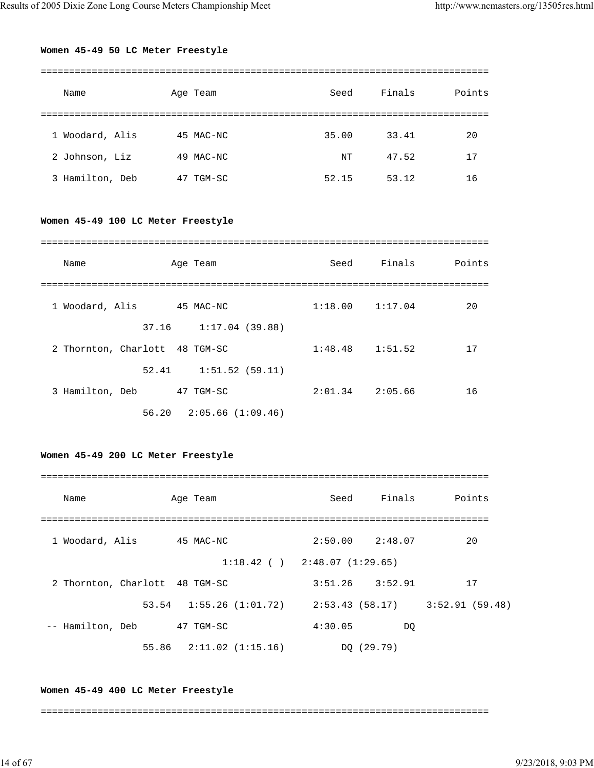**Women 45-49 50 LC Meter Freestyle**

| | Name | Age | Team | Seed | Finals | Points |
|---|---|---|---|---|---|---|
| 1 | Woodard, Alis | 45 | MAC-NC | 35.00 | 33.41 | 20 |
| 2 | Johnson, Liz | 49 | MAC-NC | NT | 47.52 | 17 |
| 3 | Hamilton, Deb | 47 | TGM-SC | 52.15 | 53.12 | 16 |

**Women 45-49 100 LC Meter Freestyle**

| | Name | Age | Team | Seed | Finals | Points |
|---|---|---|---|---|---|---|
| 1 | Woodard, Alis | 45 | MAC-NC | 1:18.00 | 1:17.04 | 20 |
| | 37.16 1:17.04 (39.88) | | | | | |
| 2 | Thornton, Charlott | 48 | TGM-SC | 1:48.48 | 1:51.52 | 17 |
| | 52.41 1:51.52 (59.11) | | | | | |
| 3 | Hamilton, Deb | 47 | TGM-SC | 2:01.34 | 2:05.66 | 16 |
| | 56.20 2:05.66 (1:09.46) | | | | | |

**Women 45-49 200 LC Meter Freestyle**

| | Name | Age | Team | Seed | Finals | Points |
|---|---|---|---|---|---|---|
| 1 | Woodard, Alis | 45 | MAC-NC | 2:50.00 | 2:48.07 | 20 |
| | 1:18.42 ( ) 2:48.07 (1:29.65) | | | | | |
| 2 | Thornton, Charlott | 48 | TGM-SC | 3:51.26 | 3:52.91 | 17 |
| | 53.54 1:55.26 (1:01.72) 2:53.43 (58.17) 3:52.91 (59.48) | | | | | |
| -- | Hamilton, Deb | 47 | TGM-SC | 4:30.05 | DQ | |
| | 55.86 2:11.02 (1:15.16) DQ (29.79) | | | | | |

**Women 45-49 400 LC Meter Freestyle**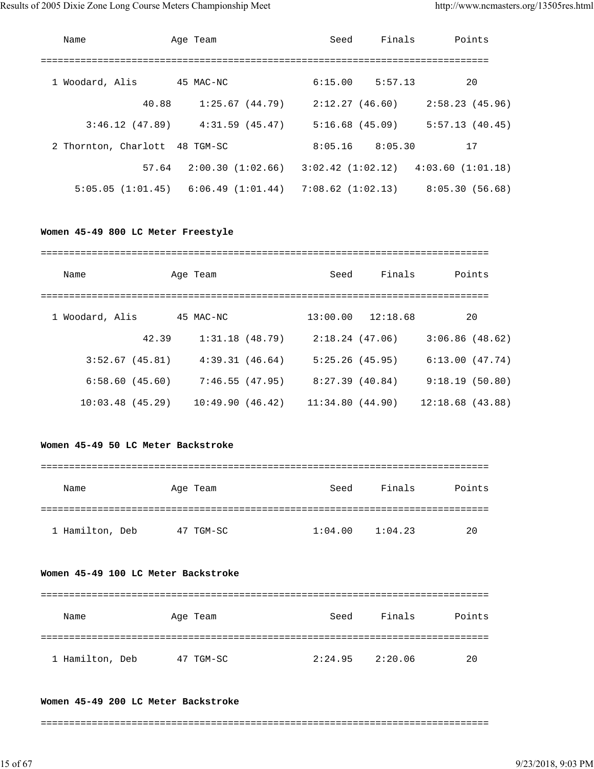```
    Name               Age Team                 Seed     Finals       Points
===============================================================================
  1 Woodard, Alis       45 MAC-NC              6:15.00    5:57.13         20
               40.88     1:25.67 (44.79)     2:12.27 (46.60)     2:58.23 (45.96)
       3:46.12 (47.89)     4:31.59 (45.47)     5:16.68 (45.09)     5:57.13 (40.45)
  2 Thornton, Charlott  48 TGM-SC              8:05.16    8:05.30         17
               57.64   2:00.30 (1:02.66)   3:02.42 (1:02.12)   4:03.60 (1:01.18)
     5:05.05 (1:01.45)   6:06.49 (1:01.44)   7:08.62 (1:02.13)     8:05.30 (56.68)
```

**Women 45-49 800 LC Meter Freestyle**

```
===============================================================================
    Name               Age Team                 Seed     Finals       Points
===============================================================================
  1 Woodard, Alis       45 MAC-NC             13:00.00   12:18.68         20
               42.39     1:31.18 (48.79)     2:18.24 (47.06)     3:06.86 (48.62)
       3:52.67 (45.81)     4:39.31 (46.64)     5:25.26 (45.95)     6:13.00 (47.74)
       6:58.60 (45.60)     7:46.55 (47.95)     8:27.39 (40.84)     9:18.19 (50.80)
      10:03.48 (45.29)    10:49.90 (46.42)    11:34.80 (44.90)    12:18.68 (43.88)
```

**Women 45-49 50 LC Meter Backstroke**

```
===============================================================================
    Name               Age Team                 Seed     Finals       Points
===============================================================================
  1 Hamilton, Deb       47 TGM-SC              1:04.00    1:04.23         20
```

**Women 45-49 100 LC Meter Backstroke**

```
===============================================================================
    Name               Age Team                 Seed     Finals       Points
===============================================================================
  1 Hamilton, Deb       47 TGM-SC              2:24.95    2:20.06         20
```

**Women 45-49 200 LC Meter Backstroke**

```
===============================================================================
```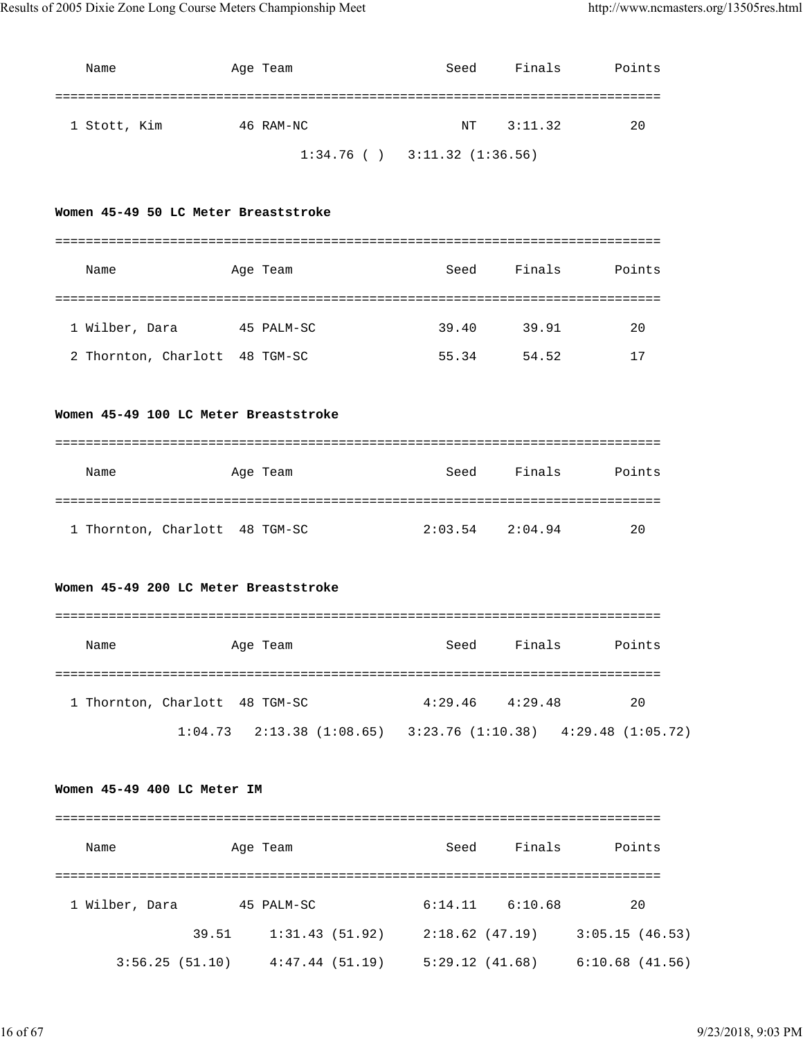| Name | Age | Team | Seed | Finals | Points |
|---|---|---|---|---|---|
| 1 Stott, Kim | 46 | RAM-NC | NT | 3:11.32 | 20 |

1:34.76 ( )    3:11.32 (1:36.56)

**Women 45-49 50 LC Meter Breaststroke**

| Name | Age | Team | Seed | Finals | Points |
|---|---|---|---|---|---|
| 1 Wilber, Dara | 45 | PALM-SC | 39.40 | 39.91 | 20 |
| 2 Thornton, Charlott | 48 | TGM-SC | 55.34 | 54.52 | 17 |

**Women 45-49 100 LC Meter Breaststroke**

| Name | Age | Team | Seed | Finals | Points |
|---|---|---|---|---|---|
| 1 Thornton, Charlott | 48 | TGM-SC | 2:03.54 | 2:04.94 | 20 |

**Women 45-49 200 LC Meter Breaststroke**

| Name | Age | Team | Seed | Finals | Points |
|---|---|---|---|---|---|
| 1 Thornton, Charlott | 48 | TGM-SC | 4:29.46 | 4:29.48 | 20 |

1:04.73    2:13.38 (1:08.65)    3:23.76 (1:10.38)    4:29.48 (1:05.72)

**Women 45-49 400 LC Meter IM**

| Name | Age | Team | Seed | Finals | Points |
|---|---|---|---|---|---|
| 1 Wilber, Dara | 45 | PALM-SC | 6:14.11 | 6:10.68 | 20 |

39.51    1:31.43 (51.92)    2:18.62 (47.19)    3:05.15 (46.53)

3:56.25 (51.10)    4:47.44 (51.19)    5:29.12 (41.68)    6:10.68 (41.56)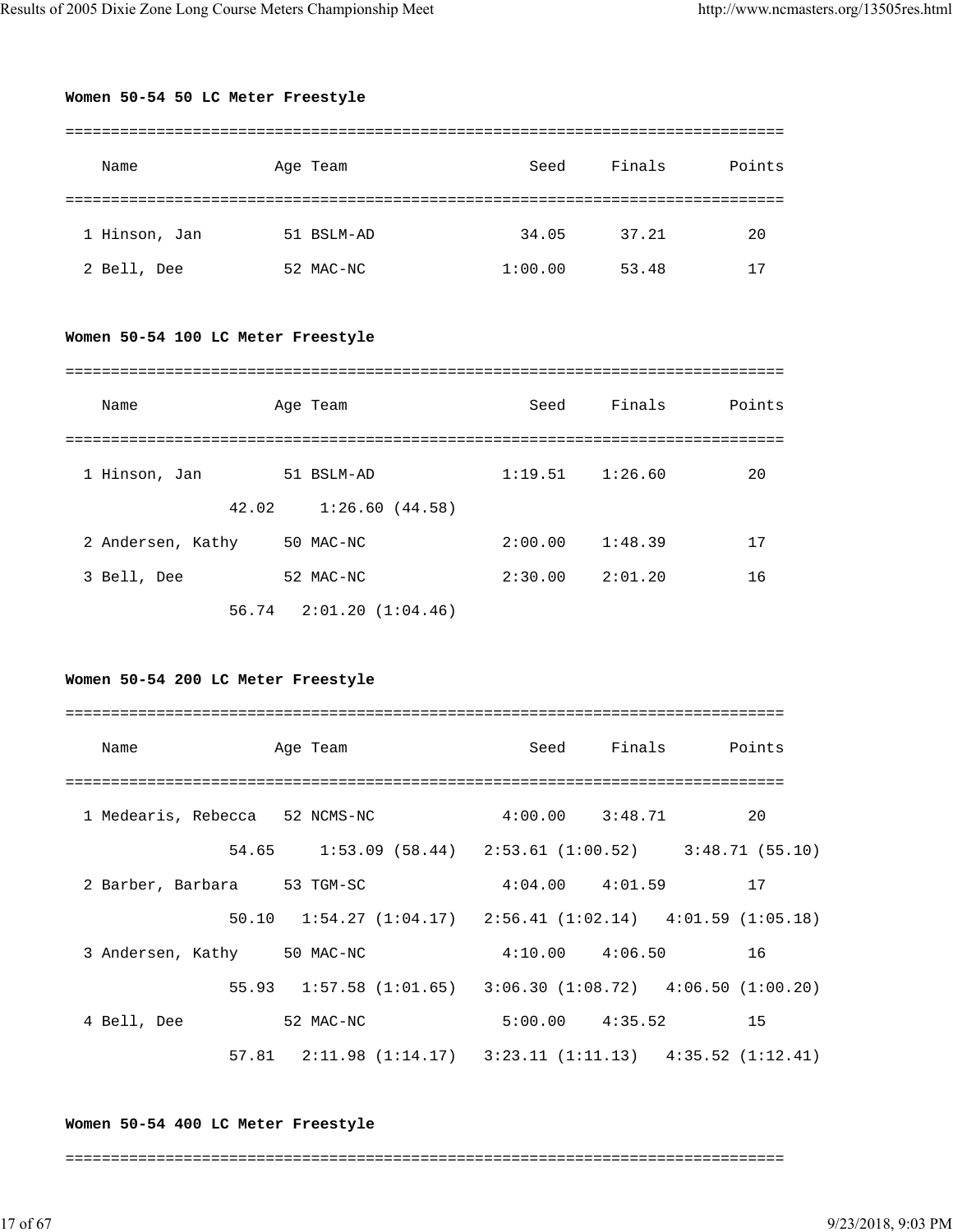**Women 50-54 50 LC Meter Freestyle**

| | Name | Age | Team | Seed | Finals | Points |
|---|---|---|---|---|---|---|
| 1 | Hinson, Jan | 51 | BSLM-AD | 34.05 | 37.21 | 20 |
| 2 | Bell, Dee | 52 | MAC-NC | 1:00.00 | 53.48 | 17 |

**Women 50-54 100 LC Meter Freestyle**

| | Name | Age | Team | Seed | Finals | Points |
|---|---|---|---|---|---|---|
| 1 | Hinson, Jan | 51 | BSLM-AD | 1:19.51 | 1:26.60 | 20 |
| | 42.02 | | 1:26.60 (44.58) | | | |
| 2 | Andersen, Kathy | 50 | MAC-NC | 2:00.00 | 1:48.39 | 17 |
| 3 | Bell, Dee | 52 | MAC-NC | 2:30.00 | 2:01.20 | 16 |
| | 56.74 | | 2:01.20 (1:04.46) | | | |

**Women 50-54 200 LC Meter Freestyle**

| | Name | Age | Team | Seed | Finals | Points |
|---|---|---|---|---|---|---|
| 1 | Medearis, Rebecca | 52 | NCMS-NC | 4:00.00 | 3:48.71 | 20 |
| | 54.65 | | 1:53.09 (58.44) | 2:53.61 (1:00.52) | | 3:48.71 (55.10) |
| 2 | Barber, Barbara | 53 | TGM-SC | 4:04.00 | 4:01.59 | 17 |
| | 50.10 | | 1:54.27 (1:04.17) | 2:56.41 (1:02.14) | | 4:01.59 (1:05.18) |
| 3 | Andersen, Kathy | 50 | MAC-NC | 4:10.00 | 4:06.50 | 16 |
| | 55.93 | | 1:57.58 (1:01.65) | 3:06.30 (1:08.72) | | 4:06.50 (1:00.20) |
| 4 | Bell, Dee | 52 | MAC-NC | 5:00.00 | 4:35.52 | 15 |
| | 57.81 | | 2:11.98 (1:14.17) | 3:23.11 (1:11.13) | | 4:35.52 (1:12.41) |

**Women 50-54 400 LC Meter Freestyle**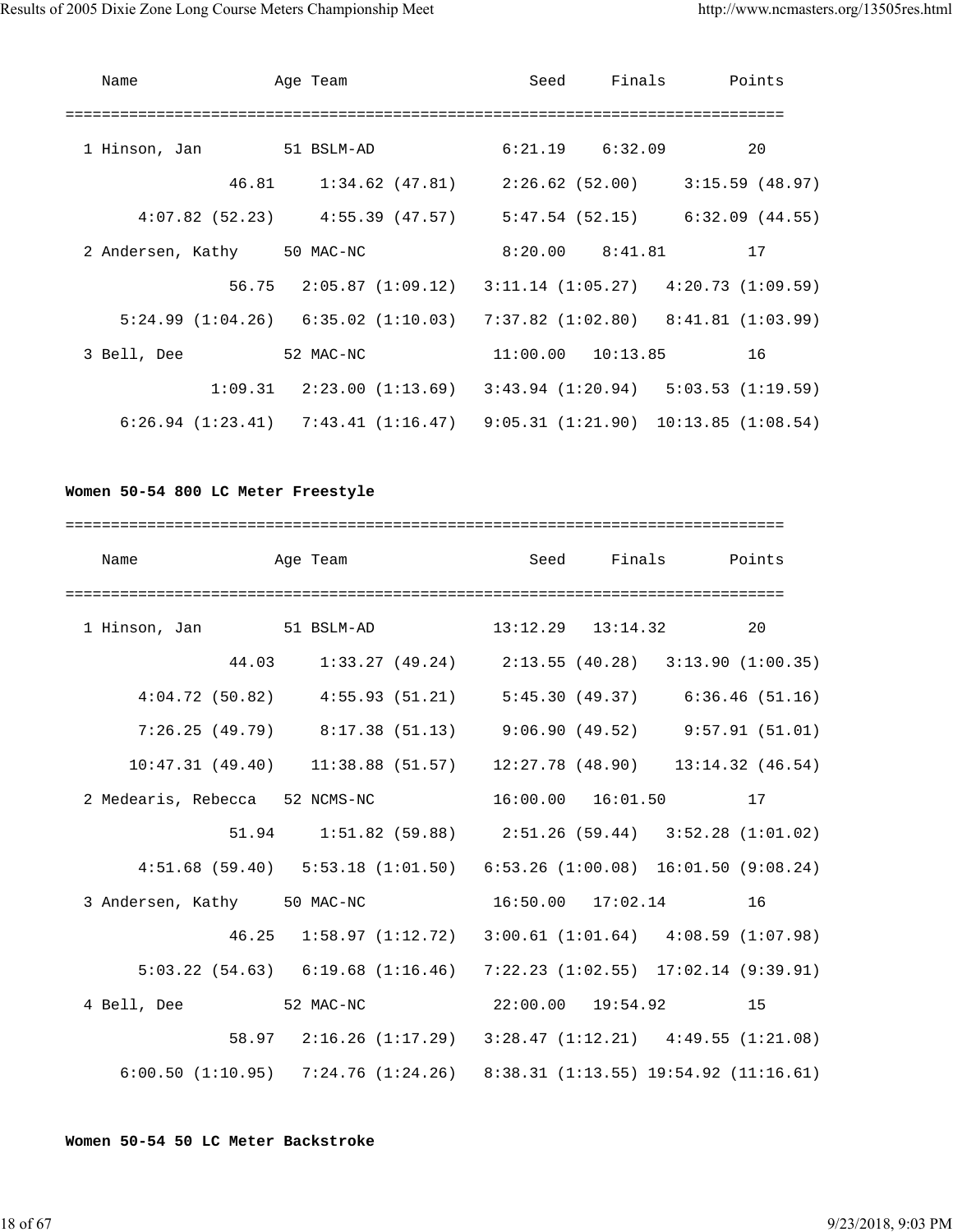```
   Name               Age Team                  Seed     Finals       Points
===============================================================================
  1 Hinson, Jan         51 BSLM-AD             6:21.19    6:32.09         20
              46.81     1:34.62 (47.81)     2:26.62 (52.00)     3:15.59 (48.97)
      4:07.82 (52.23)    4:55.39 (47.57)     5:47.54 (52.15)     6:32.09 (44.55)
  2 Andersen, Kathy     50 MAC-NC              8:20.00    8:41.81         17
              56.75   2:05.87 (1:09.12)   3:11.14 (1:05.27)   4:20.73 (1:09.59)
    5:24.99 (1:04.26)   6:35.02 (1:10.03)   7:37.82 (1:02.80)   8:41.81 (1:03.99)
  3 Bell, Dee           52 MAC-NC             11:00.00   10:13.85         16
            1:09.31   2:23.00 (1:13.69)   3:43.94 (1:20.94)   5:03.53 (1:19.59)
    6:26.94 (1:23.41)   7:43.41 (1:16.47)   9:05.31 (1:21.90)  10:13.85 (1:08.54)
```

**Women 50-54 800 LC Meter Freestyle**

```
===============================================================================
   Name               Age Team                  Seed     Finals       Points
===============================================================================
  1 Hinson, Jan         51 BSLM-AD            13:12.29   13:14.32         20
              44.03     1:33.27 (49.24)     2:13.55 (40.28)   3:13.90 (1:00.35)
      4:04.72 (50.82)    4:55.93 (51.21)     5:45.30 (49.37)     6:36.46 (51.16)
      7:26.25 (49.79)    8:17.38 (51.13)     9:06.90 (49.52)     9:57.91 (51.01)
     10:47.31 (49.40)   11:38.88 (51.57)    12:27.78 (48.90)    13:14.32 (46.54)
  2 Medearis, Rebecca   52 NCMS-NC            16:00.00   16:01.50         17
              51.94     1:51.82 (59.88)     2:51.26 (59.44)   3:52.28 (1:01.02)
      4:51.68 (59.40)   5:53.18 (1:01.50)   6:53.26 (1:00.08)  16:01.50 (9:08.24)
  3 Andersen, Kathy     50 MAC-NC             16:50.00   17:02.14         16
              46.25   1:58.97 (1:12.72)   3:00.61 (1:01.64)   4:08.59 (1:07.98)
      5:03.22 (54.63)   6:19.68 (1:16.46)   7:22.23 (1:02.55)  17:02.14 (9:39.91)
  4 Bell, Dee           52 MAC-NC             22:00.00   19:54.92         15
              58.97   2:16.26 (1:17.29)   3:28.47 (1:12.21)   4:49.55 (1:21.08)
    6:00.50 (1:10.95)   7:24.76 (1:24.26)   8:38.31 (1:13.55) 19:54.92 (11:16.61)
```

**Women 50-54 50 LC Meter Backstroke**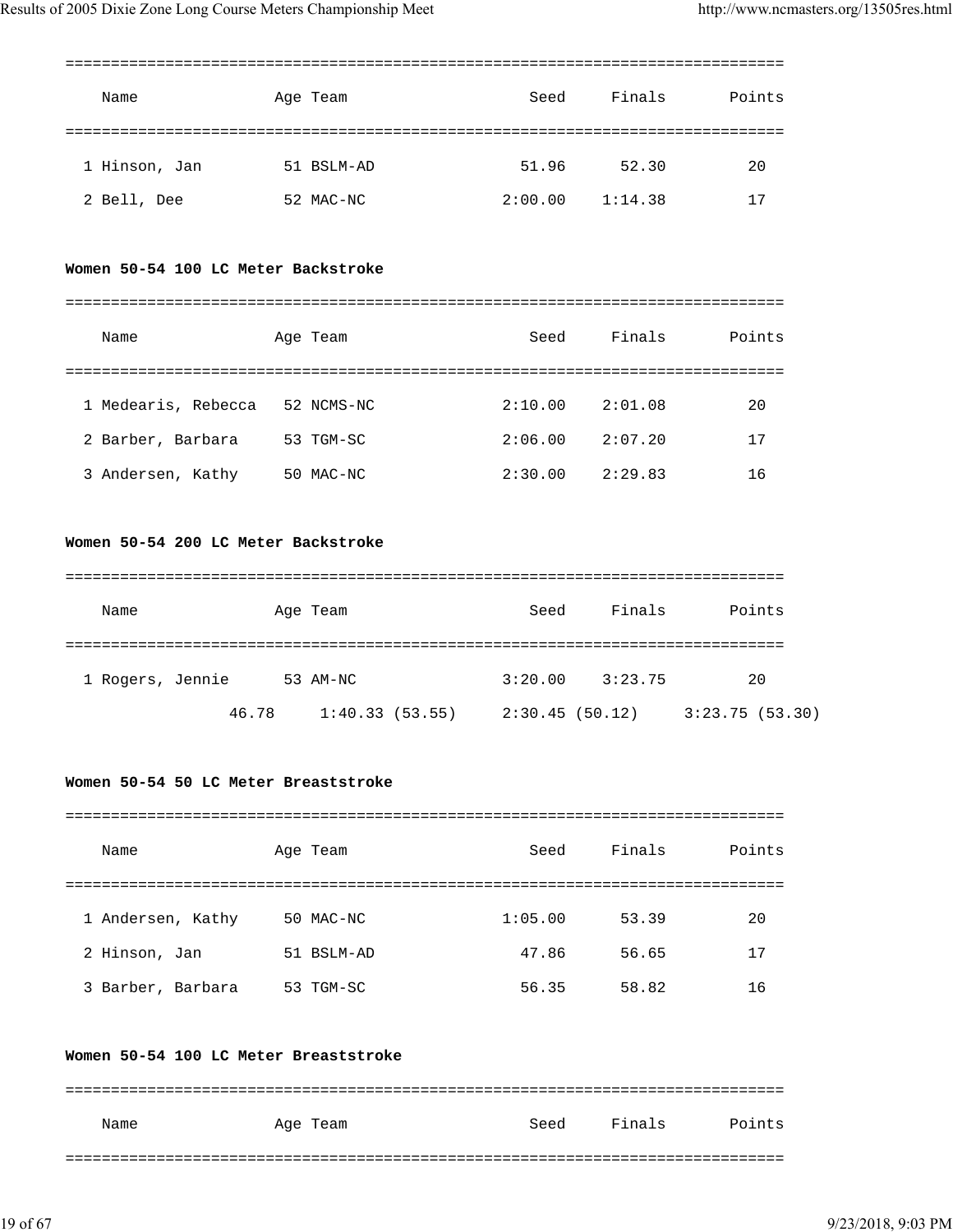| Name | Age | Team | Seed | Finals | Points |
|---|---|---|---|---|---|
| 1 Hinson, Jan | 51 | BSLM-AD | 51.96 | 52.30 | 20 |
| 2 Bell, Dee | 52 | MAC-NC | 2:00.00 | 1:14.38 | 17 |

**Women 50-54 100 LC Meter Backstroke**

| Name | Age | Team | Seed | Finals | Points |
|---|---|---|---|---|---|
| 1 Medearis, Rebecca | 52 | NCMS-NC | 2:10.00 | 2:01.08 | 20 |
| 2 Barber, Barbara | 53 | TGM-SC | 2:06.00 | 2:07.20 | 17 |
| 3 Andersen, Kathy | 50 | MAC-NC | 2:30.00 | 2:29.83 | 16 |

**Women 50-54 200 LC Meter Backstroke**

| Name | Age | Team | Seed | Finals | Points |
|---|---|---|---|---|---|
| 1 Rogers, Jennie | 53 | AM-NC | 3:20.00 | 3:23.75 | 20 |
| 46.78 | 1:40.33 (53.55) | 2:30.45 (50.12) | 3:23.75 (53.30) | | |

**Women 50-54 50 LC Meter Breaststroke**

| Name | Age | Team | Seed | Finals | Points |
|---|---|---|---|---|---|
| 1 Andersen, Kathy | 50 | MAC-NC | 1:05.00 | 53.39 | 20 |
| 2 Hinson, Jan | 51 | BSLM-AD | 47.86 | 56.65 | 17 |
| 3 Barber, Barbara | 53 | TGM-SC | 56.35 | 58.82 | 16 |

**Women 50-54 100 LC Meter Breaststroke**

| Name | Age | Team | Seed | Finals | Points |
|---|---|---|---|---|---|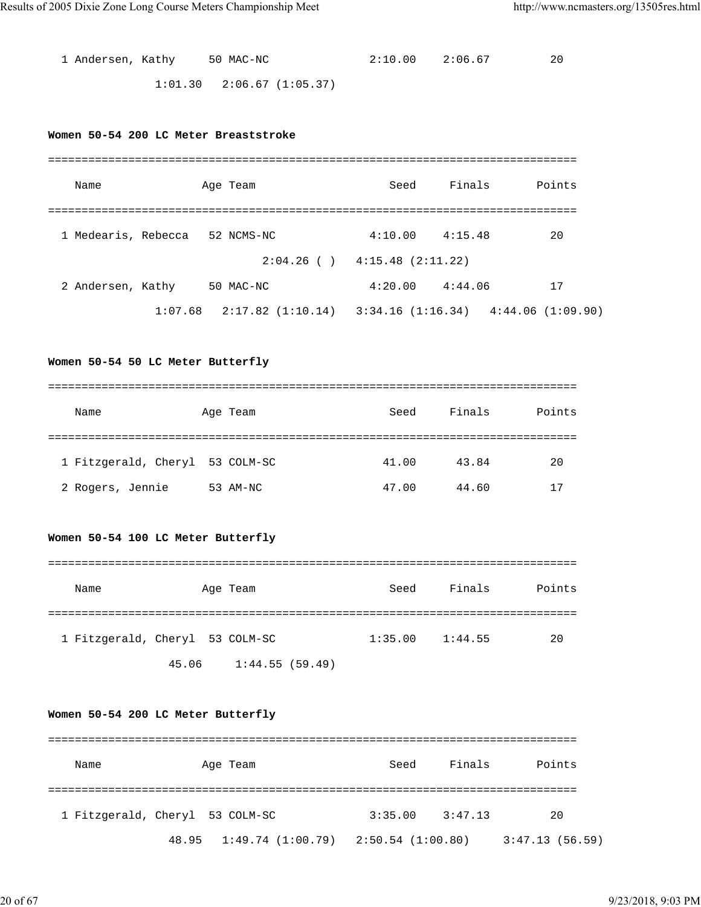```
  1 Andersen, Kathy     50 MAC-NC              2:10.00    2:06.67         20
              1:01.30   2:06.67 (1:05.37)
```

**Women 50-54 200 LC Meter Breaststroke**

```
===============================================================================
    Name               Age Team                    Seed     Finals       Points
===============================================================================
  1 Medearis, Rebecca   52 NCMS-NC             4:10.00    4:15.48         20
                             2:04.26 ( )   4:15.48 (2:11.22)
  2 Andersen, Kathy     50 MAC-NC              4:20.00    4:44.06         17
              1:07.68   2:17.82 (1:10.14)   3:34.16 (1:16.34)   4:44.06 (1:09.90)
```

**Women 50-54 50 LC Meter Butterfly**

```
===============================================================================
    Name               Age Team                    Seed     Finals       Points
===============================================================================
  1 Fitzgerald, Cheryl  53 COLM-SC               41.00      43.84         20
  2 Rogers, Jennie      53 AM-NC                 47.00      44.60         17
```

**Women 50-54 100 LC Meter Butterfly**

```
===============================================================================
    Name               Age Team                    Seed     Finals       Points
===============================================================================
  1 Fitzgerald, Cheryl  53 COLM-SC             1:35.00    1:44.55         20
                45.06     1:44.55 (59.49)
```

**Women 50-54 200 LC Meter Butterfly**

```
===============================================================================
    Name               Age Team                    Seed     Finals       Points
===============================================================================
  1 Fitzgerald, Cheryl  53 COLM-SC             3:35.00    3:47.13         20
                48.95   1:49.74 (1:00.79)   2:50.54 (1:00.80)     3:47.13 (56.59)
```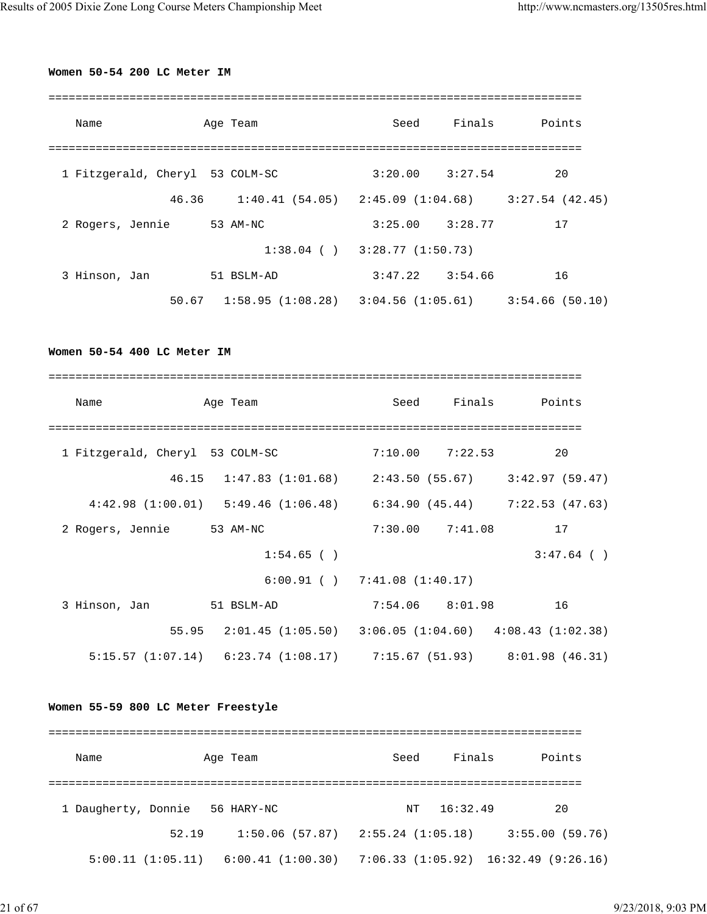**Women 50-54 200 LC Meter IM**

```
===============================================================================
    Name              Age Team                    Seed     Finals       Points
===============================================================================
  1 Fitzgerald, Cheryl  53 COLM-SC             3:20.00    3:27.54         20
                46.36     1:40.41 (54.05)   2:45.09 (1:04.68)     3:27.54 (42.45)
  2 Rogers, Jennie      53 AM-NC               3:25.00    3:28.77         17
                            1:38.04 ( )   3:28.77 (1:50.73)
  3 Hinson, Jan         51 BSLM-AD             3:47.22    3:54.66         16
                50.67   1:58.95 (1:08.28)   3:04.56 (1:05.61)     3:54.66 (50.10)
```

**Women 50-54 400 LC Meter IM**

```
===============================================================================
    Name              Age Team                    Seed     Finals       Points
===============================================================================
  1 Fitzgerald, Cheryl  53 COLM-SC             7:10.00    7:22.53         20
                46.15   1:47.83 (1:01.68)     2:43.50 (55.67)     3:42.97 (59.47)
      4:42.98 (1:00.01)   5:49.46 (1:06.48)     6:34.90 (45.44)     7:22.53 (47.63)
  2 Rogers, Jennie      53 AM-NC               7:30.00    7:41.08         17
                            1:54.65 ( )                                3:47.64 ( )
                            6:00.91 ( )   7:41.08 (1:40.17)
  3 Hinson, Jan         51 BSLM-AD             7:54.06    8:01.98         16
                55.95   2:01.45 (1:05.50)   3:06.05 (1:04.60)   4:08.43 (1:02.38)
      5:15.57 (1:07.14)   6:23.74 (1:08.17)     7:15.67 (51.93)     8:01.98 (46.31)
```

**Women 55-59 800 LC Meter Freestyle**

```
===============================================================================
    Name              Age Team                    Seed     Finals       Points
===============================================================================
  1 Daugherty, Donnie   56 HARY-NC                  NT   16:32.49         20
                52.19     1:50.06 (57.87)   2:55.24 (1:05.18)     3:55.00 (59.76)
      5:00.11 (1:05.11)   6:00.41 (1:00.30)   7:06.33 (1:05.92)  16:32.49 (9:26.16)
```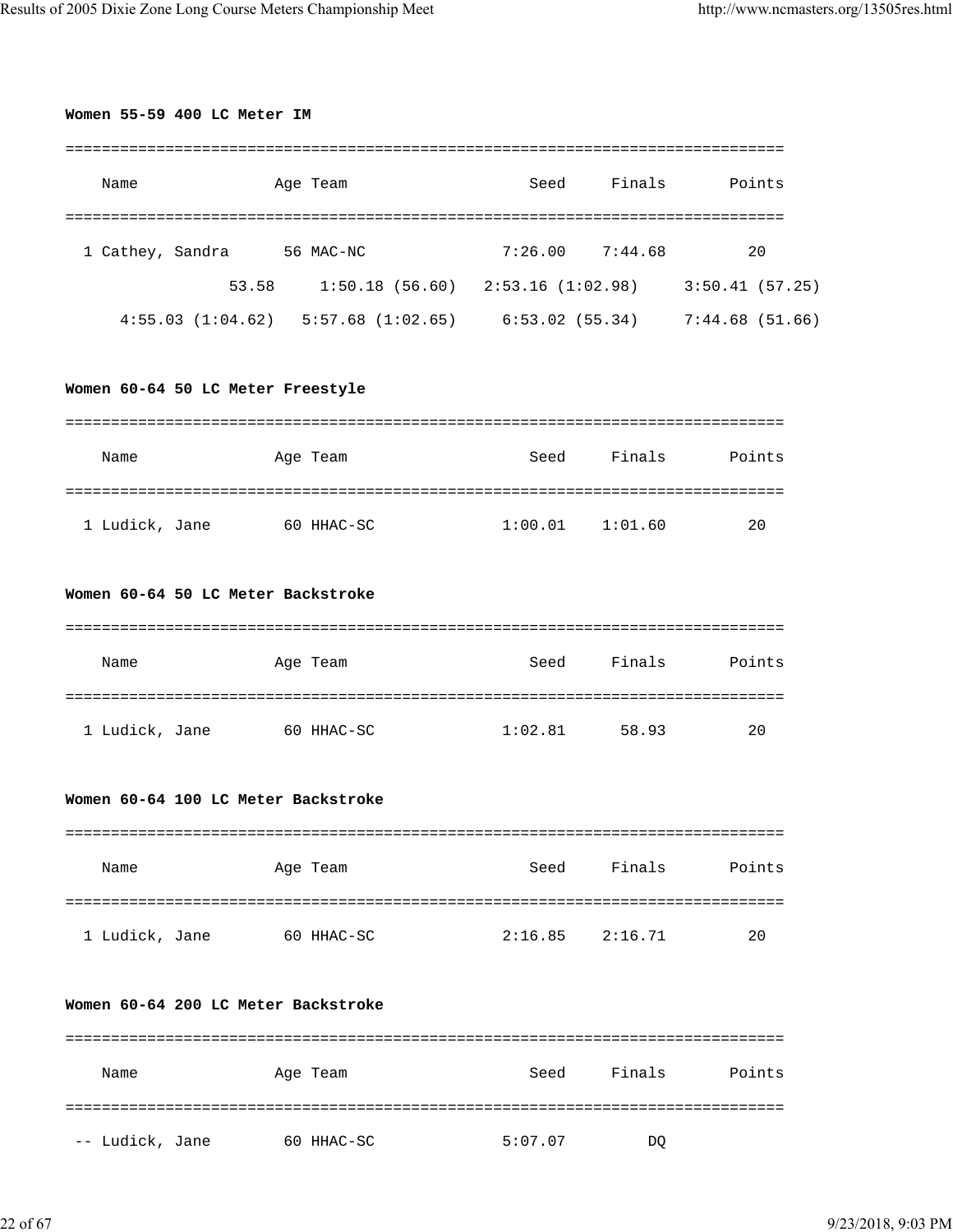**Women 55-59 400 LC Meter IM**

| | Name | Age | Team | Seed | Finals | Points |
|---|---|---|---|---|---|---|
| 1 | Cathey, Sandra | 56 | MAC-NC | 7:26.00 | 7:44.68 | 20 |

```
              53.58     1:50.18 (56.60)   2:53.16 (1:02.98)     3:50.41 (57.25)
    4:55.03 (1:04.62)   5:57.68 (1:02.65)     6:53.02 (55.34)     7:44.68 (51.66)
```

**Women 60-64 50 LC Meter Freestyle**

| | Name | Age | Team | Seed | Finals | Points |
|---|---|---|---|---|---|---|
| 1 | Ludick, Jane | 60 | HHAC-SC | 1:00.01 | 1:01.60 | 20 |

**Women 60-64 50 LC Meter Backstroke**

| | Name | Age | Team | Seed | Finals | Points |
|---|---|---|---|---|---|---|
| 1 | Ludick, Jane | 60 | HHAC-SC | 1:02.81 | 58.93 | 20 |

**Women 60-64 100 LC Meter Backstroke**

| | Name | Age | Team | Seed | Finals | Points |
|---|---|---|---|---|---|---|
| 1 | Ludick, Jane | 60 | HHAC-SC | 2:16.85 | 2:16.71 | 20 |

**Women 60-64 200 LC Meter Backstroke**

| | Name | Age | Team | Seed | Finals | Points |
|---|---|---|---|---|---|---|
| -- | Ludick, Jane | 60 | HHAC-SC | 5:07.07 | DQ | |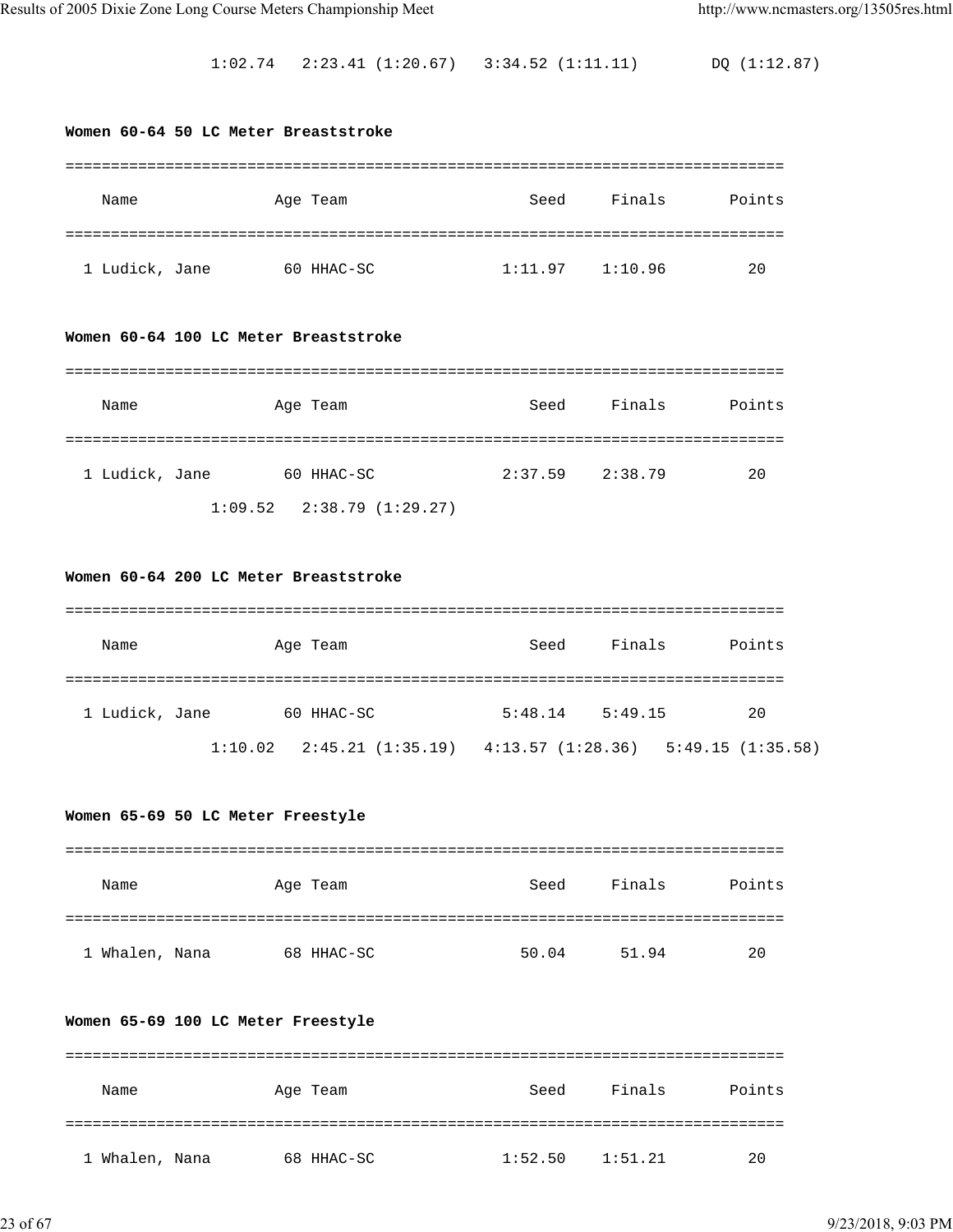1:02.74   2:23.41 (1:20.67)   3:34.52 (1:11.11)        DQ (1:12.87)

**Women 60-64 50 LC Meter Breaststroke**

| Name | Age | Team | Seed | Finals | Points |
|---|---|---|---|---|---|
| 1 Ludick, Jane | 60 | HHAC-SC | 1:11.97 | 1:10.96 | 20 |

**Women 60-64 100 LC Meter Breaststroke**

| Name | Age | Team | Seed | Finals | Points |
|---|---|---|---|---|---|
| 1 Ludick, Jane | 60 | HHAC-SC | 2:37.59 | 2:38.79 | 20 |

1:09.52   2:38.79 (1:29.27)

**Women 60-64 200 LC Meter Breaststroke**

| Name | Age | Team | Seed | Finals | Points |
|---|---|---|---|---|---|
| 1 Ludick, Jane | 60 | HHAC-SC | 5:48.14 | 5:49.15 | 20 |

1:10.02   2:45.21 (1:35.19)   4:13.57 (1:28.36)   5:49.15 (1:35.58)

**Women 65-69 50 LC Meter Freestyle**

| Name | Age | Team | Seed | Finals | Points |
|---|---|---|---|---|---|
| 1 Whalen, Nana | 68 | HHAC-SC | 50.04 | 51.94 | 20 |

**Women 65-69 100 LC Meter Freestyle**

| Name | Age | Team | Seed | Finals | Points |
|---|---|---|---|---|---|
| 1 Whalen, Nana | 68 | HHAC-SC | 1:52.50 | 1:51.21 | 20 |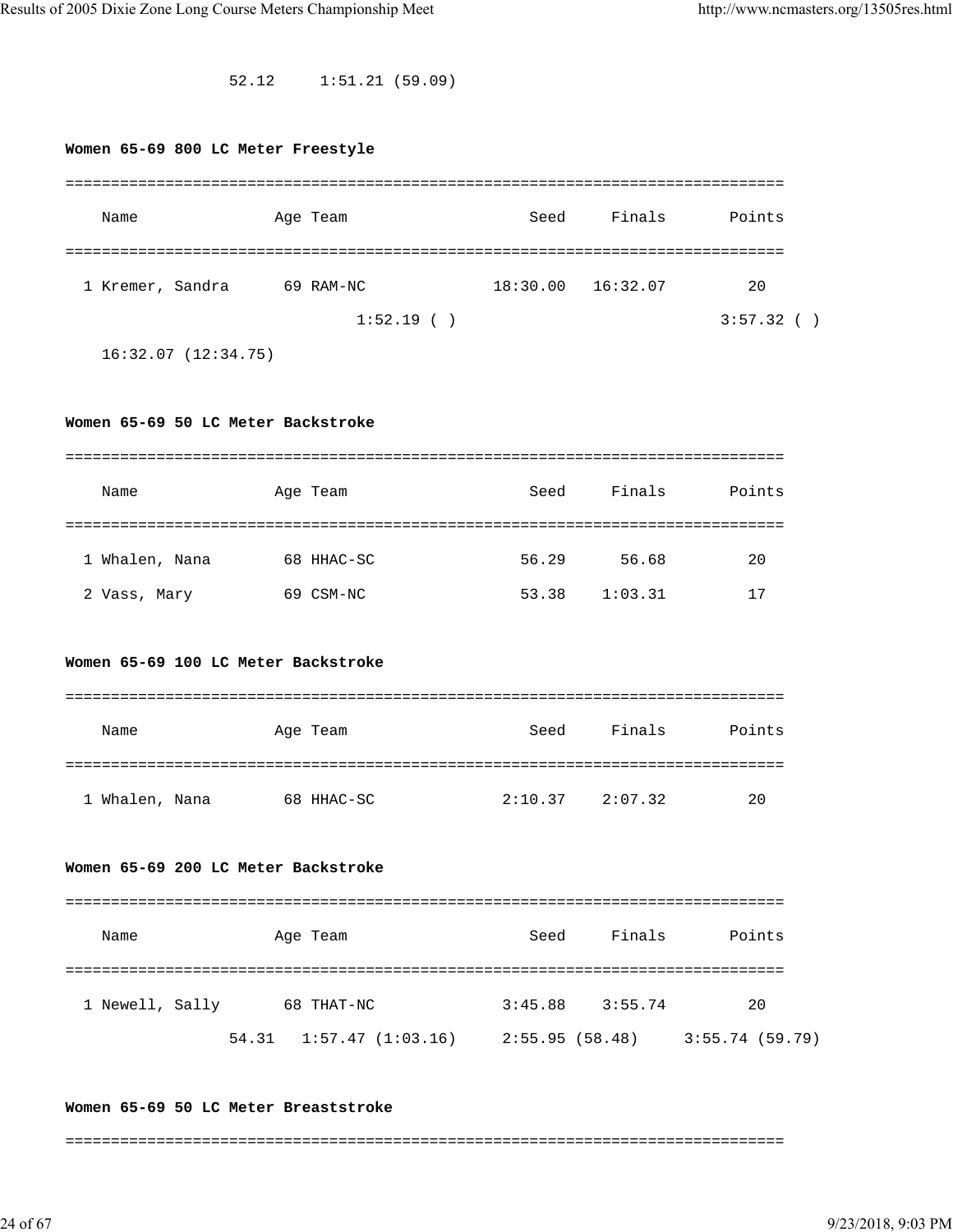52.12     1:51.21 (59.09)

**Women 65-69 800 LC Meter Freestyle**

| | Name | Age | Team | Seed | Finals | Points |
|---|---|---|---|---|---|---|
| 1 | Kremer, Sandra | 69 | RAM-NC | 18:30.00 | 16:32.07 | 20 |

1:52.19 ( )     3:57.32 ( )

16:32.07 (12:34.75)

**Women 65-69 50 LC Meter Backstroke**

| | Name | Age | Team | Seed | Finals | Points |
|---|---|---|---|---|---|---|
| 1 | Whalen, Nana | 68 | HHAC-SC | 56.29 | 56.68 | 20 |
| 2 | Vass, Mary | 69 | CSM-NC | 53.38 | 1:03.31 | 17 |

**Women 65-69 100 LC Meter Backstroke**

| | Name | Age | Team | Seed | Finals | Points |
|---|---|---|---|---|---|---|
| 1 | Whalen, Nana | 68 | HHAC-SC | 2:10.37 | 2:07.32 | 20 |

**Women 65-69 200 LC Meter Backstroke**

| | Name | Age | Team | Seed | Finals | Points |
|---|---|---|---|---|---|---|
| 1 | Newell, Sally | 68 | THAT-NC | 3:45.88 | 3:55.74 | 20 |

54.31     1:57.47 (1:03.16)     2:55.95 (58.48)     3:55.74 (59.79)

**Women 65-69 50 LC Meter Breaststroke**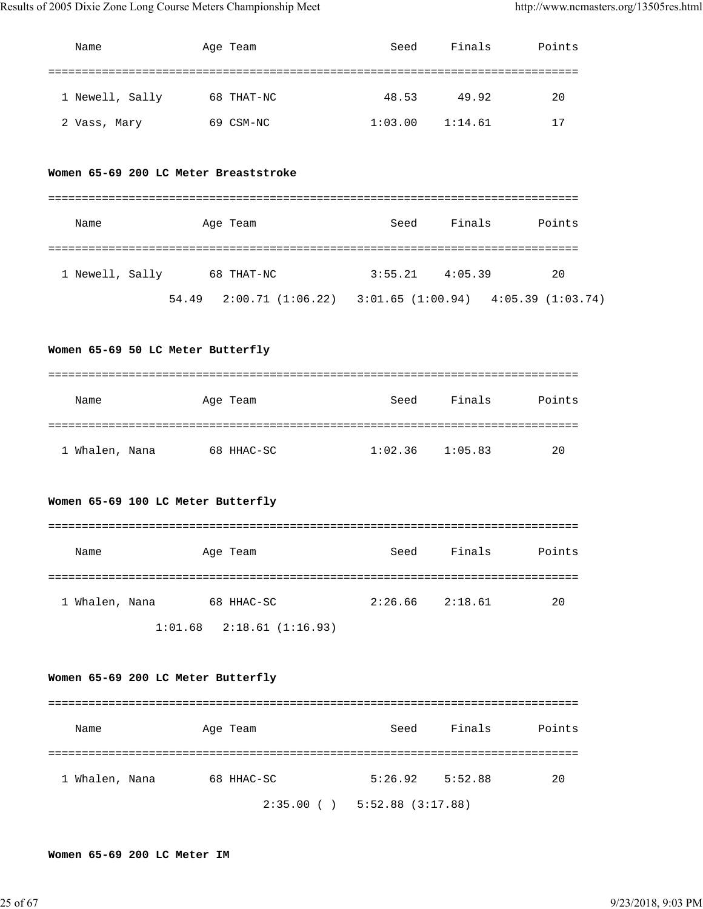| Name | Age | Team | Seed | Finals | Points |
|---|---|---|---|---|---|
| 1 Newell, Sally | 68 | THAT-NC | 48.53 | 49.92 | 20 |
| 2 Vass, Mary | 69 | CSM-NC | 1:03.00 | 1:14.61 | 17 |

**Women 65-69 200 LC Meter Breaststroke**

| Name | Age | Team | Seed | Finals | Points |
|---|---|---|---|---|---|
| 1 Newell, Sally | 68 | THAT-NC | 3:55.21 | 4:05.39 | 20 |

54.49 2:00.71 (1:06.22) 3:01.65 (1:00.94) 4:05.39 (1:03.74)

**Women 65-69 50 LC Meter Butterfly**

| Name | Age | Team | Seed | Finals | Points |
|---|---|---|---|---|---|
| 1 Whalen, Nana | 68 | HHAC-SC | 1:02.36 | 1:05.83 | 20 |

**Women 65-69 100 LC Meter Butterfly**

| Name | Age | Team | Seed | Finals | Points |
|---|---|---|---|---|---|
| 1 Whalen, Nana | 68 | HHAC-SC | 2:26.66 | 2:18.61 | 20 |

1:01.68 2:18.61 (1:16.93)

**Women 65-69 200 LC Meter Butterfly**

| Name | Age | Team | Seed | Finals | Points |
|---|---|---|---|---|---|
| 1 Whalen, Nana | 68 | HHAC-SC | 5:26.92 | 5:52.88 | 20 |

2:35.00 ( ) 5:52.88 (3:17.88)

**Women 65-69 200 LC Meter IM**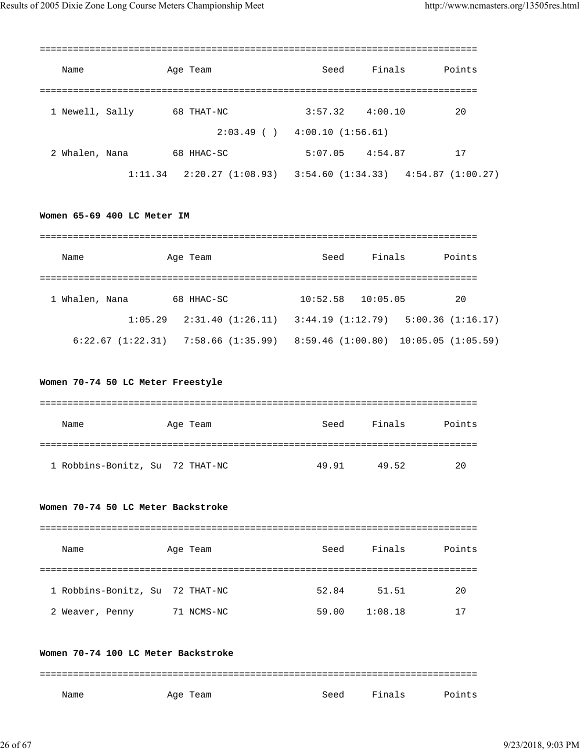| Name | Age | Team | Seed | Finals | Points |
|---|---|---|---|---|---|
| 1 Newell, Sally | 68 | THAT-NC | 3:57.32 | 4:00.10 | 20 |
| | | 2:03.49 ( ) | 4:00.10 (1:56.61) | | |
| 2 Whalen, Nana | 68 | HHAC-SC | 5:07.05 | 4:54.87 | 17 |
| 1:11.34 | 2:20.27 (1:08.93) | | 3:54.60 (1:34.33) | 4:54.87 (1:00.27) | |

**Women 65-69 400 LC Meter IM**

| Name | Age | Team | Seed | Finals | Points |
|---|---|---|---|---|---|
| 1 Whalen, Nana | 68 | HHAC-SC | 10:52.58 | 10:05.05 | 20 |
| 1:05.29 | 2:31.40 (1:26.11) | | 3:44.19 (1:12.79) | 5:00.36 (1:16.17) | |
| 6:22.67 (1:22.31) | 7:58.66 (1:35.99) | | 8:59.46 (1:00.80) | 10:05.05 (1:05.59) | |

**Women 70-74 50 LC Meter Freestyle**

| Name | Age | Team | Seed | Finals | Points |
|---|---|---|---|---|---|
| 1 Robbins-Bonitz, Su | 72 | THAT-NC | 49.91 | 49.52 | 20 |

**Women 70-74 50 LC Meter Backstroke**

| Name | Age | Team | Seed | Finals | Points |
|---|---|---|---|---|---|
| 1 Robbins-Bonitz, Su | 72 | THAT-NC | 52.84 | 51.51 | 20 |
| 2 Weaver, Penny | 71 | NCMS-NC | 59.00 | 1:08.18 | 17 |

**Women 70-74 100 LC Meter Backstroke**

| Name | Age | Team | Seed | Finals | Points |
|---|---|---|---|---|---|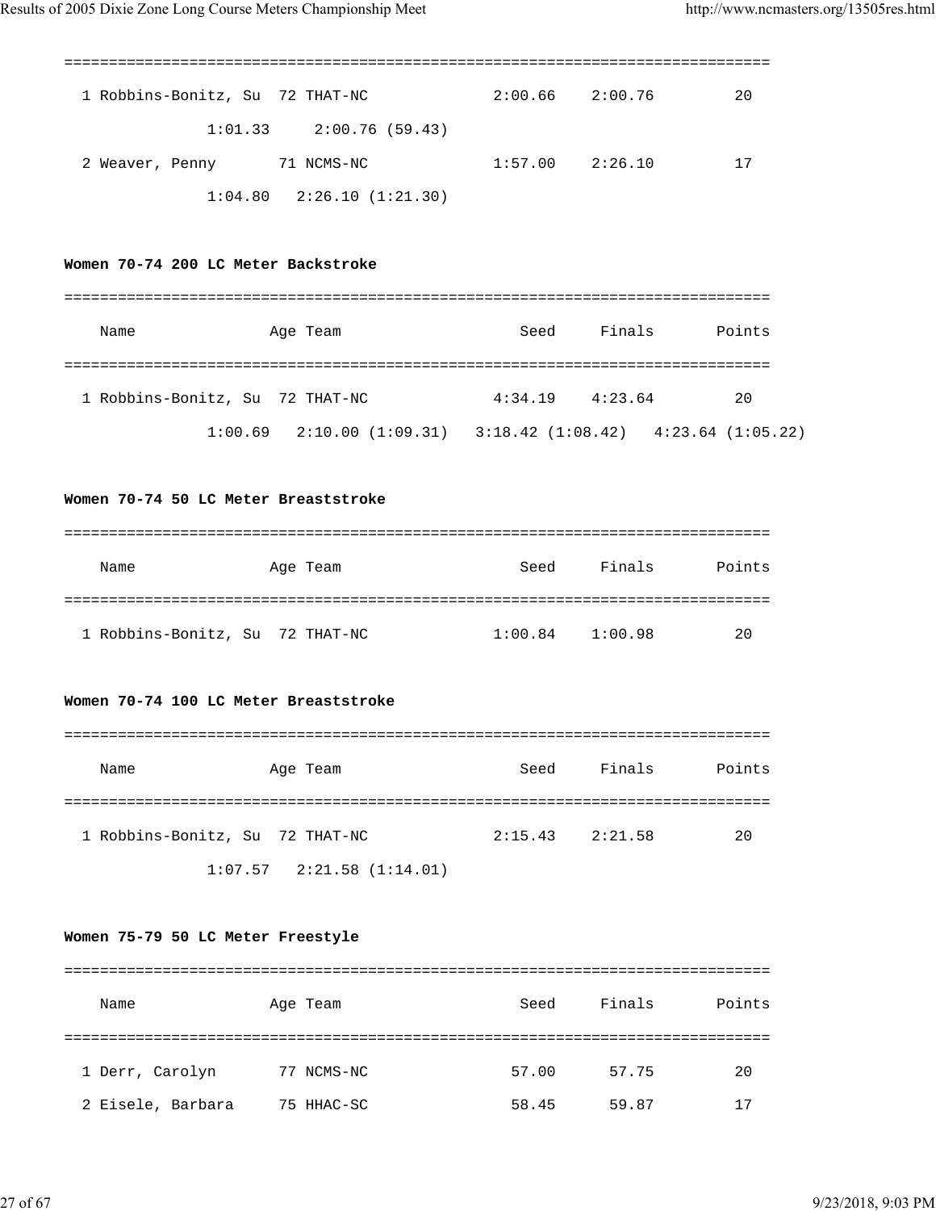| | Name | Age | Team | Seed | Finals | Points |
|---|---|---|---|---|---|---|
| 1 | Robbins-Bonitz, Su | 72 | THAT-NC | 2:00.66 | 2:00.76 | 20 |
| | 1:01.33 2:00.76 (59.43) | | | | | |
| 2 | Weaver, Penny | 71 | NCMS-NC | 1:57.00 | 2:26.10 | 17 |
| | 1:04.80 2:26.10 (1:21.30) | | | | | |

**Women 70-74 200 LC Meter Backstroke**

| | Name | Age | Team | Seed | Finals | Points |
|---|---|---|---|---|---|---|
| 1 | Robbins-Bonitz, Su | 72 | THAT-NC | 4:34.19 | 4:23.64 | 20 |
| | 1:00.69 2:10.00 (1:09.31) 3:18.42 (1:08.42) 4:23.64 (1:05.22) | | | | | |

**Women 70-74 50 LC Meter Breaststroke**

| | Name | Age | Team | Seed | Finals | Points |
|---|---|---|---|---|---|---|
| 1 | Robbins-Bonitz, Su | 72 | THAT-NC | 1:00.84 | 1:00.98 | 20 |

**Women 70-74 100 LC Meter Breaststroke**

| | Name | Age | Team | Seed | Finals | Points |
|---|---|---|---|---|---|---|
| 1 | Robbins-Bonitz, Su | 72 | THAT-NC | 2:15.43 | 2:21.58 | 20 |
| | 1:07.57 2:21.58 (1:14.01) | | | | | |

**Women 75-79 50 LC Meter Freestyle**

| | Name | Age | Team | Seed | Finals | Points |
|---|---|---|---|---|---|---|
| 1 | Derr, Carolyn | 77 | NCMS-NC | 57.00 | 57.75 | 20 |
| 2 | Eisele, Barbara | 75 | HHAC-SC | 58.45 | 59.87 | 17 |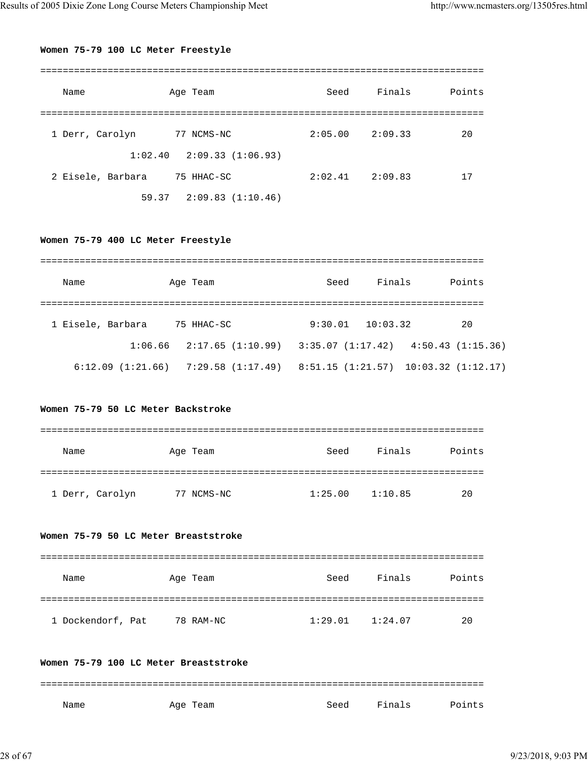**Women 75-79 100 LC Meter Freestyle**

| | Name | Age | Team | Seed | Finals | Points |
|---|---|---|---|---|---|---|
| 1 | Derr, Carolyn | 77 | NCMS-NC | 2:05.00 | 2:09.33 | 20 |
| | 1:02.40 2:09.33 (1:06.93) | | | | | |
| 2 | Eisele, Barbara | 75 | HHAC-SC | 2:02.41 | 2:09.83 | 17 |
| | 59.37 2:09.83 (1:10.46) | | | | | |

**Women 75-79 400 LC Meter Freestyle**

| | Name | Age | Team | Seed | Finals | Points |
|---|---|---|---|---|---|---|
| 1 | Eisele, Barbara | 75 | HHAC-SC | 9:30.01 | 10:03.32 | 20 |
| | 1:06.66 2:17.65 (1:10.99) 3:35.07 (1:17.42) 4:50.43 (1:15.36) | | | | | |
| | 6:12.09 (1:21.66) 7:29.58 (1:17.49) 8:51.15 (1:21.57) 10:03.32 (1:12.17) | | | | | |

**Women 75-79 50 LC Meter Backstroke**

| | Name | Age | Team | Seed | Finals | Points |
|---|---|---|---|---|---|---|
| 1 | Derr, Carolyn | 77 | NCMS-NC | 1:25.00 | 1:10.85 | 20 |

**Women 75-79 50 LC Meter Breaststroke**

| | Name | Age | Team | Seed | Finals | Points |
|---|---|---|---|---|---|---|
| 1 | Dockendorf, Pat | 78 | RAM-NC | 1:29.01 | 1:24.07 | 20 |

**Women 75-79 100 LC Meter Breaststroke**

| | Name | Age | Team | Seed | Finals | Points |
|---|---|---|---|---|---|---|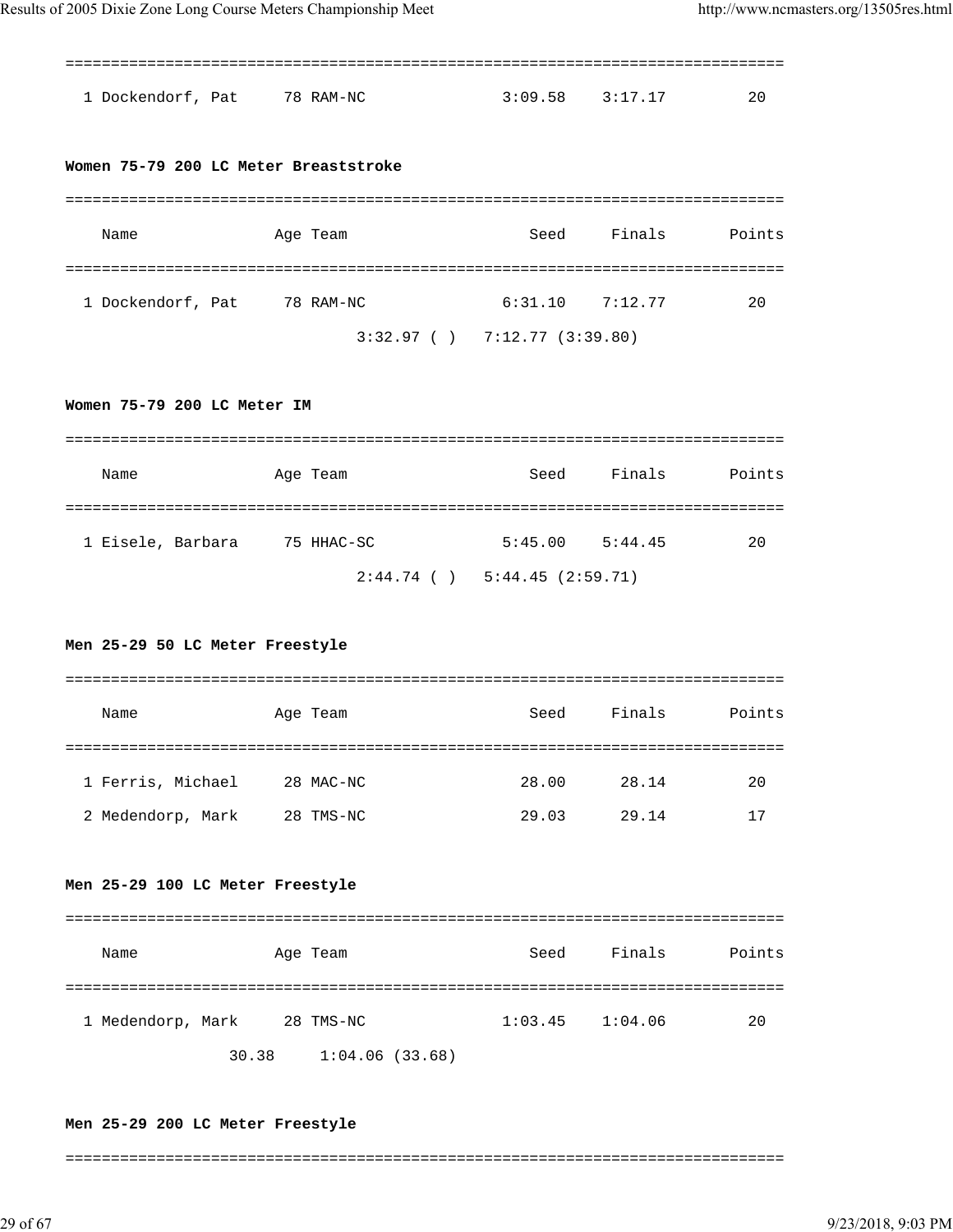```
===============================================================================
  1 Dockendorf, Pat     78 RAM-NC              3:09.58    3:17.17         20
```

**Women 75-79 200 LC Meter Breaststroke**

```
===============================================================================
    Name               Age Team                   Seed     Finals       Points
===============================================================================
  1 Dockendorf, Pat     78 RAM-NC              6:31.10    7:12.77         20
                              3:32.97 ( )   7:12.77 (3:39.80)
```

**Women 75-79 200 LC Meter IM**

```
===============================================================================
    Name               Age Team                   Seed     Finals       Points
===============================================================================
  1 Eisele, Barbara     75 HHAC-SC             5:45.00    5:44.45         20
                              2:44.74 ( )   5:44.45 (2:59.71)
```

**Men 25-29 50 LC Meter Freestyle**

```
===============================================================================
    Name               Age Team                   Seed     Finals       Points
===============================================================================
  1 Ferris, Michael     28 MAC-NC                28.00      28.14         20
  2 Medendorp, Mark     28 TMS-NC                29.03      29.14         17
```

**Men 25-29 100 LC Meter Freestyle**

```
===============================================================================
    Name               Age Team                   Seed     Finals       Points
===============================================================================
  1 Medendorp, Mark     28 TMS-NC              1:03.45    1:04.06         20
                 30.38     1:04.06 (33.68)
```

**Men 25-29 200 LC Meter Freestyle**

```
===============================================================================
```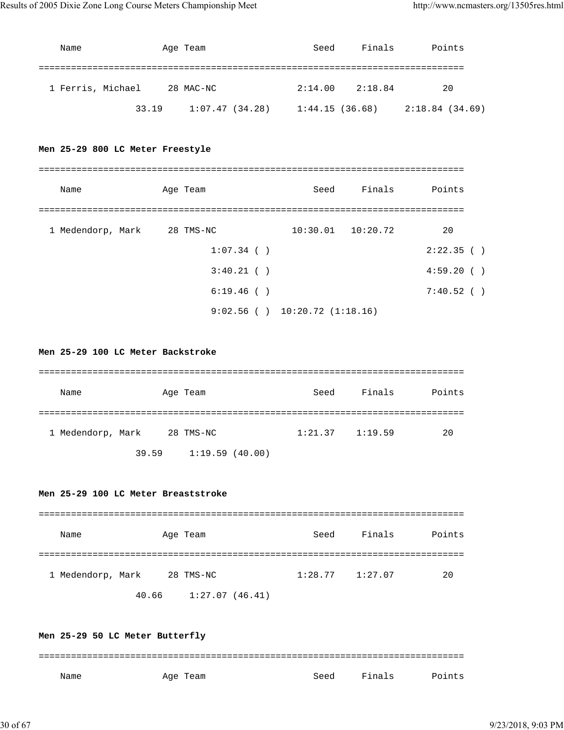```
    Name              Age Team                  Seed     Finals       Points
===============================================================================
  1 Ferris, Michael     28 MAC-NC              2:14.00    2:18.84         20
                33.19     1:07.47 (34.28)     1:44.15 (36.68)     2:18.84 (34.69)
```

**Men 25-29 800 LC Meter Freestyle**

```
===============================================================================
    Name              Age Team                  Seed     Finals       Points
===============================================================================
  1 Medendorp, Mark     28 TMS-NC             10:30.01   10:20.72         20
                          1:07.34 ( )                              2:22.35 ( )
                          3:40.21 ( )                              4:59.20 ( )
                          6:19.46 ( )                              7:40.52 ( )
                          9:02.56 ( )  10:20.72 (1:18.16)
```

**Men 25-29 100 LC Meter Backstroke**

```
===============================================================================
    Name              Age Team                  Seed     Finals       Points
===============================================================================
  1 Medendorp, Mark     28 TMS-NC              1:21.37    1:19.59         20
                39.59     1:19.59 (40.00)
```

**Men 25-29 100 LC Meter Breaststroke**

```
===============================================================================
    Name              Age Team                  Seed     Finals       Points
===============================================================================
  1 Medendorp, Mark     28 TMS-NC              1:28.77    1:27.07         20
                40.66     1:27.07 (46.41)
```

**Men 25-29 50 LC Meter Butterfly**

```
===============================================================================
    Name              Age Team                  Seed     Finals       Points
```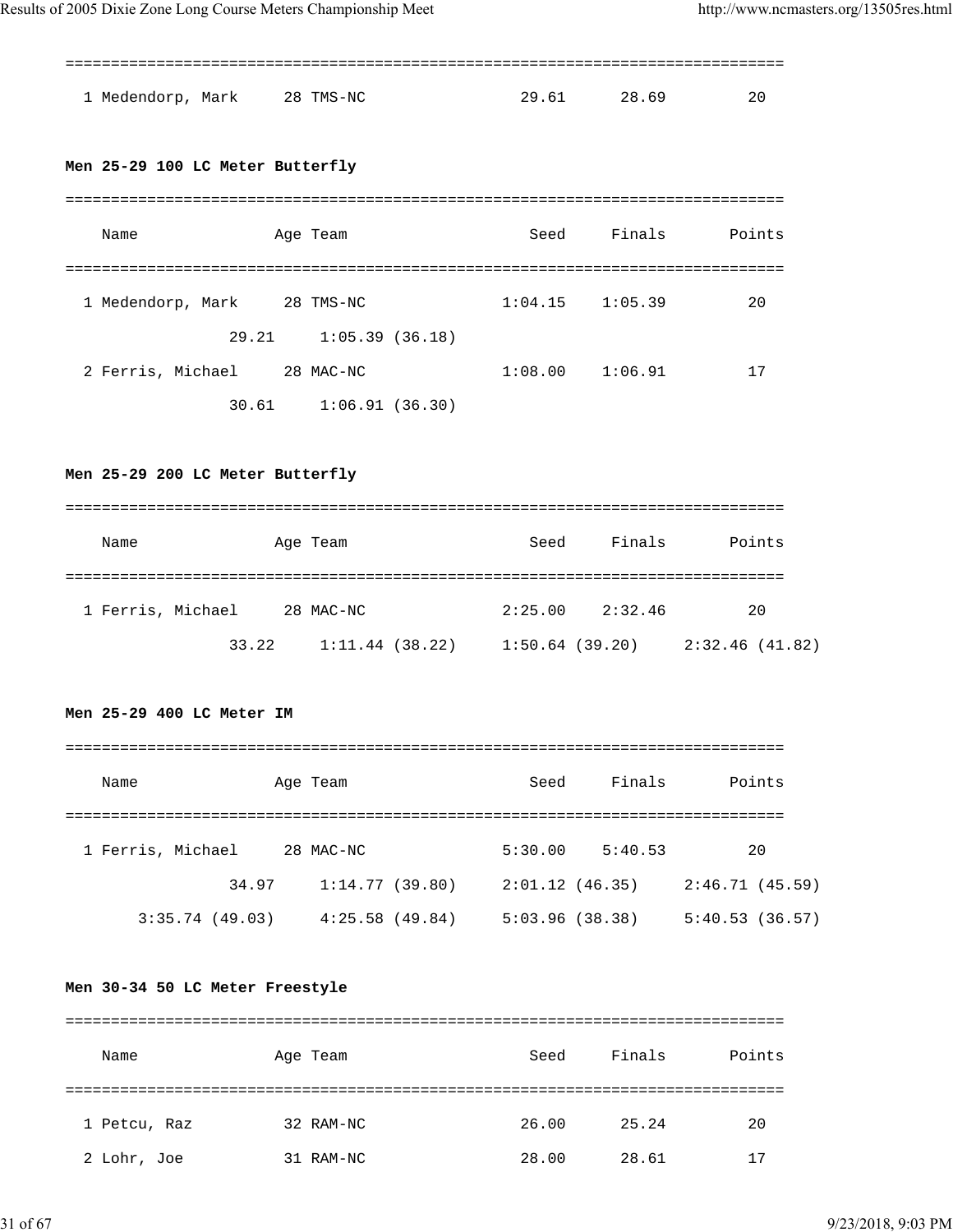| Name | Age | Team | Seed | Finals | Points |
|---|---|---|---|---|---|
| 1 Medendorp, Mark | 28 | TMS-NC | 29.61 | 28.69 | 20 |

**Men 25-29 100 LC Meter Butterfly**

| Name | Age | Team | Seed | Finals | Points |
|---|---|---|---|---|---|
| 1 Medendorp, Mark | 28 | TMS-NC | 1:04.15 | 1:05.39 | 20 |
| 29.21 | 1:05.39 (36.18) | | | | |
| 2 Ferris, Michael | 28 | MAC-NC | 1:08.00 | 1:06.91 | 17 |
| 30.61 | 1:06.91 (36.30) | | | | |

**Men 25-29 200 LC Meter Butterfly**

| Name | Age | Team | Seed | Finals | Points |
|---|---|---|---|---|---|
| 1 Ferris, Michael | 28 | MAC-NC | 2:25.00 | 2:32.46 | 20 |
| 33.22 | 1:11.44 (38.22) | 1:50.64 (39.20) | 2:32.46 (41.82) | | |

**Men 25-29 400 LC Meter IM**

| Name | Age | Team | Seed | Finals | Points |
|---|---|---|---|---|---|
| 1 Ferris, Michael | 28 | MAC-NC | 5:30.00 | 5:40.53 | 20 |
| 34.97 | 1:14.77 (39.80) | 2:01.12 (46.35) | 2:46.71 (45.59) | | |
| 3:35.74 (49.03) | 4:25.58 (49.84) | 5:03.96 (38.38) | 5:40.53 (36.57) | | |

**Men 30-34 50 LC Meter Freestyle**

| Name | Age | Team | Seed | Finals | Points |
|---|---|---|---|---|---|
| 1 Petcu, Raz | 32 | RAM-NC | 26.00 | 25.24 | 20 |
| 2 Lohr, Joe | 31 | RAM-NC | 28.00 | 28.61 | 17 |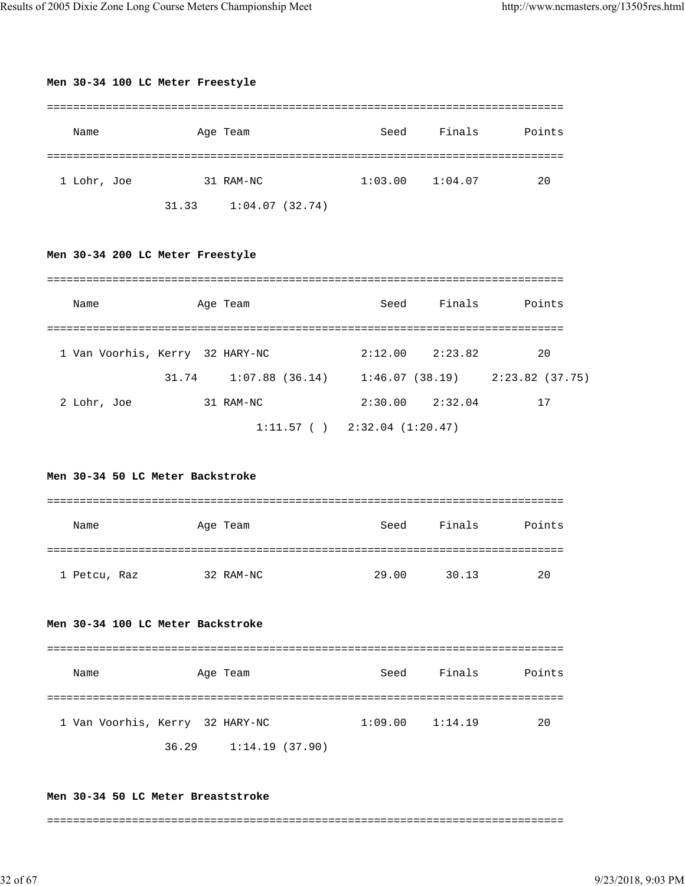**Men 30-34 100 LC Meter Freestyle**

```
===============================================================================
    Name              Age Team                    Seed     Finals      Points
===============================================================================
  1 Lohr, Joe          31 RAM-NC               1:03.00    1:04.07         20
                31.33     1:04.07 (32.74)
```

**Men 30-34 200 LC Meter Freestyle**

```
===============================================================================
    Name              Age Team                    Seed     Finals      Points
===============================================================================
  1 Van Voorhis, Kerry  32 HARY-NC             2:12.00    2:23.82         20
                31.74     1:07.88 (36.14)     1:46.07 (38.19)     2:23.82 (37.75)
  2 Lohr, Joe          31 RAM-NC               2:30.00    2:32.04         17
                              1:11.57 ( )   2:32.04 (1:20.47)
```

**Men 30-34 50 LC Meter Backstroke**

```
===============================================================================
    Name              Age Team                    Seed     Finals      Points
===============================================================================
  1 Petcu, Raz         32 RAM-NC                 29.00      30.13         20
```

**Men 30-34 100 LC Meter Backstroke**

```
===============================================================================
    Name              Age Team                    Seed     Finals      Points
===============================================================================
  1 Van Voorhis, Kerry  32 HARY-NC             1:09.00    1:14.19         20
                36.29     1:14.19 (37.90)
```

**Men 30-34 50 LC Meter Breaststroke**

```
===============================================================================
```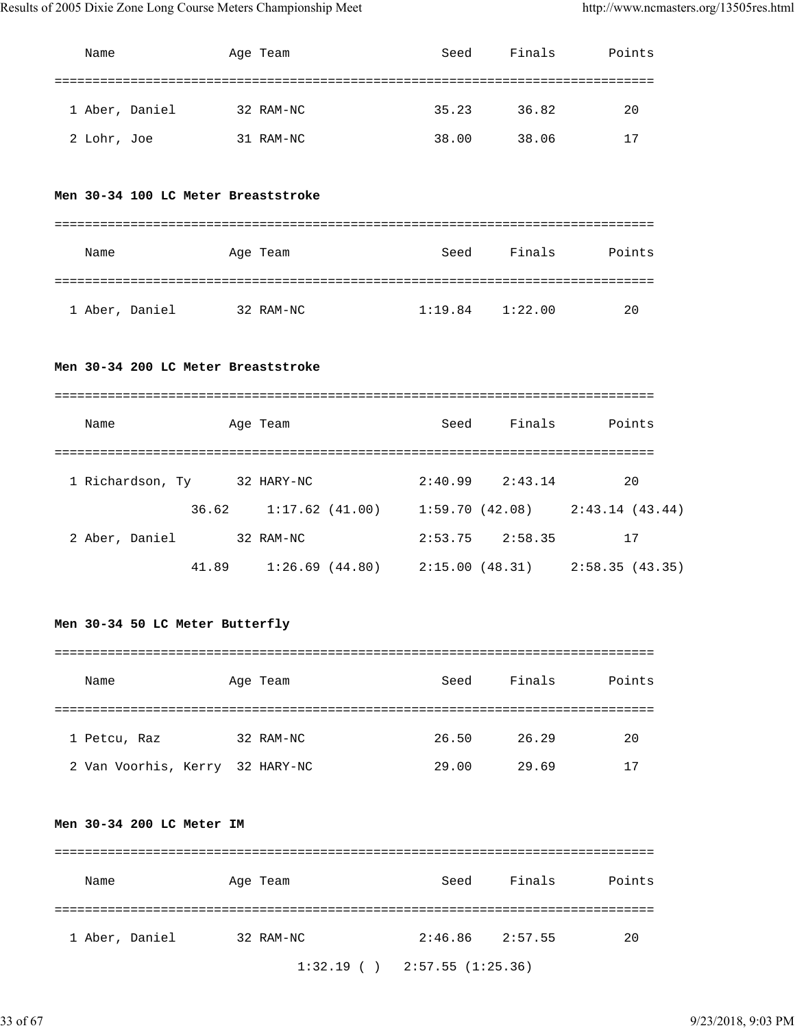| Name | Age | Team | Seed | Finals | Points |
|---|---|---|---|---|---|
| 1 Aber, Daniel | 32 | RAM-NC | 35.23 | 36.82 | 20 |
| 2 Lohr, Joe | 31 | RAM-NC | 38.00 | 38.06 | 17 |

**Men 30-34 100 LC Meter Breaststroke**

| Name | Age | Team | Seed | Finals | Points |
|---|---|---|---|---|---|
| 1 Aber, Daniel | 32 | RAM-NC | 1:19.84 | 1:22.00 | 20 |

**Men 30-34 200 LC Meter Breaststroke**

| Name | Age | Team | Seed | Finals | Points |
|---|---|---|---|---|---|
| 1 Richardson, Ty | 32 | HARY-NC | 2:40.99 | 2:43.14 | 20 |
| 36.62 | 1:17.62 (41.00) | | 1:59.70 (42.08) | 2:43.14 (43.44) | |
| 2 Aber, Daniel | 32 | RAM-NC | 2:53.75 | 2:58.35 | 17 |
| 41.89 | 1:26.69 (44.80) | | 2:15.00 (48.31) | 2:58.35 (43.35) | |

**Men 30-34 50 LC Meter Butterfly**

| Name | Age | Team | Seed | Finals | Points |
|---|---|---|---|---|---|
| 1 Petcu, Raz | 32 | RAM-NC | 26.50 | 26.29 | 20 |
| 2 Van Voorhis, Kerry | 32 | HARY-NC | 29.00 | 29.69 | 17 |

**Men 30-34 200 LC Meter IM**

| Name | Age | Team | Seed | Finals | Points |
|---|---|---|---|---|---|
| 1 Aber, Daniel | 32 | RAM-NC | 2:46.86 | 2:57.55 | 20 |
| | | 1:32.19 ( ) | 2:57.55 (1:25.36) | | |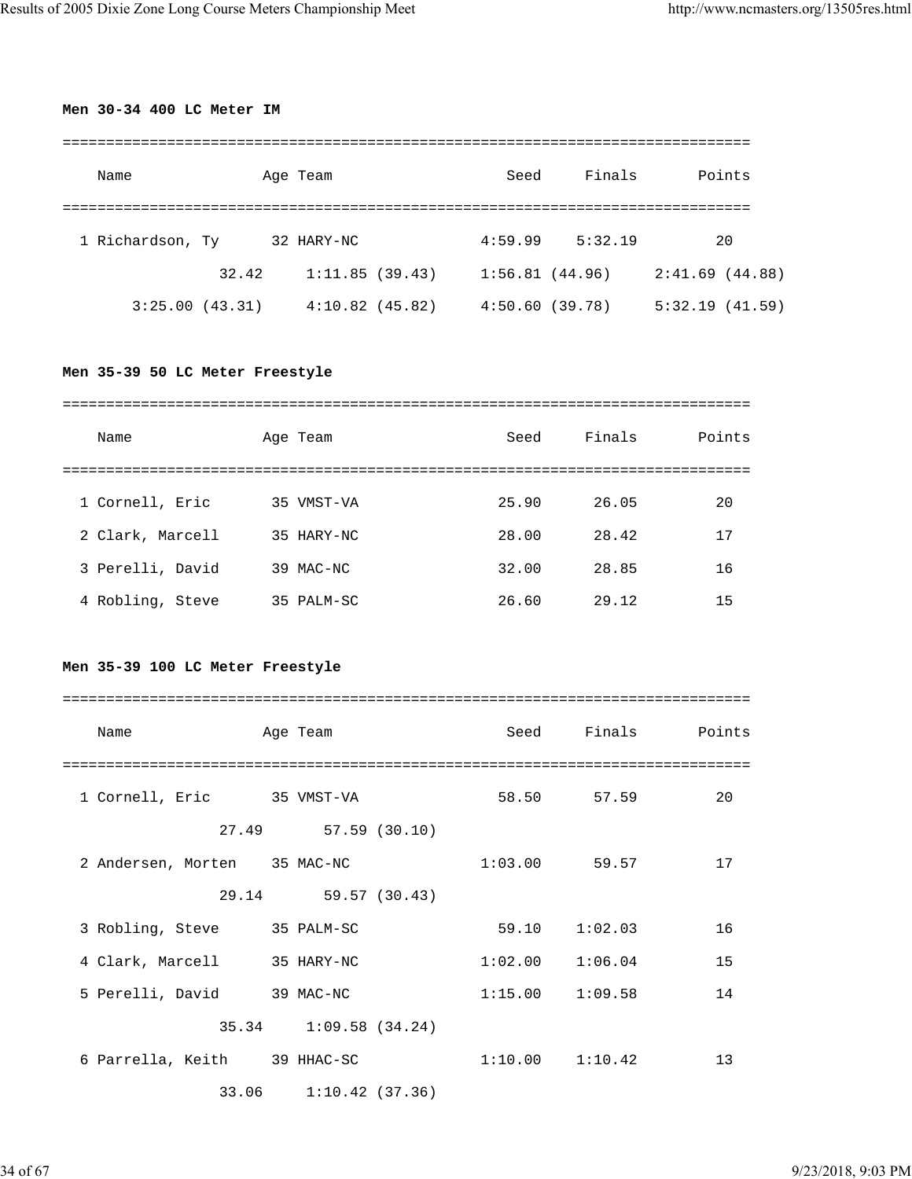**Men 30-34 400 LC Meter IM**

| | Name | Age | Team | Seed | Finals | Points |
|---|---|---|---|---|---|---|
| 1 | Richardson, Ty | 32 | HARY-NC | 4:59.99 | 5:32.19 | 20 |

```
              32.42     1:11.85 (39.43)     1:56.81 (44.96)     2:41.69 (44.88)
      3:25.00 (43.31)     4:10.82 (45.82)     4:50.60 (39.78)     5:32.19 (41.59)
```

**Men 35-39 50 LC Meter Freestyle**

| | Name | Age | Team | Seed | Finals | Points |
|---|---|---|---|---|---|---|
| 1 | Cornell, Eric | 35 | VMST-VA | 25.90 | 26.05 | 20 |
| 2 | Clark, Marcell | 35 | HARY-NC | 28.00 | 28.42 | 17 |
| 3 | Perelli, David | 39 | MAC-NC | 32.00 | 28.85 | 16 |
| 4 | Robling, Steve | 35 | PALM-SC | 26.60 | 29.12 | 15 |

**Men 35-39 100 LC Meter Freestyle**

| | Name | Age | Team | Seed | Finals | Points |
|---|---|---|---|---|---|---|
| 1 | Cornell, Eric | 35 | VMST-VA | 58.50 | 57.59 | 20 |
| | 27.49 | | 57.59 (30.10) | | | |
| 2 | Andersen, Morten | 35 | MAC-NC | 1:03.00 | 59.57 | 17 |
| | 29.14 | | 59.57 (30.43) | | | |
| 3 | Robling, Steve | 35 | PALM-SC | 59.10 | 1:02.03 | 16 |
| 4 | Clark, Marcell | 35 | HARY-NC | 1:02.00 | 1:06.04 | 15 |
| 5 | Perelli, David | 39 | MAC-NC | 1:15.00 | 1:09.58 | 14 |
| | 35.34 | | 1:09.58 (34.24) | | | |
| 6 | Parrella, Keith | 39 | HHAC-SC | 1:10.00 | 1:10.42 | 13 |
| | 33.06 | | 1:10.42 (37.36) | | | |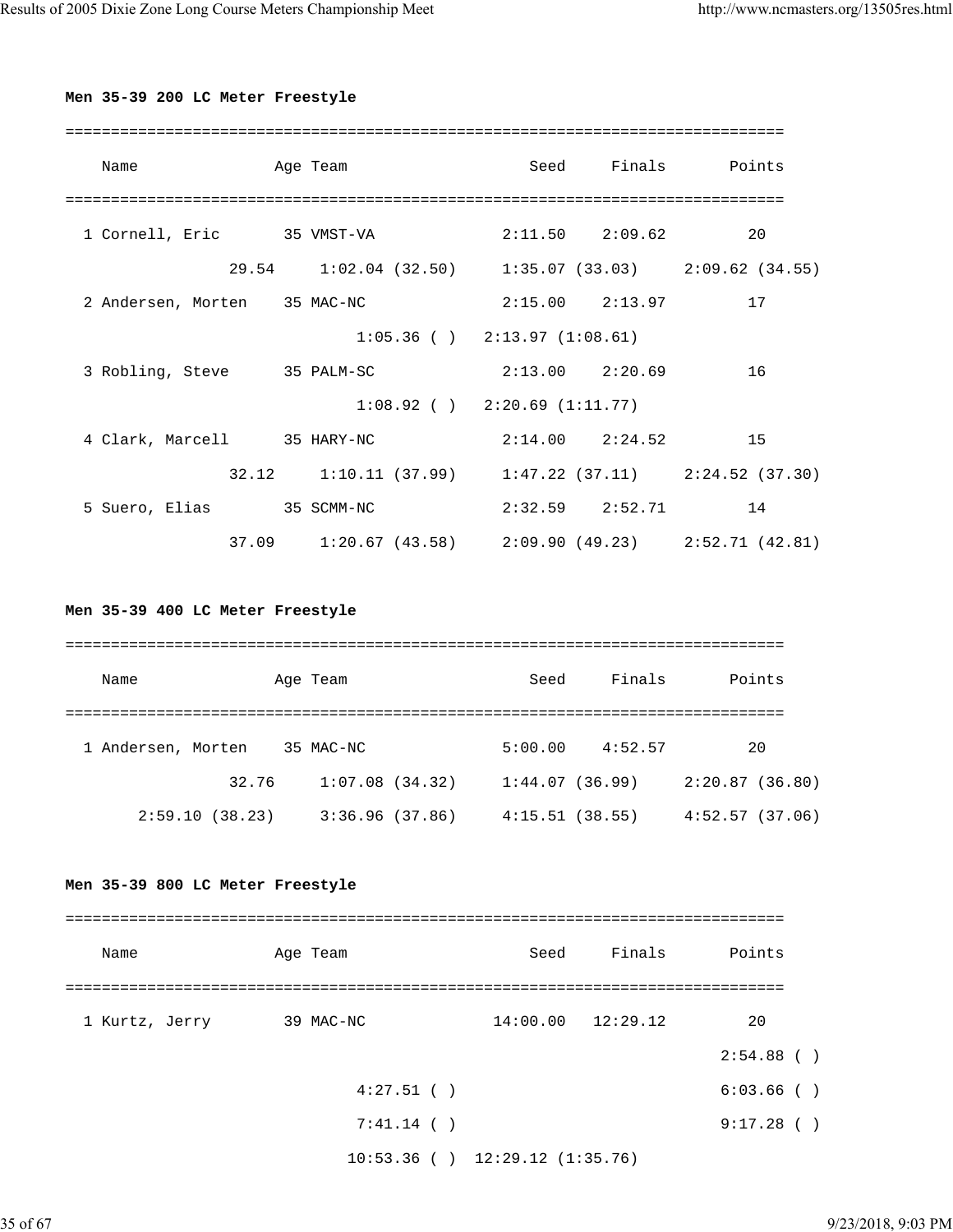**Men 35-39 200 LC Meter Freestyle**

```
===============================================================================
    Name              Age Team                    Seed     Finals       Points
===============================================================================
  1 Cornell, Eric       35 VMST-VA             2:11.50    2:09.62         20
               29.54     1:02.04 (32.50)     1:35.07 (33.03)     2:09.62 (34.55)
  2 Andersen, Morten    35 MAC-NC              2:15.00    2:13.97         17
                             1:05.36 ( )   2:13.97 (1:08.61)
  3 Robling, Steve      35 PALM-SC             2:13.00    2:20.69         16
                             1:08.92 ( )   2:20.69 (1:11.77)
  4 Clark, Marcell      35 HARY-NC             2:14.00    2:24.52         15
               32.12     1:10.11 (37.99)     1:47.22 (37.11)     2:24.52 (37.30)
  5 Suero, Elias        35 SCMM-NC             2:32.59    2:52.71         14
               37.09     1:20.67 (43.58)     2:09.90 (49.23)     2:52.71 (42.81)
```

**Men 35-39 400 LC Meter Freestyle**

```
===============================================================================
    Name              Age Team                    Seed     Finals       Points
===============================================================================
  1 Andersen, Morten    35 MAC-NC              5:00.00    4:52.57         20
               32.76     1:07.08 (34.32)     1:44.07 (36.99)     2:20.87 (36.80)
       2:59.10 (38.23)     3:36.96 (37.86)     4:15.51 (38.55)     4:52.57 (37.06)
```

**Men 35-39 800 LC Meter Freestyle**

```
===============================================================================
    Name              Age Team                    Seed     Finals       Points
===============================================================================
  1 Kurtz, Jerry        39 MAC-NC             14:00.00   12:29.12         20
                                                                      2:54.88 ( )
                             4:27.51 ( )                              6:03.66 ( )
                             7:41.14 ( )                              9:17.28 ( )
                            10:53.36 ( )  12:29.12 (1:35.76)
```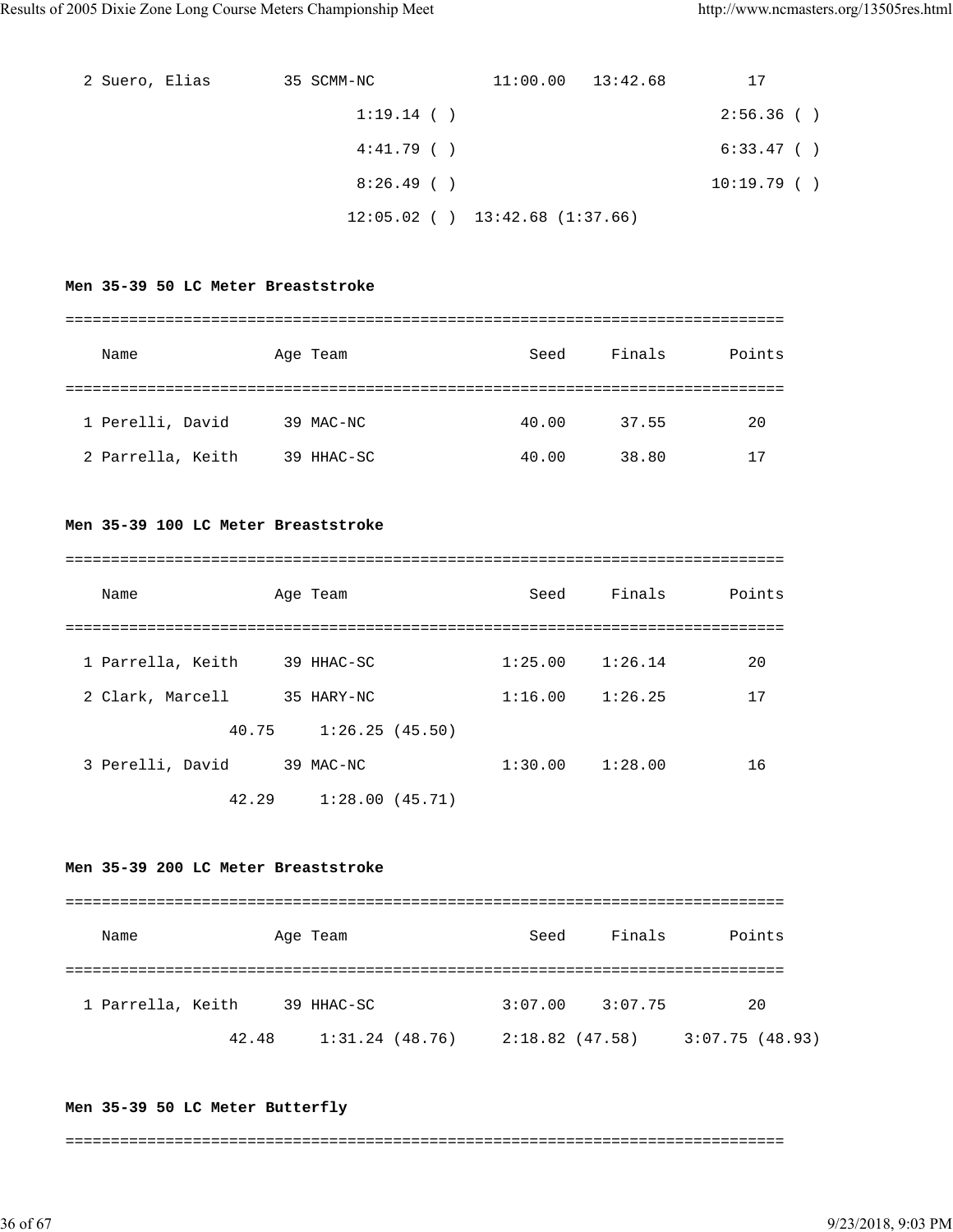```
  2 Suero, Elias        35 SCMM-NC            11:00.00   13:42.68         17
                            1:19.14 ( )                               2:56.36 ( )
                            4:41.79 ( )                               6:33.47 ( )
                            8:26.49 ( )                              10:19.79 ( )
                           12:05.02 ( )  13:42.68 (1:37.66)
```

**Men 35-39 50 LC Meter Breaststroke**

```
===============================================================================
    Name              Age Team                   Seed     Finals       Points
===============================================================================
  1 Perelli, David      39 MAC-NC               40.00      37.55         20
  2 Parrella, Keith     39 HHAC-SC              40.00      38.80         17
```

**Men 35-39 100 LC Meter Breaststroke**

```
===============================================================================
    Name              Age Team                   Seed     Finals       Points
===============================================================================
  1 Parrella, Keith     39 HHAC-SC            1:25.00    1:26.14         20
  2 Clark, Marcell      35 HARY-NC            1:16.00    1:26.25         17
                 40.75     1:26.25 (45.50)
  3 Perelli, David      39 MAC-NC             1:30.00    1:28.00         16
                 42.29     1:28.00 (45.71)
```

**Men 35-39 200 LC Meter Breaststroke**

```
===============================================================================
    Name              Age Team                   Seed     Finals       Points
===============================================================================
  1 Parrella, Keith     39 HHAC-SC            3:07.00    3:07.75         20
                 42.48     1:31.24 (48.76)     2:18.82 (47.58)     3:07.75 (48.93)
```

**Men 35-39 50 LC Meter Butterfly**

```
===============================================================================
```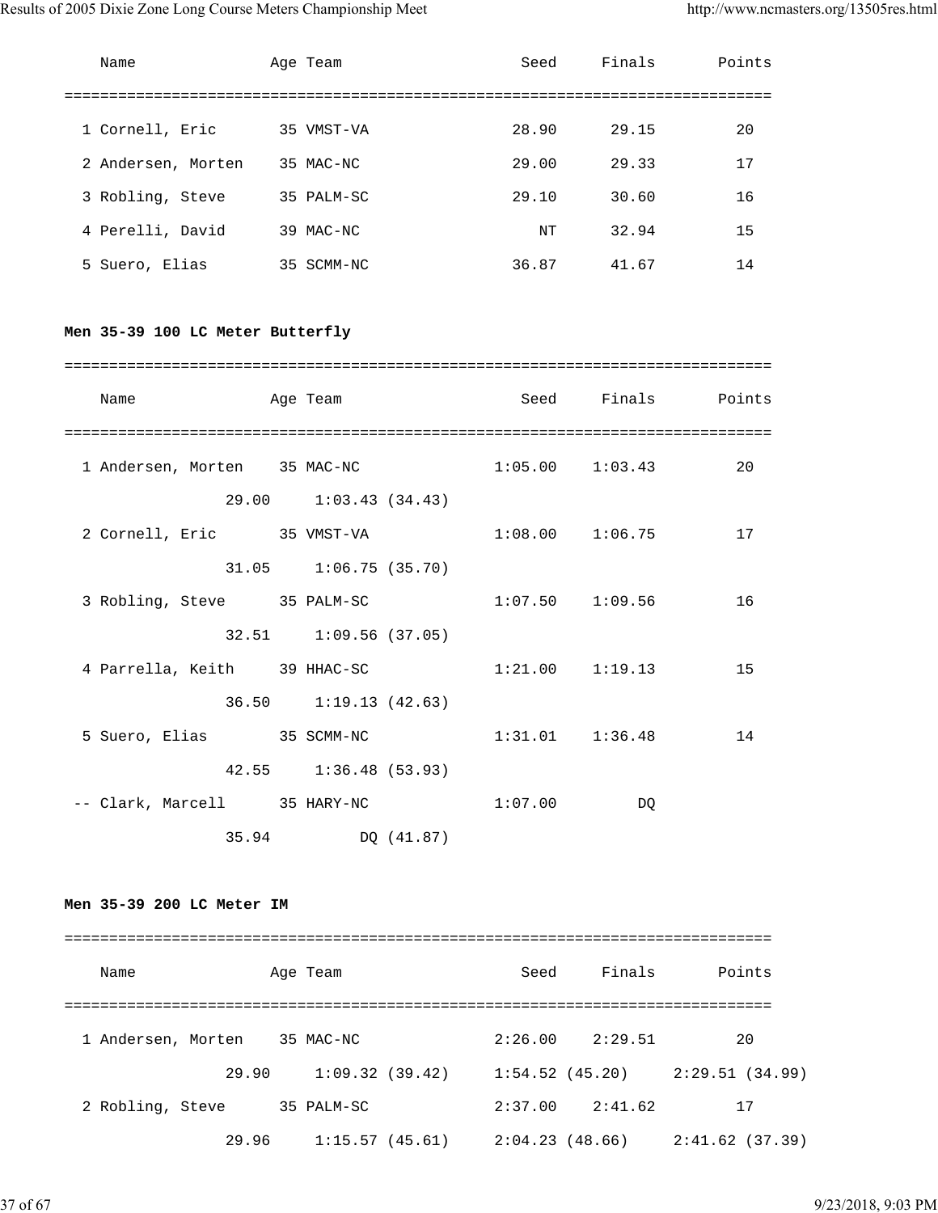| Name | Age | Team | Seed | Finals | Points |
|---|---|---|---|---|---|
| 1 Cornell, Eric | 35 | VMST-VA | 28.90 | 29.15 | 20 |
| 2 Andersen, Morten | 35 | MAC-NC | 29.00 | 29.33 | 17 |
| 3 Robling, Steve | 35 | PALM-SC | 29.10 | 30.60 | 16 |
| 4 Perelli, David | 39 | MAC-NC | NT | 32.94 | 15 |
| 5 Suero, Elias | 35 | SCMM-NC | 36.87 | 41.67 | 14 |

**Men 35-39 100 LC Meter Butterfly**

| Name | Age | Team | Seed | Finals | Points |
|---|---|---|---|---|---|
| 1 Andersen, Morten | 35 | MAC-NC | 1:05.00 | 1:03.43 | 20 |
| 29.00 | 1:03.43 (34.43) | | | | |
| 2 Cornell, Eric | 35 | VMST-VA | 1:08.00 | 1:06.75 | 17 |
| 31.05 | 1:06.75 (35.70) | | | | |
| 3 Robling, Steve | 35 | PALM-SC | 1:07.50 | 1:09.56 | 16 |
| 32.51 | 1:09.56 (37.05) | | | | |
| 4 Parrella, Keith | 39 | HHAC-SC | 1:21.00 | 1:19.13 | 15 |
| 36.50 | 1:19.13 (42.63) | | | | |
| 5 Suero, Elias | 35 | SCMM-NC | 1:31.01 | 1:36.48 | 14 |
| 42.55 | 1:36.48 (53.93) | | | | |
| -- Clark, Marcell | 35 | HARY-NC | 1:07.00 | DQ | |
| 35.94 | DQ (41.87) | | | | |

**Men 35-39 200 LC Meter IM**

| Name | Age | Team | Seed | Finals | Points |
|---|---|---|---|---|---|
| 1 Andersen, Morten | 35 | MAC-NC | 2:26.00 | 2:29.51 | 20 |
| 29.90 | 1:09.32 (39.42) | 1:54.52 (45.20) | 2:29.51 (34.99) | | |
| 2 Robling, Steve | 35 | PALM-SC | 2:37.00 | 2:41.62 | 17 |
| 29.96 | 1:15.57 (45.61) | 2:04.23 (48.66) | 2:41.62 (37.39) | | |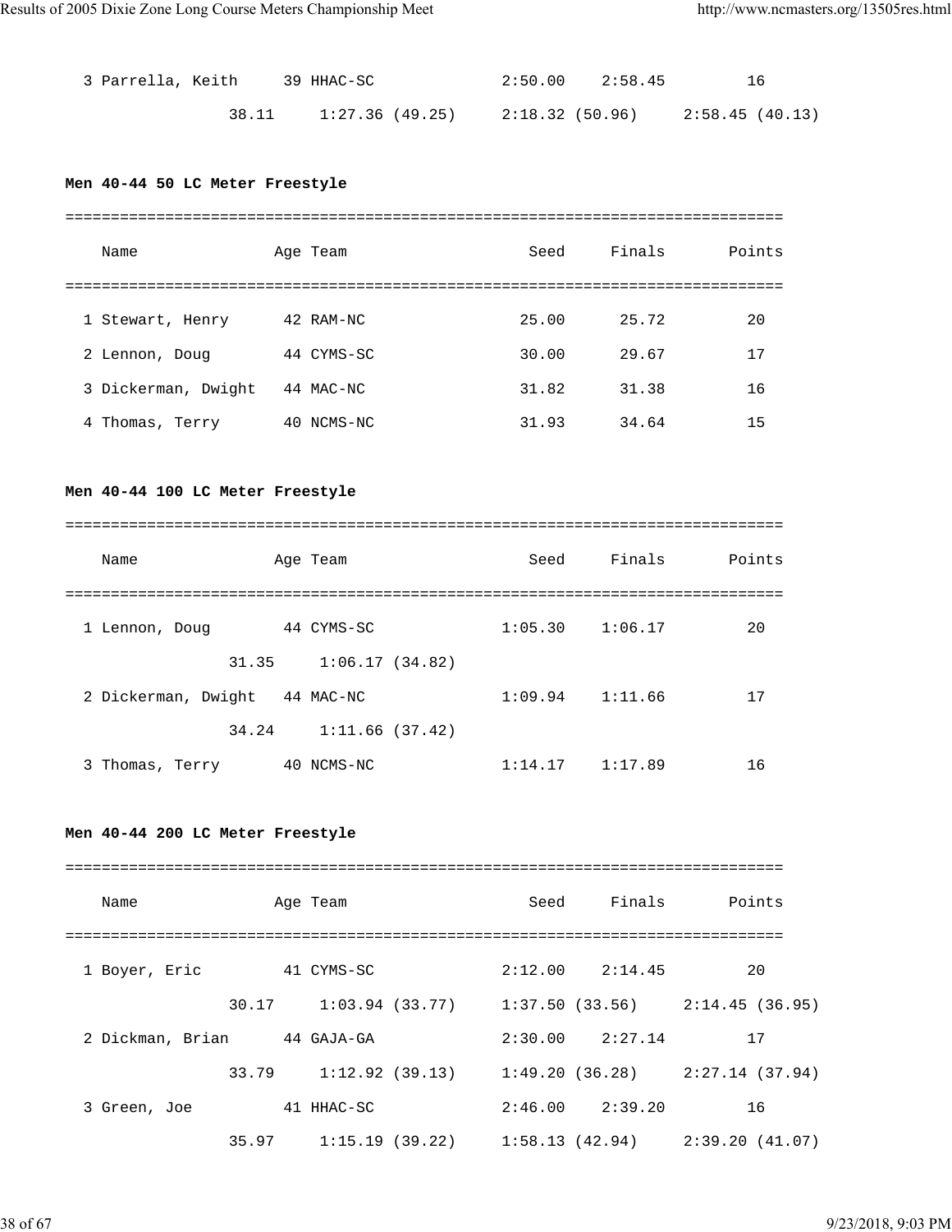| | Name | Age | Team | Seed | Finals | Points |
|---|---|---|---|---|---|---|
| 3 | Parrella, Keith | 39 | HHAC-SC | 2:50.00 | 2:58.45 | 16 |
| | 38.11 | 1:27.36 (49.25) | 2:18.32 (50.96) | 2:58.45 (40.13) | | |

**Men 40-44 50 LC Meter Freestyle**

| | Name | Age | Team | Seed | Finals | Points |
|---|---|---|---|---|---|---|
| 1 | Stewart, Henry | 42 | RAM-NC | 25.00 | 25.72 | 20 |
| 2 | Lennon, Doug | 44 | CYMS-SC | 30.00 | 29.67 | 17 |
| 3 | Dickerman, Dwight | 44 | MAC-NC | 31.82 | 31.38 | 16 |
| 4 | Thomas, Terry | 40 | NCMS-NC | 31.93 | 34.64 | 15 |

**Men 40-44 100 LC Meter Freestyle**

| | Name | Age | Team | Seed | Finals | Points |
|---|---|---|---|---|---|---|
| 1 | Lennon, Doug | 44 | CYMS-SC | 1:05.30 | 1:06.17 | 20 |
| | 31.35 | 1:06.17 (34.82) | | | | |
| 2 | Dickerman, Dwight | 44 | MAC-NC | 1:09.94 | 1:11.66 | 17 |
| | 34.24 | 1:11.66 (37.42) | | | | |
| 3 | Thomas, Terry | 40 | NCMS-NC | 1:14.17 | 1:17.89 | 16 |

**Men 40-44 200 LC Meter Freestyle**

| | Name | Age | Team | Seed | Finals | Points |
|---|---|---|---|---|---|---|
| 1 | Boyer, Eric | 41 | CYMS-SC | 2:12.00 | 2:14.45 | 20 |
| | 30.17 | 1:03.94 (33.77) | 1:37.50 (33.56) | 2:14.45 (36.95) | | |
| 2 | Dickman, Brian | 44 | GAJA-GA | 2:30.00 | 2:27.14 | 17 |
| | 33.79 | 1:12.92 (39.13) | 1:49.20 (36.28) | 2:27.14 (37.94) | | |
| 3 | Green, Joe | 41 | HHAC-SC | 2:46.00 | 2:39.20 | 16 |
| | 35.97 | 1:15.19 (39.22) | 1:58.13 (42.94) | 2:39.20 (41.07) | | |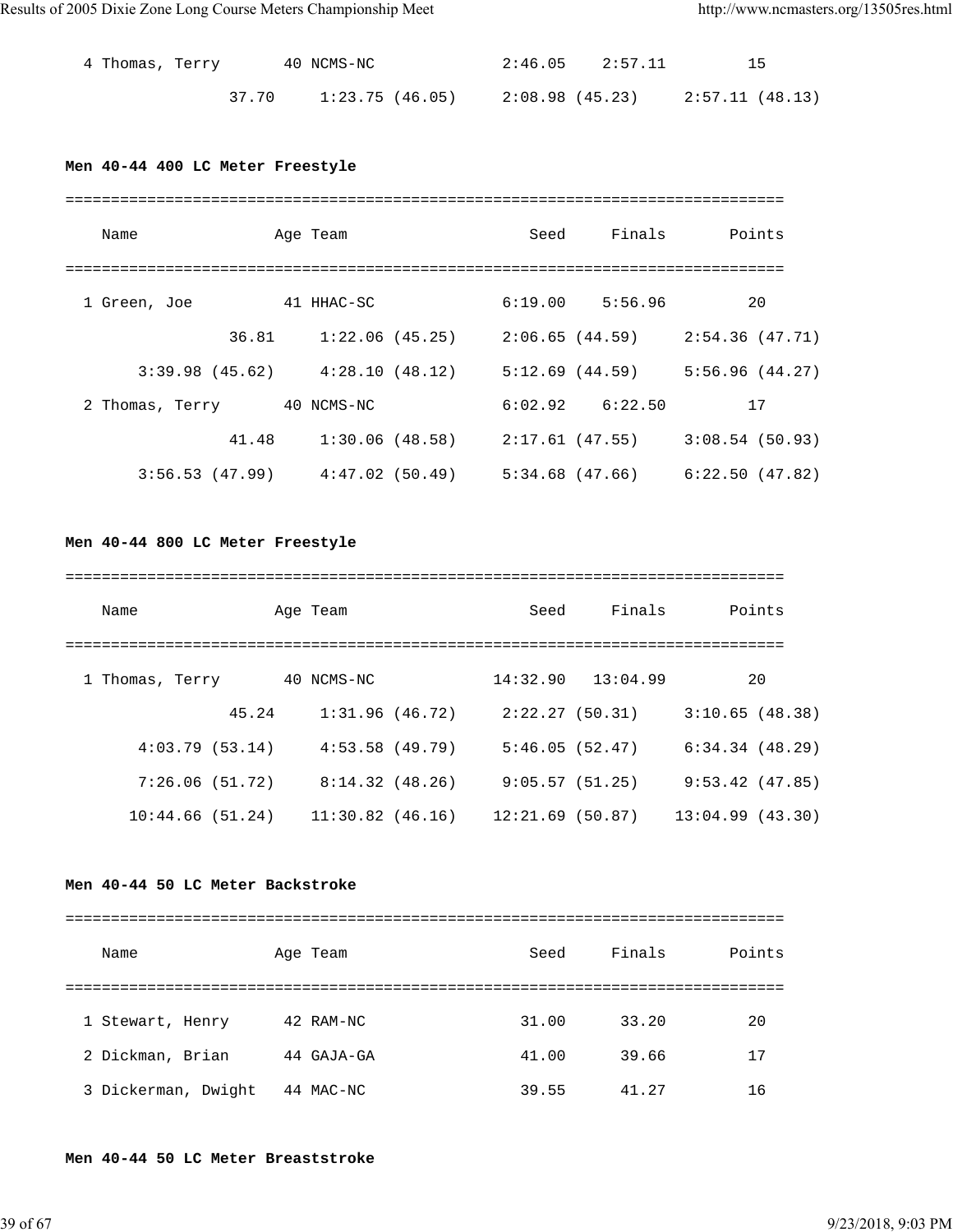```
  4 Thomas, Terry       40 NCMS-NC              2:46.05    2:57.11         15
                37.70     1:23.75 (46.05)     2:08.98 (45.23)     2:57.11 (48.13)
```

**Men 40-44 400 LC Meter Freestyle**

```
===============================================================================
    Name               Age Team                    Seed     Finals       Points
===============================================================================
  1 Green, Joe          41 HHAC-SC              6:19.00    5:56.96         20
                36.81     1:22.06 (45.25)     2:06.65 (44.59)     2:54.36 (47.71)
      3:39.98 (45.62)     4:28.10 (48.12)     5:12.69 (44.59)     5:56.96 (44.27)
  2 Thomas, Terry       40 NCMS-NC              6:02.92    6:22.50         17
                41.48     1:30.06 (48.58)     2:17.61 (47.55)     3:08.54 (50.93)
      3:56.53 (47.99)     4:47.02 (50.49)     5:34.68 (47.66)     6:22.50 (47.82)
```

**Men 40-44 800 LC Meter Freestyle**

```
===============================================================================
    Name               Age Team                    Seed     Finals       Points
===============================================================================
  1 Thomas, Terry       40 NCMS-NC             14:32.90   13:04.99         20
                45.24     1:31.96 (46.72)     2:22.27 (50.31)     3:10.65 (48.38)
      4:03.79 (53.14)     4:53.58 (49.79)     5:46.05 (52.47)     6:34.34 (48.29)
      7:26.06 (51.72)     8:14.32 (48.26)     9:05.57 (51.25)     9:53.42 (47.85)
     10:44.66 (51.24)    11:30.82 (46.16)    12:21.69 (50.87)    13:04.99 (43.30)
```

**Men 40-44 50 LC Meter Backstroke**

```
===============================================================================
    Name               Age Team                    Seed     Finals       Points
===============================================================================
  1 Stewart, Henry      42 RAM-NC                 31.00      33.20         20
  2 Dickman, Brian      44 GAJA-GA                41.00      39.66         17
  3 Dickerman, Dwight   44 MAC-NC                 39.55      41.27         16
```

**Men 40-44 50 LC Meter Breaststroke**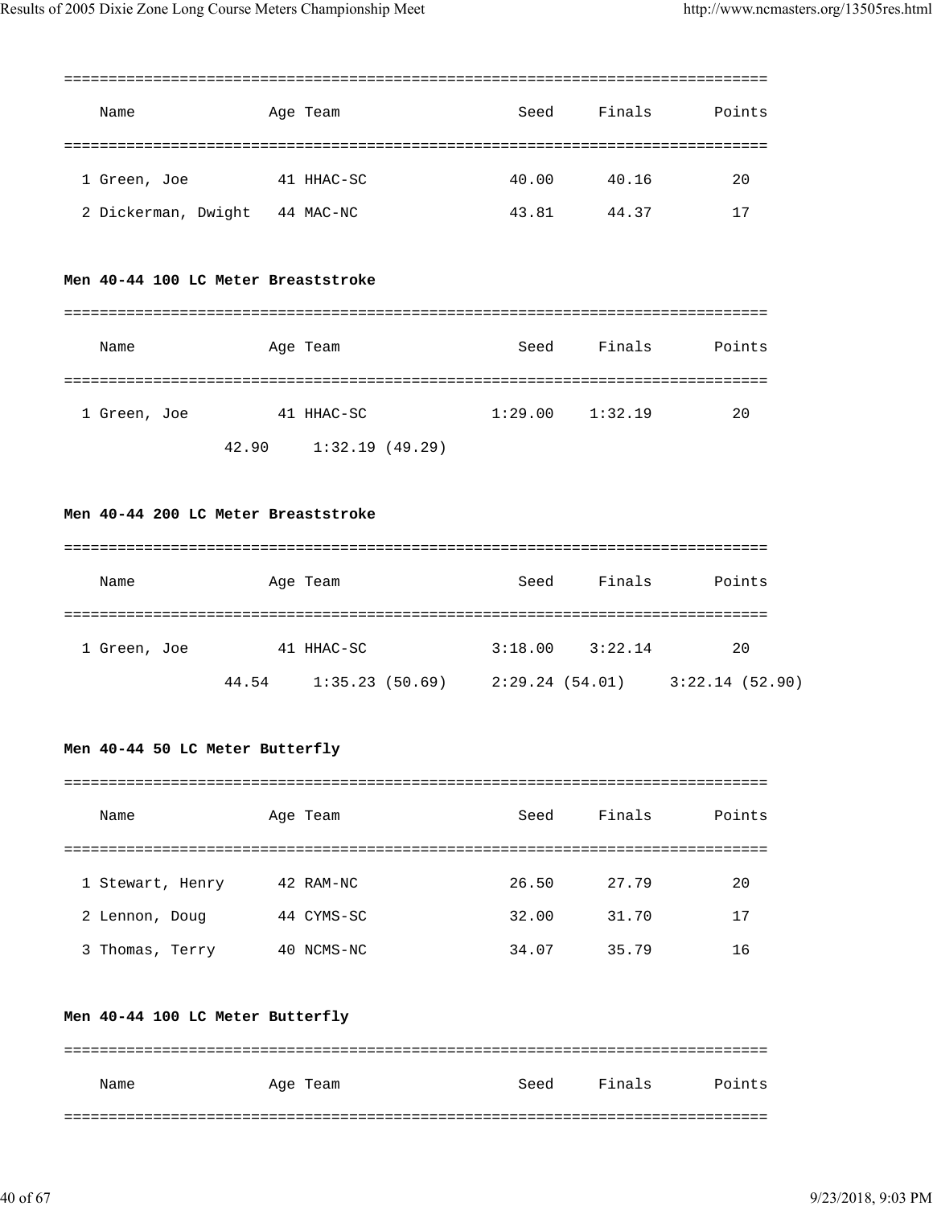| | Name | Age | Team | Seed | Finals | Points |
|---|---|---|---|---|---|---|
| 1 | Green, Joe | 41 | HHAC-SC | 40.00 | 40.16 | 20 |
| 2 | Dickerman, Dwight | 44 | MAC-NC | 43.81 | 44.37 | 17 |

**Men 40-44 100 LC Meter Breaststroke**

| | Name | Age | Team | Seed | Finals | Points |
|---|---|---|---|---|---|---|
| 1 | Green, Joe | 41 | HHAC-SC | 1:29.00 | 1:32.19 | 20 |

42.90     1:32.19 (49.29)

**Men 40-44 200 LC Meter Breaststroke**

| | Name | Age | Team | Seed | Finals | Points |
|---|---|---|---|---|---|---|
| 1 | Green, Joe | 41 | HHAC-SC | 3:18.00 | 3:22.14 | 20 |

44.54     1:35.23 (50.69)     2:29.24 (54.01)     3:22.14 (52.90)

**Men 40-44 50 LC Meter Butterfly**

| | Name | Age | Team | Seed | Finals | Points |
|---|---|---|---|---|---|---|
| 1 | Stewart, Henry | 42 | RAM-NC | 26.50 | 27.79 | 20 |
| 2 | Lennon, Doug | 44 | CYMS-SC | 32.00 | 31.70 | 17 |
| 3 | Thomas, Terry | 40 | NCMS-NC | 34.07 | 35.79 | 16 |

**Men 40-44 100 LC Meter Butterfly**

| | Name | Age | Team | Seed | Finals | Points |
|---|---|---|---|---|---|---|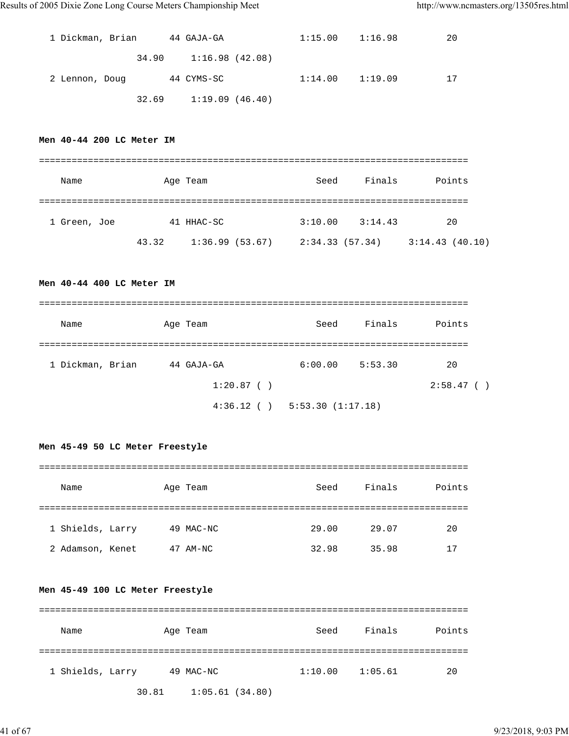| | Name | Age | Team | Seed | Finals | Points |
|---|---|---|---|---|---|---|
| 1 | Dickman, Brian | 44 | GAJA-GA | 1:15.00 | 1:16.98 | 20 |
| | 34.90 | 1:16.98 (42.08) | | | | |
| 2 | Lennon, Doug | 44 | CYMS-SC | 1:14.00 | 1:19.09 | 17 |
| | 32.69 | 1:19.09 (46.40) | | | | |

**Men 40-44 200 LC Meter IM**

| | Name | Age | Team | Seed | Finals | Points |
|---|---|---|---|---|---|---|
| 1 | Green, Joe | 41 | HHAC-SC | 3:10.00 | 3:14.43 | 20 |
| | 43.32 | 1:36.99 (53.67) | 2:34.33 (57.34) | 3:14.43 (40.10) | | |

**Men 40-44 400 LC Meter IM**

| | Name | Age | Team | Seed | Finals | Points |
|---|---|---|---|---|---|---|
| 1 | Dickman, Brian | 44 | GAJA-GA | 6:00.00 | 5:53.30 | 20 |
| | | 1:20.87 ( ) | | | 2:58.47 ( ) | |
| | | 4:36.12 ( ) | 5:53.30 (1:17.18) | | | |

**Men 45-49 50 LC Meter Freestyle**

| | Name | Age | Team | Seed | Finals | Points |
|---|---|---|---|---|---|---|
| 1 | Shields, Larry | 49 | MAC-NC | 29.00 | 29.07 | 20 |
| 2 | Adamson, Kenet | 47 | AM-NC | 32.98 | 35.98 | 17 |

**Men 45-49 100 LC Meter Freestyle**

| | Name | Age | Team | Seed | Finals | Points |
|---|---|---|---|---|---|---|
| 1 | Shields, Larry | 49 | MAC-NC | 1:10.00 | 1:05.61 | 20 |
| | 30.81 | 1:05.61 (34.80) | | | | |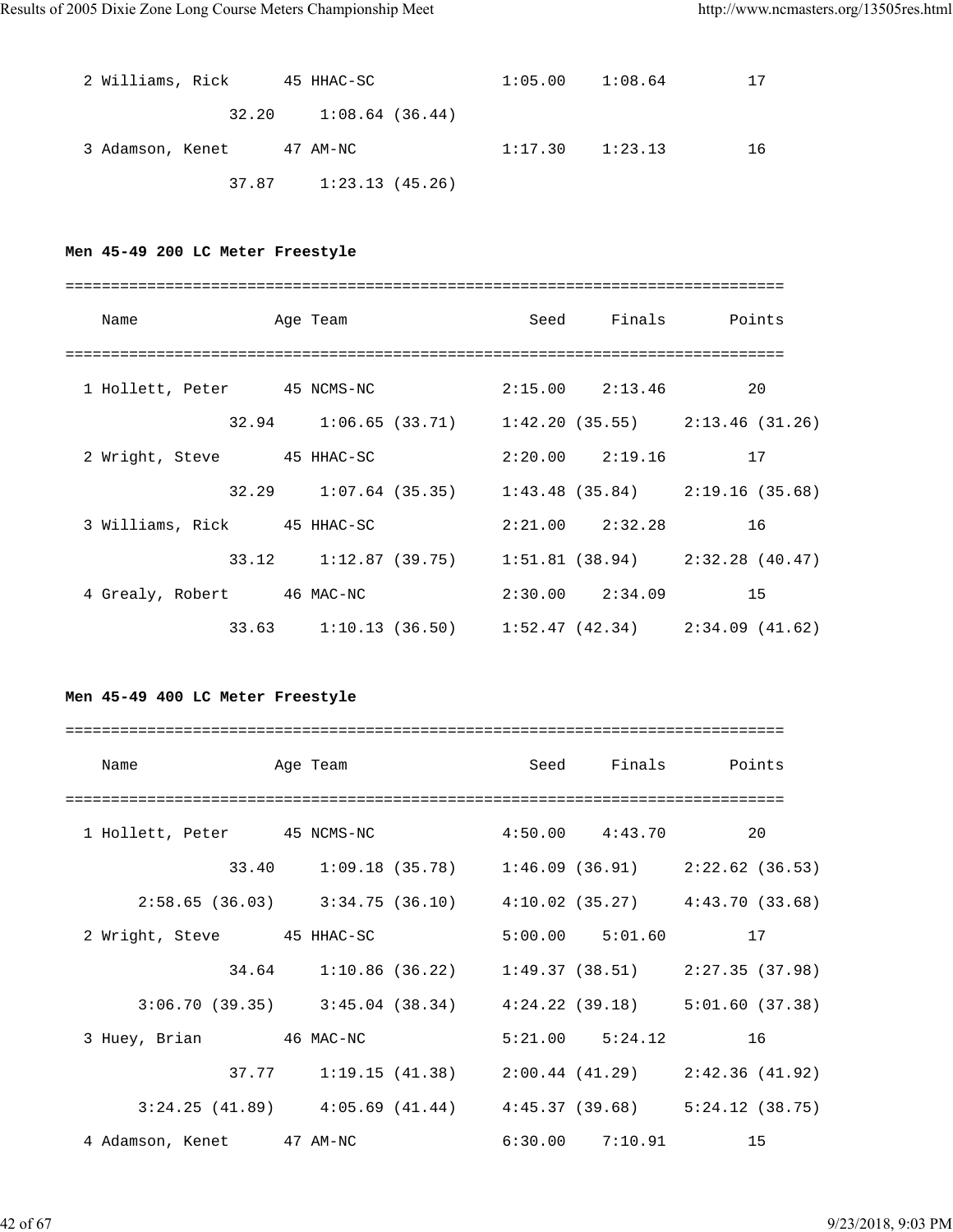```
  2 Williams, Rick      45 HHAC-SC             1:05.00    1:08.64         17
                32.20     1:08.64 (36.44)
  3 Adamson, Kenet      47 AM-NC               1:17.30    1:23.13         16
                37.87     1:23.13 (45.26)
```

**Men 45-49 200 LC Meter Freestyle**

```
===============================================================================
    Name              Age Team                    Seed     Finals       Points
===============================================================================
  1 Hollett, Peter      45 NCMS-NC             2:15.00    2:13.46         20
                32.94     1:06.65 (33.71)     1:42.20 (35.55)     2:13.46 (31.26)
  2 Wright, Steve       45 HHAC-SC             2:20.00    2:19.16         17
                32.29     1:07.64 (35.35)     1:43.48 (35.84)     2:19.16 (35.68)
  3 Williams, Rick      45 HHAC-SC             2:21.00    2:32.28         16
                33.12     1:12.87 (39.75)     1:51.81 (38.94)     2:32.28 (40.47)
  4 Grealy, Robert      46 MAC-NC              2:30.00    2:34.09         15
                33.63     1:10.13 (36.50)     1:52.47 (42.34)     2:34.09 (41.62)
```

**Men 45-49 400 LC Meter Freestyle**

```
===============================================================================
    Name              Age Team                    Seed     Finals       Points
===============================================================================
  1 Hollett, Peter      45 NCMS-NC             4:50.00    4:43.70         20
                33.40     1:09.18 (35.78)     1:46.09 (36.91)     2:22.62 (36.53)
        2:58.65 (36.03)     3:34.75 (36.10)     4:10.02 (35.27)     4:43.70 (33.68)
  2 Wright, Steve       45 HHAC-SC             5:00.00    5:01.60         17
                34.64     1:10.86 (36.22)     1:49.37 (38.51)     2:27.35 (37.98)
        3:06.70 (39.35)     3:45.04 (38.34)     4:24.22 (39.18)     5:01.60 (37.38)
  3 Huey, Brian         46 MAC-NC              5:21.00    5:24.12         16
                37.77     1:19.15 (41.38)     2:00.44 (41.29)     2:42.36 (41.92)
        3:24.25 (41.89)     4:05.69 (41.44)     4:45.37 (39.68)     5:24.12 (38.75)
  4 Adamson, Kenet      47 AM-NC               6:30.00    7:10.91         15
```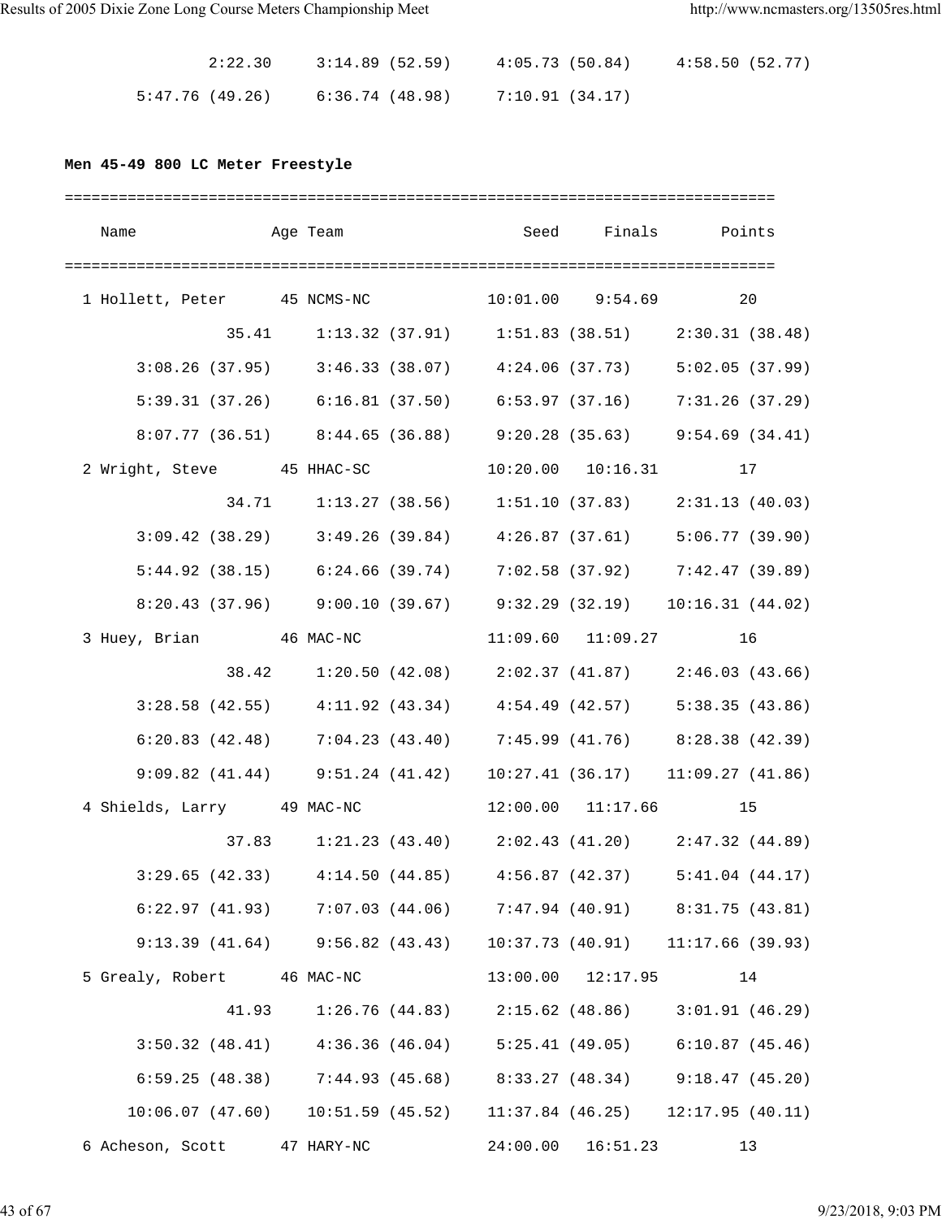```
          2:22.30     3:14.89 (52.59)     4:05.73 (50.84)     4:58.50 (52.77)
      5:47.76 (49.26)     6:36.74 (48.98)     7:10.91 (34.17)
```

**Men 45-49 800 LC Meter Freestyle**

```
===============================================================================
    Name                Age Team                  Seed     Finals       Points
===============================================================================
  1 Hollett, Peter      45 NCMS-NC            10:01.00    9:54.69         20
              35.41     1:13.32 (37.91)     1:51.83 (38.51)     2:30.31 (38.48)
      3:08.26 (37.95)     3:46.33 (38.07)     4:24.06 (37.73)     5:02.05 (37.99)
      5:39.31 (37.26)     6:16.81 (37.50)     6:53.97 (37.16)     7:31.26 (37.29)
      8:07.77 (36.51)     8:44.65 (36.88)     9:20.28 (35.63)     9:54.69 (34.41)
  2 Wright, Steve       45 HHAC-SC            10:20.00   10:16.31         17
              34.71     1:13.27 (38.56)     1:51.10 (37.83)     2:31.13 (40.03)
      3:09.42 (38.29)     3:49.26 (39.84)     4:26.87 (37.61)     5:06.77 (39.90)
      5:44.92 (38.15)     6:24.66 (39.74)     7:02.58 (37.92)     7:42.47 (39.89)
      8:20.43 (37.96)     9:00.10 (39.67)     9:32.29 (32.19)    10:16.31 (44.02)
  3 Huey, Brian         46 MAC-NC             11:09.60   11:09.27         16
              38.42     1:20.50 (42.08)     2:02.37 (41.87)     2:46.03 (43.66)
      3:28.58 (42.55)     4:11.92 (43.34)     4:54.49 (42.57)     5:38.35 (43.86)
      6:20.83 (42.48)     7:04.23 (43.40)     7:45.99 (41.76)     8:28.38 (42.39)
      9:09.82 (41.44)     9:51.24 (41.42)    10:27.41 (36.17)    11:09.27 (41.86)
  4 Shields, Larry      49 MAC-NC             12:00.00   11:17.66         15
              37.83     1:21.23 (43.40)     2:02.43 (41.20)     2:47.32 (44.89)
      3:29.65 (42.33)     4:14.50 (44.85)     4:56.87 (42.37)     5:41.04 (44.17)
      6:22.97 (41.93)     7:07.03 (44.06)     7:47.94 (40.91)     8:31.75 (43.81)
      9:13.39 (41.64)     9:56.82 (43.43)    10:37.73 (40.91)    11:17.66 (39.93)
  5 Grealy, Robert      46 MAC-NC             13:00.00   12:17.95         14
              41.93     1:26.76 (44.83)     2:15.62 (48.86)     3:01.91 (46.29)
      3:50.32 (48.41)     4:36.36 (46.04)     5:25.41 (49.05)     6:10.87 (45.46)
      6:59.25 (48.38)     7:44.93 (45.68)     8:33.27 (48.34)     9:18.47 (45.20)
     10:06.07 (47.60)    10:51.59 (45.52)    11:37.84 (46.25)    12:17.95 (40.11)
  6 Acheson, Scott      47 HARY-NC            24:00.00   16:51.23         13
```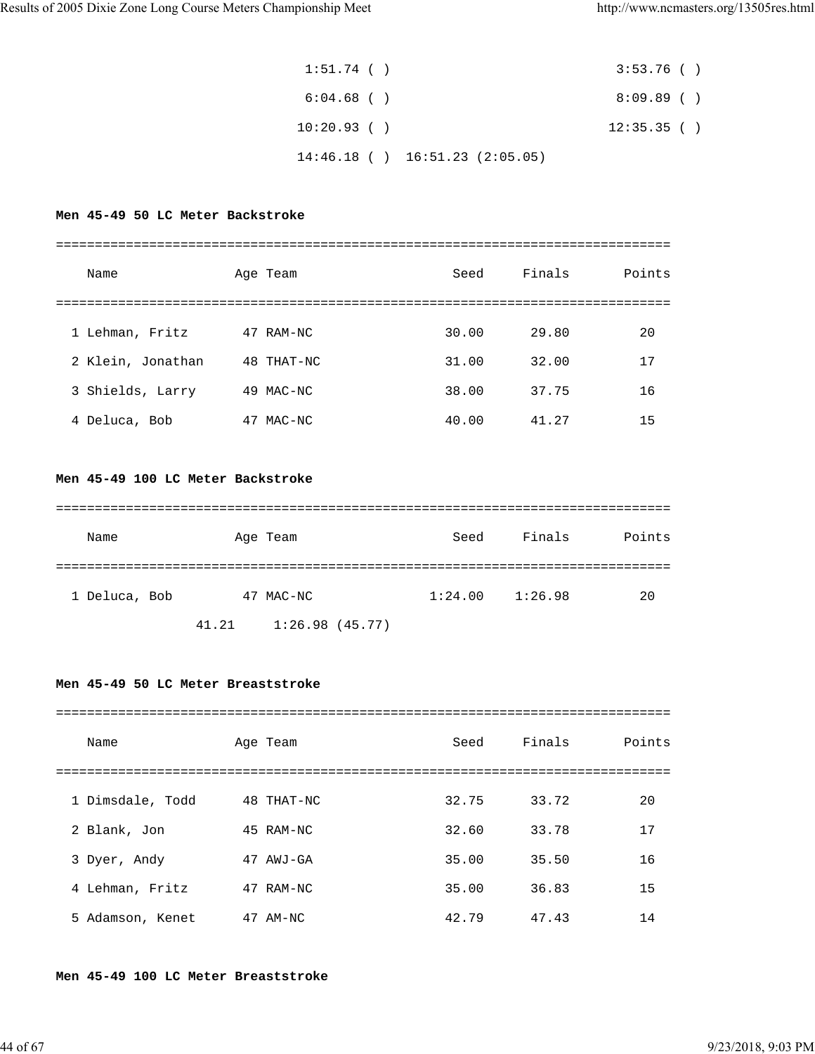```
1:51.74 ( )                              3:53.76 ( )
6:04.68 ( )                              8:09.89 ( )
10:20.93 ( )                             12:35.35 ( )
14:46.18 ( )  16:51.23 (2:05.05)
```

**Men 45-49 50 LC Meter Backstroke**

| | Name | Age | Team | Seed | Finals | Points |
|---|---|---|---|---|---|---|
| 1 | Lehman, Fritz | 47 | RAM-NC | 30.00 | 29.80 | 20 |
| 2 | Klein, Jonathan | 48 | THAT-NC | 31.00 | 32.00 | 17 |
| 3 | Shields, Larry | 49 | MAC-NC | 38.00 | 37.75 | 16 |
| 4 | Deluca, Bob | 47 | MAC-NC | 40.00 | 41.27 | 15 |

**Men 45-49 100 LC Meter Backstroke**

| | Name | Age | Team | Seed | Finals | Points |
|---|---|---|---|---|---|---|
| 1 | Deluca, Bob | 47 | MAC-NC | 1:24.00 | 1:26.98 | 20 |

```
41.21     1:26.98 (45.77)
```

**Men 45-49 50 LC Meter Breaststroke**

| | Name | Age | Team | Seed | Finals | Points |
|---|---|---|---|---|---|---|
| 1 | Dimsdale, Todd | 48 | THAT-NC | 32.75 | 33.72 | 20 |
| 2 | Blank, Jon | 45 | RAM-NC | 32.60 | 33.78 | 17 |
| 3 | Dyer, Andy | 47 | AWJ-GA | 35.00 | 35.50 | 16 |
| 4 | Lehman, Fritz | 47 | RAM-NC | 35.00 | 36.83 | 15 |
| 5 | Adamson, Kenet | 47 | AM-NC | 42.79 | 47.43 | 14 |

**Men 45-49 100 LC Meter Breaststroke**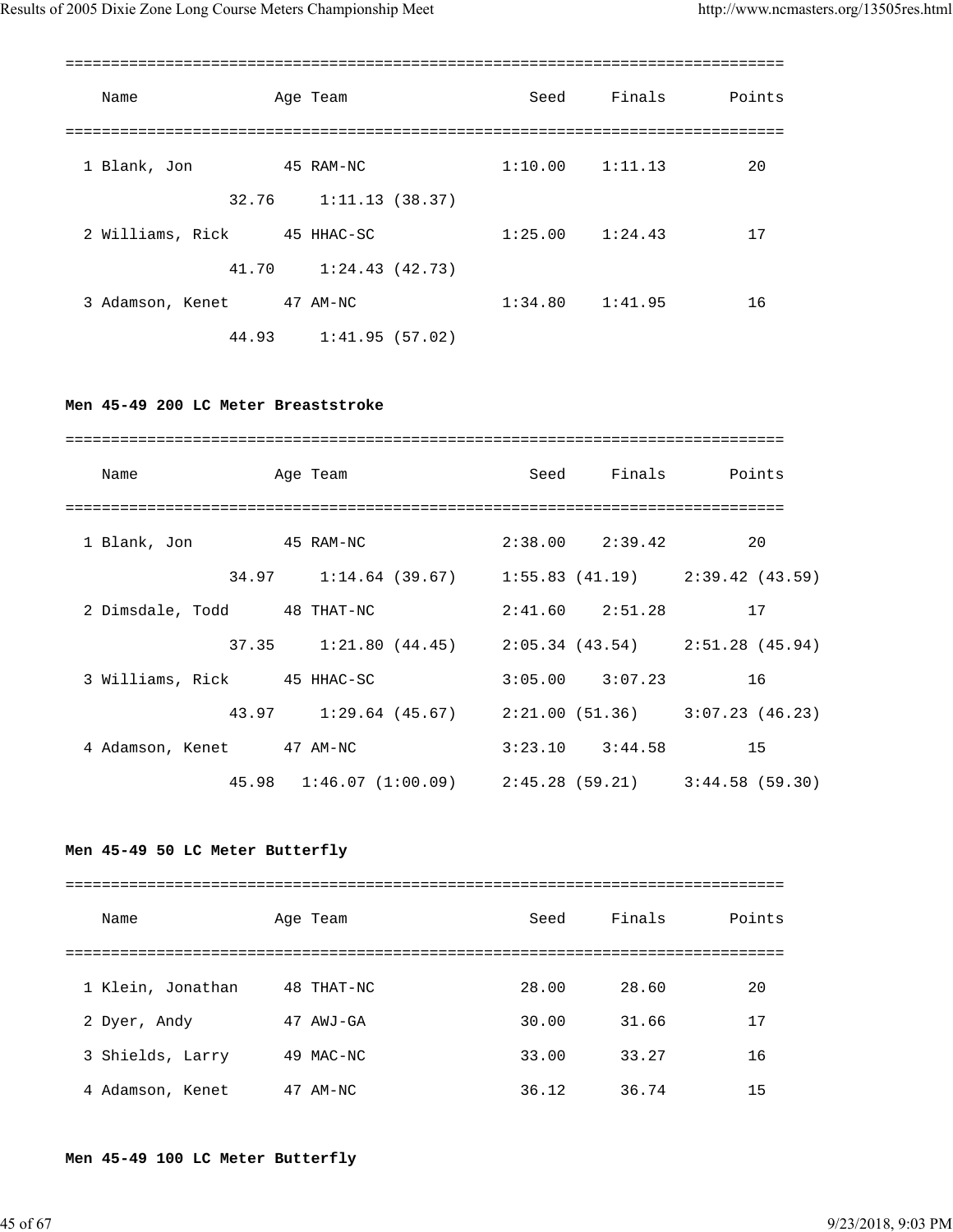| Name | Age | Team | Seed | Finals | Points |
|---|---|---|---|---|---|
| 1 Blank, Jon | 45 | RAM-NC | 1:10.00 | 1:11.13 | 20 |
| 32.76 &nbsp; 1:11.13 (38.37) | | | | | |
| 2 Williams, Rick | 45 | HHAC-SC | 1:25.00 | 1:24.43 | 17 |
| 41.70 &nbsp; 1:24.43 (42.73) | | | | | |
| 3 Adamson, Kenet | 47 | AM-NC | 1:34.80 | 1:41.95 | 16 |
| 44.93 &nbsp; 1:41.95 (57.02) | | | | | |

**Men 45-49 200 LC Meter Breaststroke**

| Name | Age | Team | Seed | Finals | Points |
|---|---|---|---|---|---|
| 1 Blank, Jon | 45 | RAM-NC | 2:38.00 | 2:39.42 | 20 |
| 34.97 &nbsp; 1:14.64 (39.67) &nbsp; 1:55.83 (41.19) &nbsp; 2:39.42 (43.59) | | | | | |
| 2 Dimsdale, Todd | 48 | THAT-NC | 2:41.60 | 2:51.28 | 17 |
| 37.35 &nbsp; 1:21.80 (44.45) &nbsp; 2:05.34 (43.54) &nbsp; 2:51.28 (45.94) | | | | | |
| 3 Williams, Rick | 45 | HHAC-SC | 3:05.00 | 3:07.23 | 16 |
| 43.97 &nbsp; 1:29.64 (45.67) &nbsp; 2:21.00 (51.36) &nbsp; 3:07.23 (46.23) | | | | | |
| 4 Adamson, Kenet | 47 | AM-NC | 3:23.10 | 3:44.58 | 15 |
| 45.98 &nbsp; 1:46.07 (1:00.09) &nbsp; 2:45.28 (59.21) &nbsp; 3:44.58 (59.30) | | | | | |

**Men 45-49 50 LC Meter Butterfly**

| Name | Age | Team | Seed | Finals | Points |
|---|---|---|---|---|---|
| 1 Klein, Jonathan | 48 | THAT-NC | 28.00 | 28.60 | 20 |
| 2 Dyer, Andy | 47 | AWJ-GA | 30.00 | 31.66 | 17 |
| 3 Shields, Larry | 49 | MAC-NC | 33.00 | 33.27 | 16 |
| 4 Adamson, Kenet | 47 | AM-NC | 36.12 | 36.74 | 15 |

**Men 45-49 100 LC Meter Butterfly**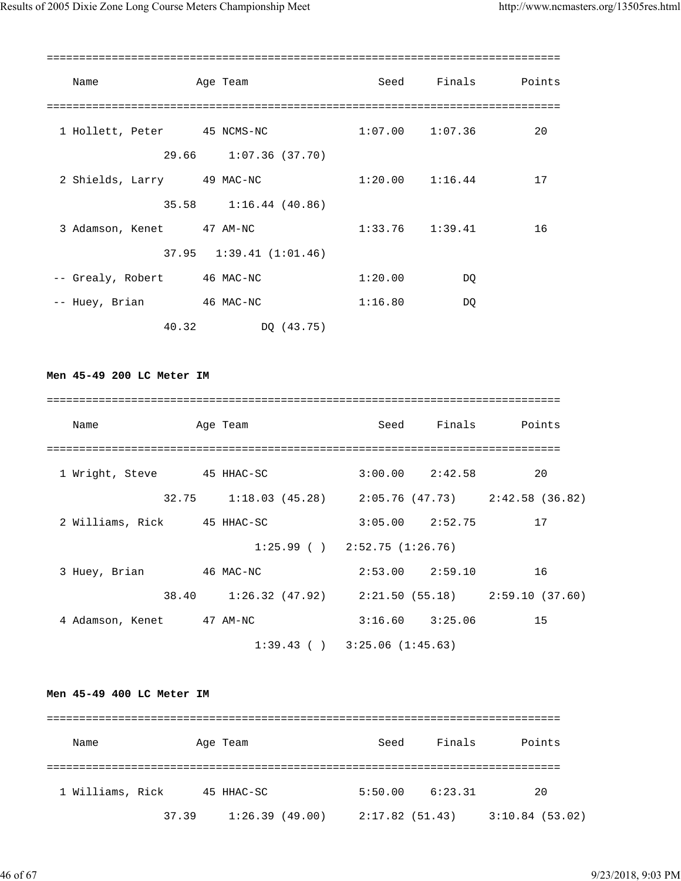```
===============================================================================
    Name                Age Team                    Seed     Finals       Points
===============================================================================
  1 Hollett, Peter      45 NCMS-NC             1:07.00    1:07.36         20
                 29.66     1:07.36 (37.70)
  2 Shields, Larry      49 MAC-NC              1:20.00    1:16.44         17
                 35.58     1:16.44 (40.86)
  3 Adamson, Kenet      47 AM-NC               1:33.76    1:39.41         16
                 37.95   1:39.41 (1:01.46)
 -- Grealy, Robert      46 MAC-NC              1:20.00         DQ
 -- Huey, Brian         46 MAC-NC              1:16.80         DQ
                 40.32          DQ (43.75)
```

**Men 45-49 200 LC Meter IM**

```
===============================================================================
    Name                Age Team                    Seed     Finals       Points
===============================================================================
  1 Wright, Steve       45 HHAC-SC             3:00.00    2:42.58         20
                 32.75     1:18.03 (45.28)     2:05.76 (47.73)     2:42.58 (36.82)
  2 Williams, Rick      45 HHAC-SC             3:05.00    2:52.75         17
                               1:25.99 ( )   2:52.75 (1:26.76)
  3 Huey, Brian         46 MAC-NC              2:53.00    2:59.10         16
                 38.40     1:26.32 (47.92)     2:21.50 (55.18)     2:59.10 (37.60)
  4 Adamson, Kenet      47 AM-NC               3:16.60    3:25.06         15
                               1:39.43 ( )   3:25.06 (1:45.63)
```

**Men 45-49 400 LC Meter IM**

```
===============================================================================
    Name                Age Team                    Seed     Finals       Points
===============================================================================
  1 Williams, Rick      45 HHAC-SC             5:50.00    6:23.31         20
                 37.39     1:26.39 (49.00)     2:17.82 (51.43)     3:10.84 (53.02)
```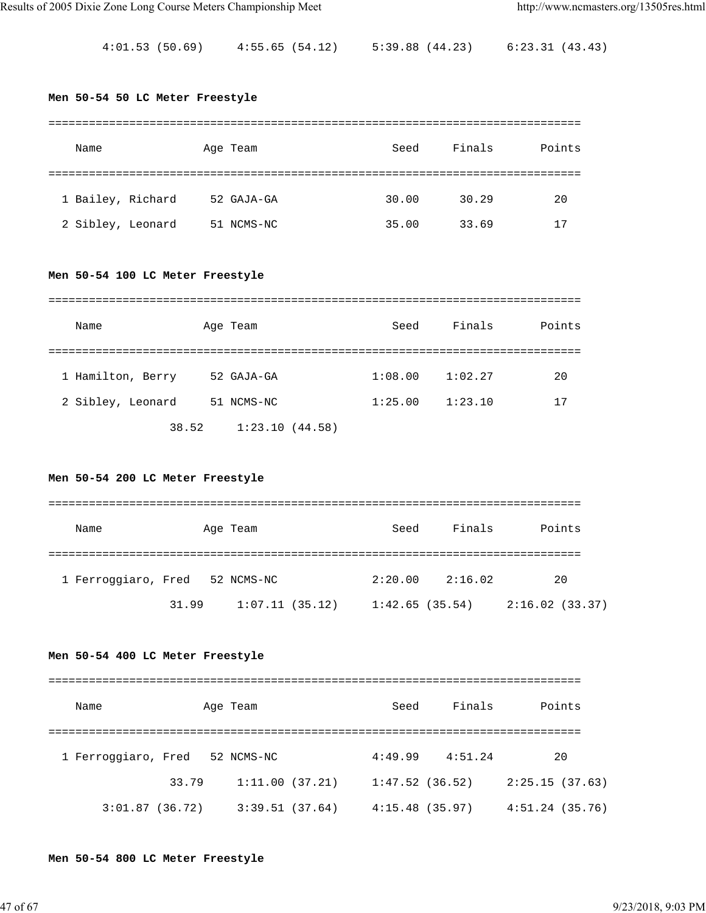4:01.53 (50.69)     4:55.65 (54.12)     5:39.88 (44.23)     6:23.31 (43.43)

**Men 50-54 50 LC Meter Freestyle**

| | Name | Age | Team | Seed | Finals | Points |
|---|---|---|---|---|---|---|
| 1 | Bailey, Richard | 52 | GAJA-GA | 30.00 | 30.29 | 20 |
| 2 | Sibley, Leonard | 51 | NCMS-NC | 35.00 | 33.69 | 17 |

**Men 50-54 100 LC Meter Freestyle**

| | Name | Age | Team | Seed | Finals | Points |
|---|---|---|---|---|---|---|
| 1 | Hamilton, Berry | 52 | GAJA-GA | 1:08.00 | 1:02.27 | 20 |
| 2 | Sibley, Leonard | 51 | NCMS-NC | 1:25.00 | 1:23.10 | 17 |

38.52     1:23.10 (44.58)

**Men 50-54 200 LC Meter Freestyle**

| | Name | Age | Team | Seed | Finals | Points |
|---|---|---|---|---|---|---|
| 1 | Ferroggiaro, Fred | 52 | NCMS-NC | 2:20.00 | 2:16.02 | 20 |

31.99     1:07.11 (35.12)     1:42.65 (35.54)     2:16.02 (33.37)

**Men 50-54 400 LC Meter Freestyle**

| | Name | Age | Team | Seed | Finals | Points |
|---|---|---|---|---|---|---|
| 1 | Ferroggiaro, Fred | 52 | NCMS-NC | 4:49.99 | 4:51.24 | 20 |

33.79     1:11.00 (37.21)     1:47.52 (36.52)     2:25.15 (37.63)
3:01.87 (36.72)     3:39.51 (37.64)     4:15.48 (35.97)     4:51.24 (35.76)

**Men 50-54 800 LC Meter Freestyle**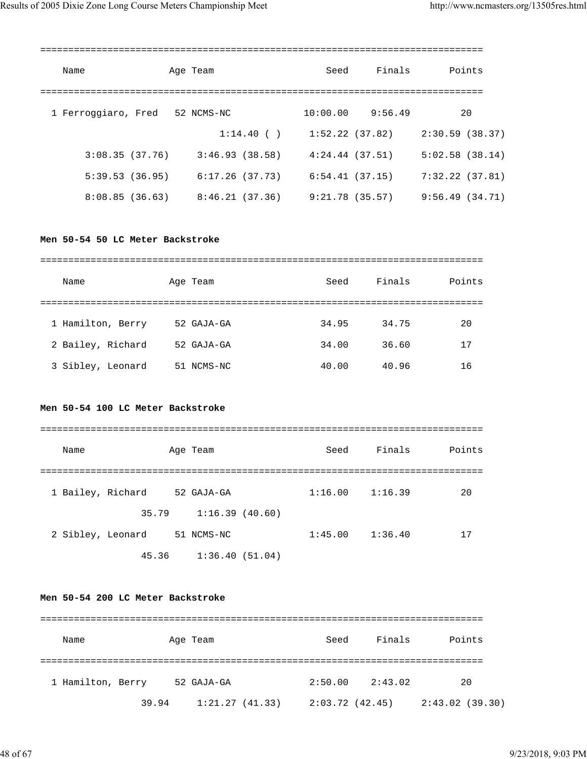| Name | Age | Team | Seed | Finals | Points |
|---|---|---|---|---|---|
| 1 Ferroggiaro, Fred | 52 | NCMS-NC | 10:00.00 | 9:56.49 | 20 |

```
                          1:14.40 ( )     1:52.22 (37.82)     2:30.59 (38.37)
      3:08.35 (37.76)     3:46.93 (38.58)     4:24.44 (37.51)     5:02.58 (38.14)
      5:39.53 (36.95)     6:17.26 (37.73)     6:54.41 (37.15)     7:32.22 (37.81)
      8:08.85 (36.63)     8:46.21 (37.36)     9:21.78 (35.57)     9:56.49 (34.71)
```

**Men 50-54 50 LC Meter Backstroke**

| Name | Age | Team | Seed | Finals | Points |
|---|---|---|---|---|---|
| 1 Hamilton, Berry | 52 | GAJA-GA | 34.95 | 34.75 | 20 |
| 2 Bailey, Richard | 52 | GAJA-GA | 34.00 | 36.60 | 17 |
| 3 Sibley, Leonard | 51 | NCMS-NC | 40.00 | 40.96 | 16 |

**Men 50-54 100 LC Meter Backstroke**

| Name | Age | Team | Seed | Finals | Points |
|---|---|---|---|---|---|
| 1 Bailey, Richard | 52 | GAJA-GA | 1:16.00 | 1:16.39 | 20 |
| 35.79 &nbsp; 1:16.39 (40.60) | | | | | |
| 2 Sibley, Leonard | 51 | NCMS-NC | 1:45.00 | 1:36.40 | 17 |
| 45.36 &nbsp; 1:36.40 (51.04) | | | | | |

**Men 50-54 200 LC Meter Backstroke**

| Name | Age | Team | Seed | Finals | Points |
|---|---|---|---|---|---|
| 1 Hamilton, Berry | 52 | GAJA-GA | 2:50.00 | 2:43.02 | 20 |
| 39.94 &nbsp; 1:21.27 (41.33) &nbsp; 2:03.72 (42.45) &nbsp; 2:43.02 (39.30) | | | | | |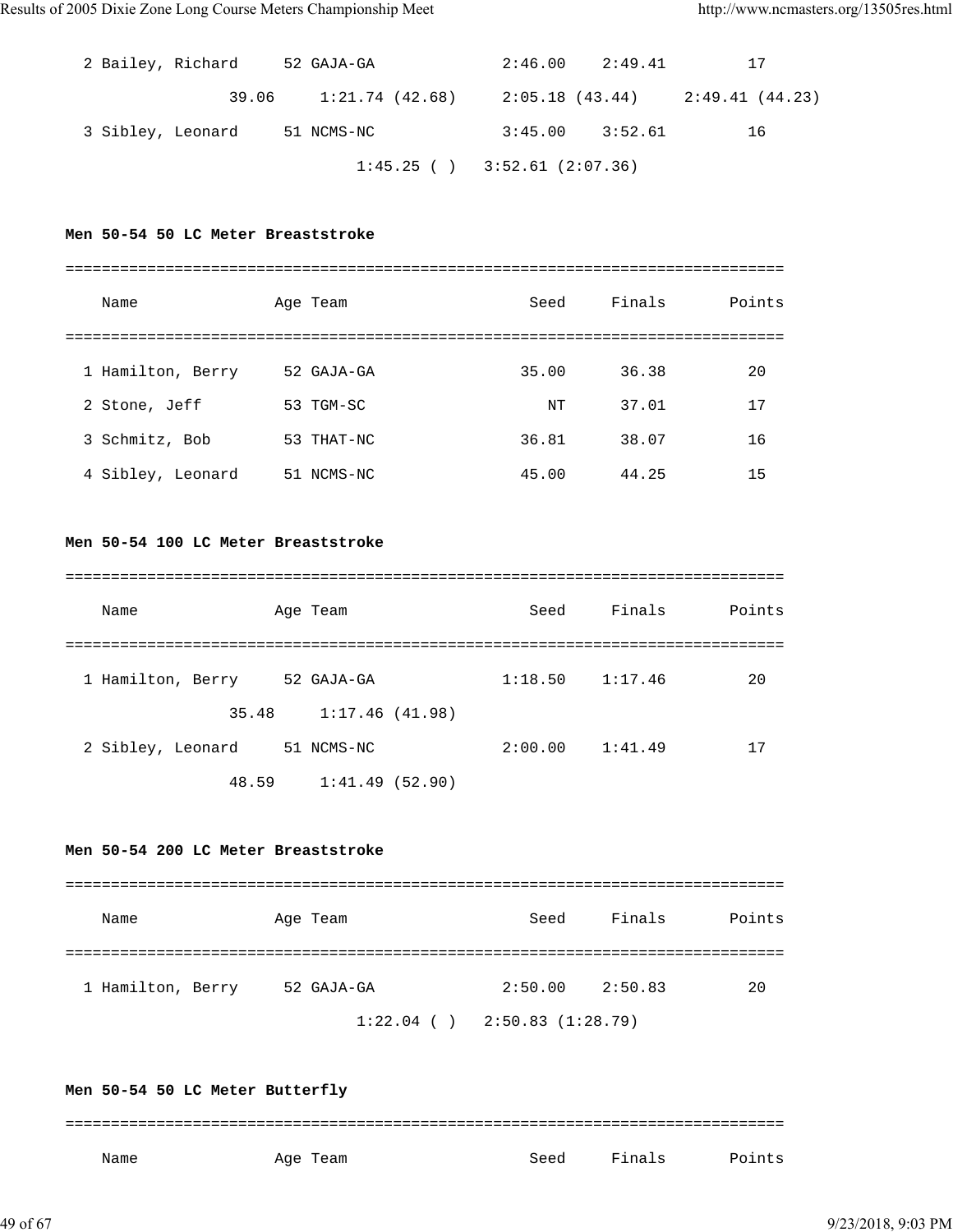```
  2 Bailey, Richard     52 GAJA-GA             2:46.00    2:49.41         17
                39.06     1:21.74 (42.68)     2:05.18 (43.44)     2:49.41 (44.23)
  3 Sibley, Leonard     51 NCMS-NC             3:45.00    3:52.61         16
                          1:45.25 ( )   3:52.61 (2:07.36)
```

**Men 50-54 50 LC Meter Breaststroke**

```
===============================================================================
    Name               Age Team                    Seed     Finals       Points
===============================================================================
  1 Hamilton, Berry     52 GAJA-GA                35.00      36.38         20
  2 Stone, Jeff         53 TGM-SC                    NT      37.01         17
  3 Schmitz, Bob        53 THAT-NC                36.81      38.07         16
  4 Sibley, Leonard     51 NCMS-NC                45.00      44.25         15
```

**Men 50-54 100 LC Meter Breaststroke**

```
===============================================================================
    Name               Age Team                    Seed     Finals       Points
===============================================================================
  1 Hamilton, Berry     52 GAJA-GA             1:18.50    1:17.46         20
                35.48     1:17.46 (41.98)
  2 Sibley, Leonard     51 NCMS-NC             2:00.00    1:41.49         17
                48.59     1:41.49 (52.90)
```

**Men 50-54 200 LC Meter Breaststroke**

```
===============================================================================
    Name               Age Team                    Seed     Finals       Points
===============================================================================
  1 Hamilton, Berry     52 GAJA-GA             2:50.00    2:50.83         20
                          1:22.04 ( )   2:50.83 (1:28.79)
```

**Men 50-54 50 LC Meter Butterfly**

```
===============================================================================
    Name               Age Team                    Seed     Finals       Points
```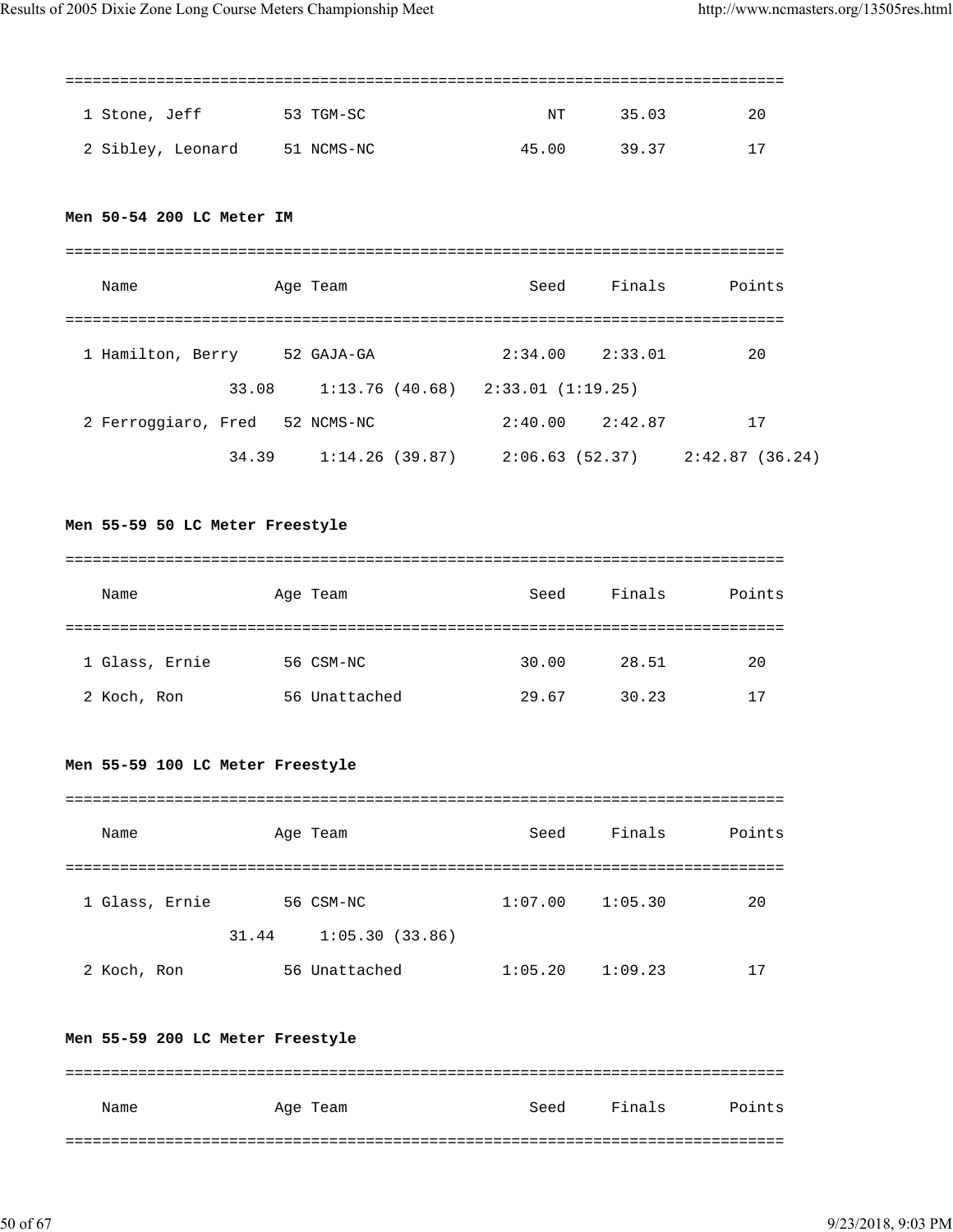```
===============================================================================
  1 Stone, Jeff         53 TGM-SC                    NT      35.03         20
  2 Sibley, Leonard     51 NCMS-NC                45.00      39.37         17
```

**Men 50-54 200 LC Meter IM**

```
===============================================================================
    Name              Age Team                    Seed     Finals       Points
===============================================================================
  1 Hamilton, Berry     52 GAJA-GA             2:34.00    2:33.01         20
               33.08     1:13.76 (40.68)   2:33.01 (1:19.25)
  2 Ferroggiaro, Fred   52 NCMS-NC             2:40.00    2:42.87         17
               34.39     1:14.26 (39.87)     2:06.63 (52.37)     2:42.87 (36.24)
```

**Men 55-59 50 LC Meter Freestyle**

```
===============================================================================
    Name              Age Team                    Seed     Finals       Points
===============================================================================
  1 Glass, Ernie        56 CSM-NC                 30.00      28.51         20
  2 Koch, Ron           56 Unattached             29.67      30.23         17
```

**Men 55-59 100 LC Meter Freestyle**

```
===============================================================================
    Name              Age Team                    Seed     Finals       Points
===============================================================================
  1 Glass, Ernie        56 CSM-NC              1:07.00    1:05.30         20
               31.44     1:05.30 (33.86)
  2 Koch, Ron           56 Unattached          1:05.20    1:09.23         17
```

**Men 55-59 200 LC Meter Freestyle**

```
===============================================================================
    Name              Age Team                    Seed     Finals       Points
===============================================================================
```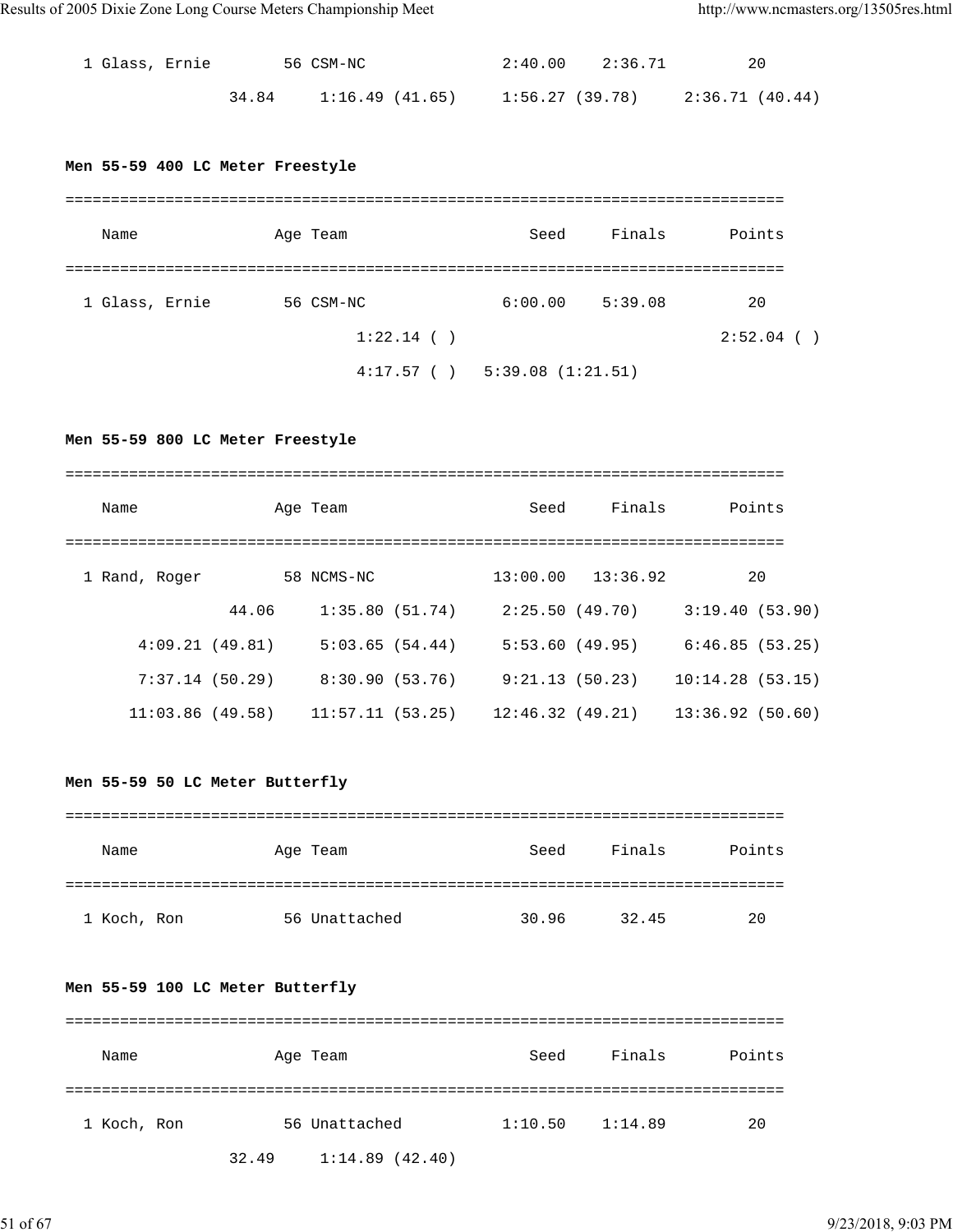```
  1 Glass, Ernie        56 CSM-NC              2:40.00    2:36.71         20
                34.84     1:16.49 (41.65)     1:56.27 (39.78)     2:36.71 (40.44)
```

**Men 55-59 400 LC Meter Freestyle**

```
===============================================================================
    Name               Age Team                    Seed     Finals       Points
===============================================================================
  1 Glass, Ernie        56 CSM-NC              6:00.00    5:39.08         20
                        1:22.14 ( )                               2:52.04 ( )
                        4:17.57 ( )   5:39.08 (1:21.51)
```

**Men 55-59 800 LC Meter Freestyle**

```
===============================================================================
    Name               Age Team                    Seed     Finals       Points
===============================================================================
  1 Rand, Roger         58 NCMS-NC            13:00.00   13:36.92         20
                44.06     1:35.80 (51.74)     2:25.50 (49.70)     3:19.40 (53.90)
      4:09.21 (49.81)     5:03.65 (54.44)     5:53.60 (49.95)     6:46.85 (53.25)
      7:37.14 (50.29)     8:30.90 (53.76)     9:21.13 (50.23)    10:14.28 (53.15)
     11:03.86 (49.58)    11:57.11 (53.25)    12:46.32 (49.21)    13:36.92 (50.60)
```

**Men 55-59 50 LC Meter Butterfly**

```
===============================================================================
    Name               Age Team                    Seed     Finals       Points
===============================================================================
  1 Koch, Ron           56 Unattached            30.96      32.45         20
```

**Men 55-59 100 LC Meter Butterfly**

```
===============================================================================
    Name               Age Team                    Seed     Finals       Points
===============================================================================
  1 Koch, Ron           56 Unattached          1:10.50    1:14.89         20
                32.49     1:14.89 (42.40)
```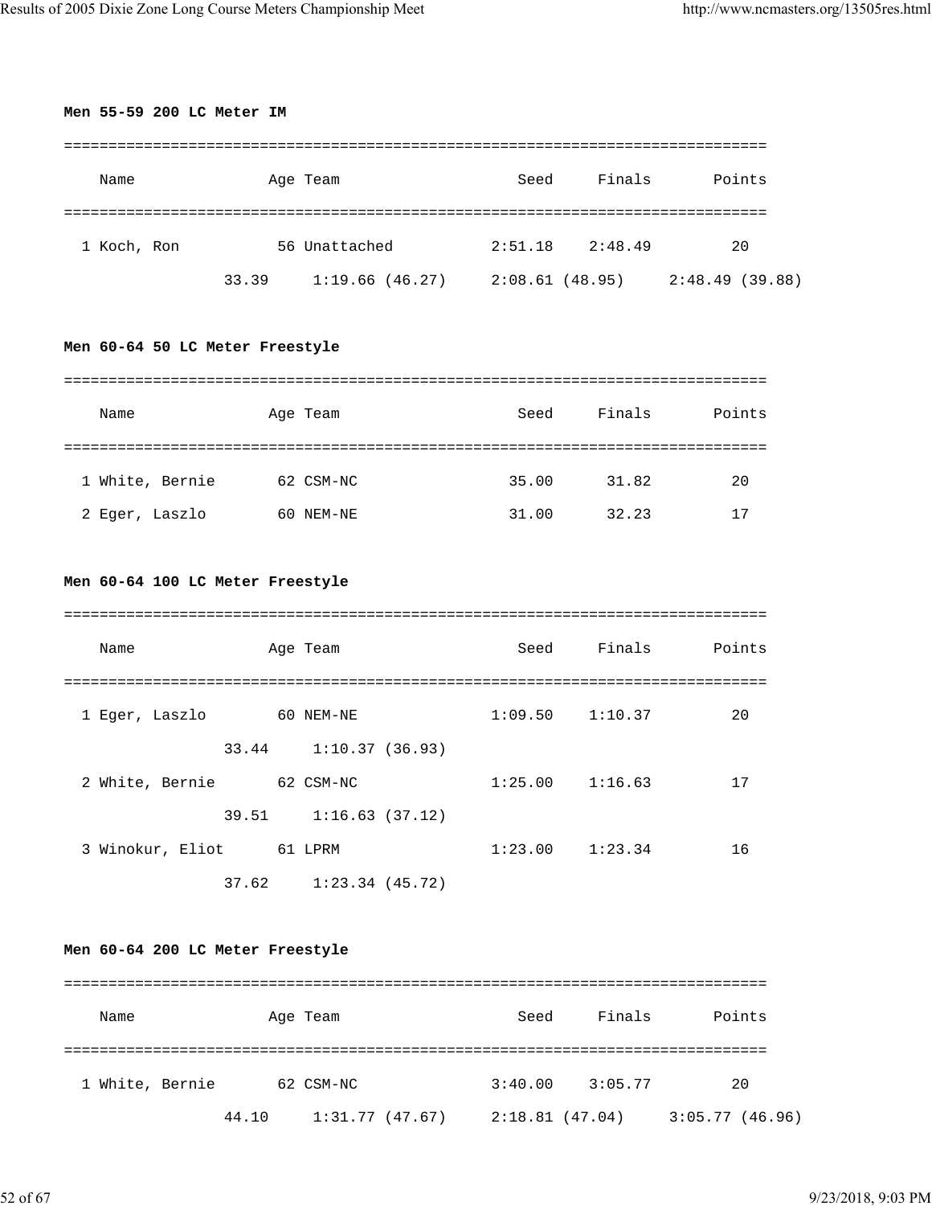**Men 55-59 200 LC Meter IM**

```
===============================================================================
    Name              Age Team                    Seed     Finals       Points
===============================================================================
  1 Koch, Ron          56 Unattached           2:51.18    2:48.49         20
                 33.39     1:19.66 (46.27)     2:08.61 (48.95)     2:48.49 (39.88)
```

**Men 60-64 50 LC Meter Freestyle**

```
===============================================================================
    Name              Age Team                    Seed     Finals       Points
===============================================================================
  1 White, Bernie      62 CSM-NC                 35.00      31.82         20
  2 Eger, Laszlo       60 NEM-NE                 31.00      32.23         17
```

**Men 60-64 100 LC Meter Freestyle**

```
===============================================================================
    Name              Age Team                    Seed     Finals       Points
===============================================================================
  1 Eger, Laszlo       60 NEM-NE               1:09.50    1:10.37         20
                 33.44     1:10.37 (36.93)
  2 White, Bernie      62 CSM-NC               1:25.00    1:16.63         17
                 39.51     1:16.63 (37.12)
  3 Winokur, Eliot     61 LPRM                 1:23.00    1:23.34         16
                 37.62     1:23.34 (45.72)
```

**Men 60-64 200 LC Meter Freestyle**

```
===============================================================================
    Name              Age Team                    Seed     Finals       Points
===============================================================================
  1 White, Bernie      62 CSM-NC               3:40.00    3:05.77         20
                 44.10     1:31.77 (47.67)     2:18.81 (47.04)     3:05.77 (46.96)
```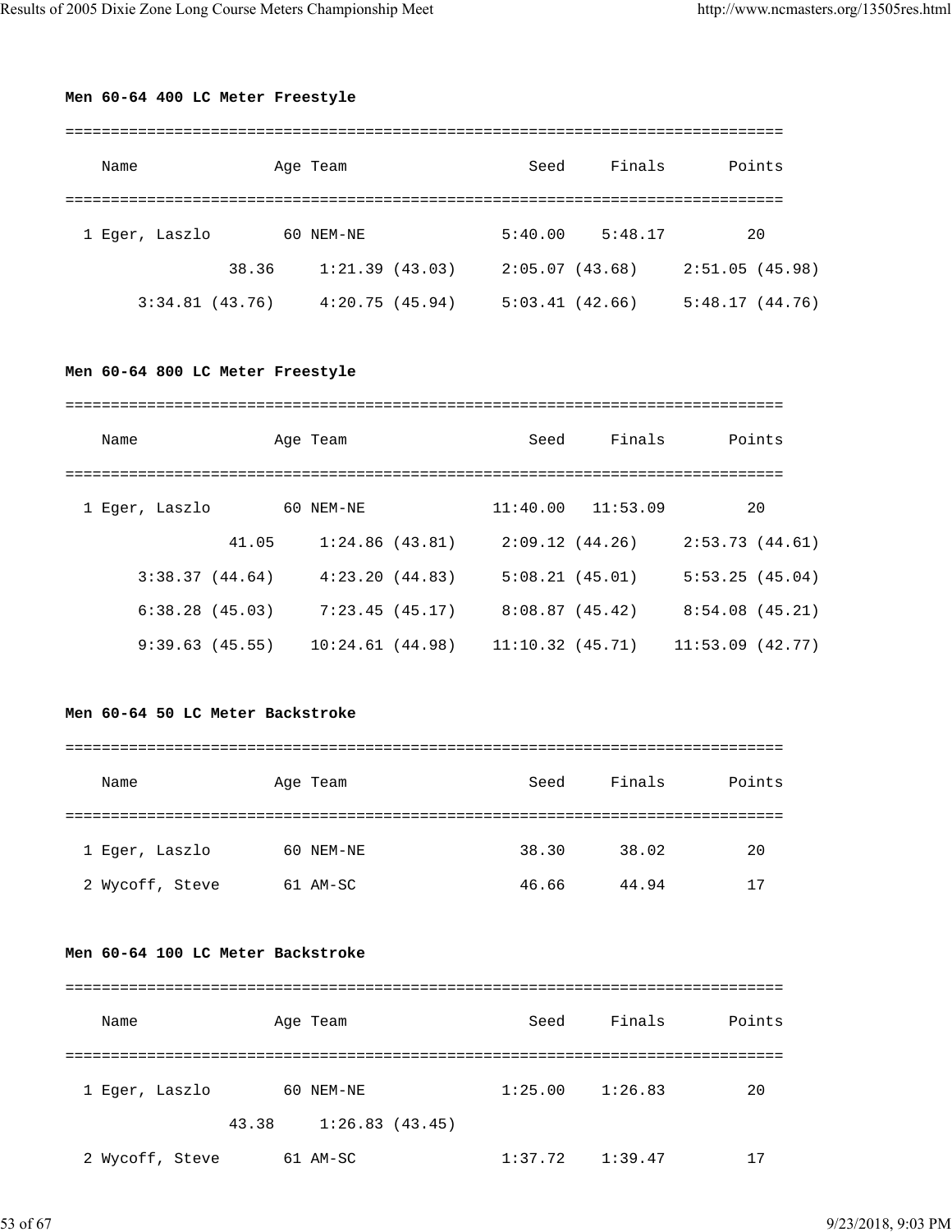**Men 60-64 400 LC Meter Freestyle**

```
===============================================================================
    Name              Age Team                    Seed     Finals       Points
===============================================================================
  1 Eger, Laszlo       60 NEM-NE               5:40.00    5:48.17         20
              38.36     1:21.39 (43.03)     2:05.07 (43.68)     2:51.05 (45.98)
      3:34.81 (43.76)     4:20.75 (45.94)     5:03.41 (42.66)     5:48.17 (44.76)
```

**Men 60-64 800 LC Meter Freestyle**

```
===============================================================================
    Name              Age Team                    Seed     Finals       Points
===============================================================================
  1 Eger, Laszlo       60 NEM-NE              11:40.00   11:53.09         20
              41.05     1:24.86 (43.81)     2:09.12 (44.26)     2:53.73 (44.61)
      3:38.37 (44.64)     4:23.20 (44.83)     5:08.21 (45.01)     5:53.25 (45.04)
      6:38.28 (45.03)     7:23.45 (45.17)     8:08.87 (45.42)     8:54.08 (45.21)
      9:39.63 (45.55)    10:24.61 (44.98)    11:10.32 (45.71)    11:53.09 (42.77)
```

**Men 60-64 50 LC Meter Backstroke**

```
===============================================================================
    Name              Age Team                    Seed     Finals       Points
===============================================================================
  1 Eger, Laszlo       60 NEM-NE                 38.30      38.02         20
  2 Wycoff, Steve      61 AM-SC                  46.66      44.94         17
```

**Men 60-64 100 LC Meter Backstroke**

```
===============================================================================
    Name              Age Team                    Seed     Finals       Points
===============================================================================
  1 Eger, Laszlo       60 NEM-NE               1:25.00    1:26.83         20
              43.38     1:26.83 (43.45)
  2 Wycoff, Steve      61 AM-SC                1:37.72    1:39.47         17
```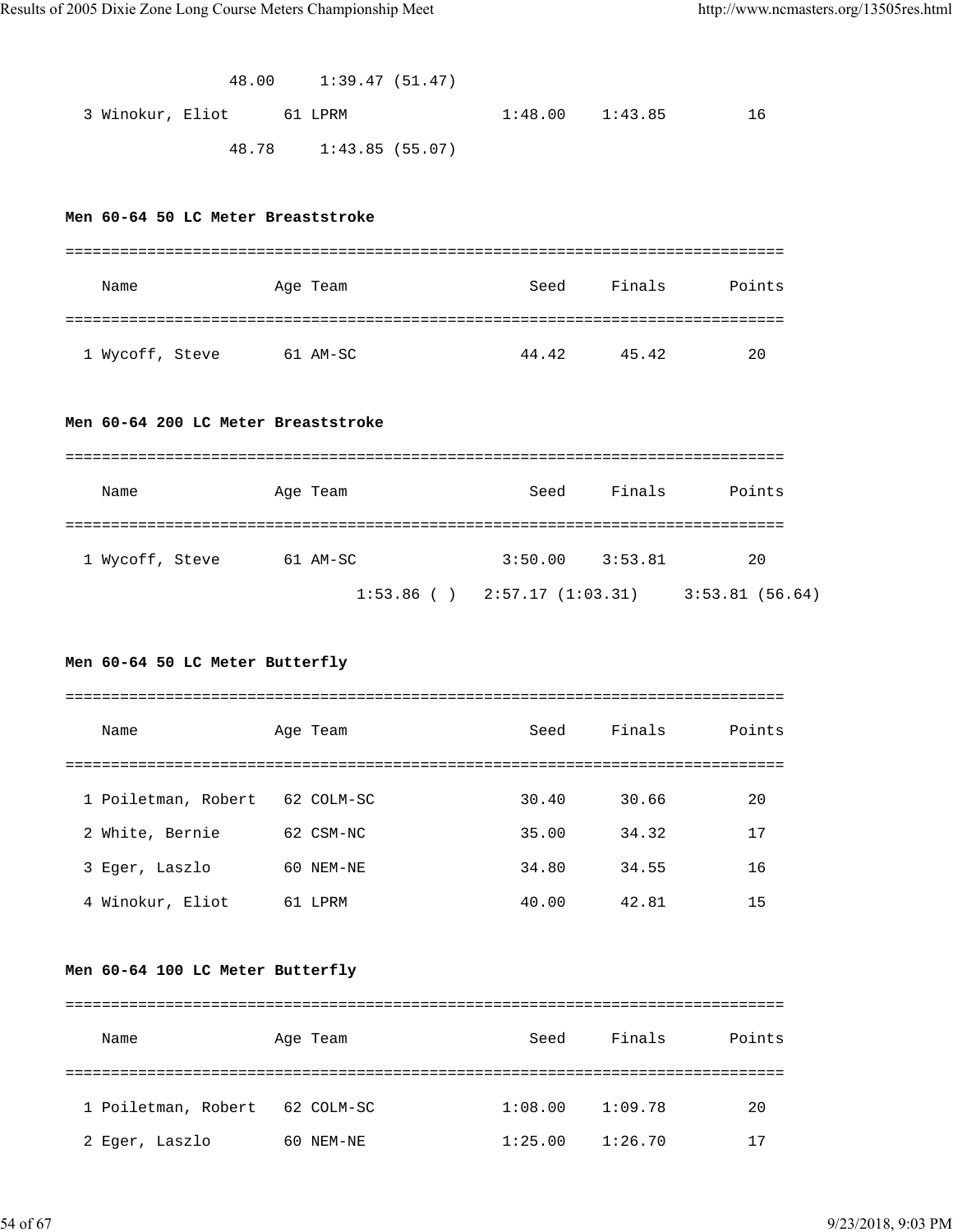48.00     1:39.47 (51.47)

| | Name | Age | Team | Seed | Finals | Points |
|---|---|---|---|---|---|---|
| 3 | Winokur, Eliot | 61 | LPRM | 1:48.00 | 1:43.85 | 16 |

48.78     1:43.85 (55.07)

**Men 60-64 50 LC Meter Breaststroke**

| | Name | Age | Team | Seed | Finals | Points |
|---|---|---|---|---|---|---|
| 1 | Wycoff, Steve | 61 | AM-SC | 44.42 | 45.42 | 20 |

**Men 60-64 200 LC Meter Breaststroke**

| | Name | Age | Team | Seed | Finals | Points |
|---|---|---|---|---|---|---|
| 1 | Wycoff, Steve | 61 | AM-SC | 3:50.00 | 3:53.81 | 20 |

1:53.86 ( )   2:57.17 (1:03.31)   3:53.81 (56.64)

**Men 60-64 50 LC Meter Butterfly**

| | Name | Age | Team | Seed | Finals | Points |
|---|---|---|---|---|---|---|
| 1 | Poiletman, Robert | 62 | COLM-SC | 30.40 | 30.66 | 20 |
| 2 | White, Bernie | 62 | CSM-NC | 35.00 | 34.32 | 17 |
| 3 | Eger, Laszlo | 60 | NEM-NE | 34.80 | 34.55 | 16 |
| 4 | Winokur, Eliot | 61 | LPRM | 40.00 | 42.81 | 15 |

**Men 60-64 100 LC Meter Butterfly**

| | Name | Age | Team | Seed | Finals | Points |
|---|---|---|---|---|---|---|
| 1 | Poiletman, Robert | 62 | COLM-SC | 1:08.00 | 1:09.78 | 20 |
| 2 | Eger, Laszlo | 60 | NEM-NE | 1:25.00 | 1:26.70 | 17 |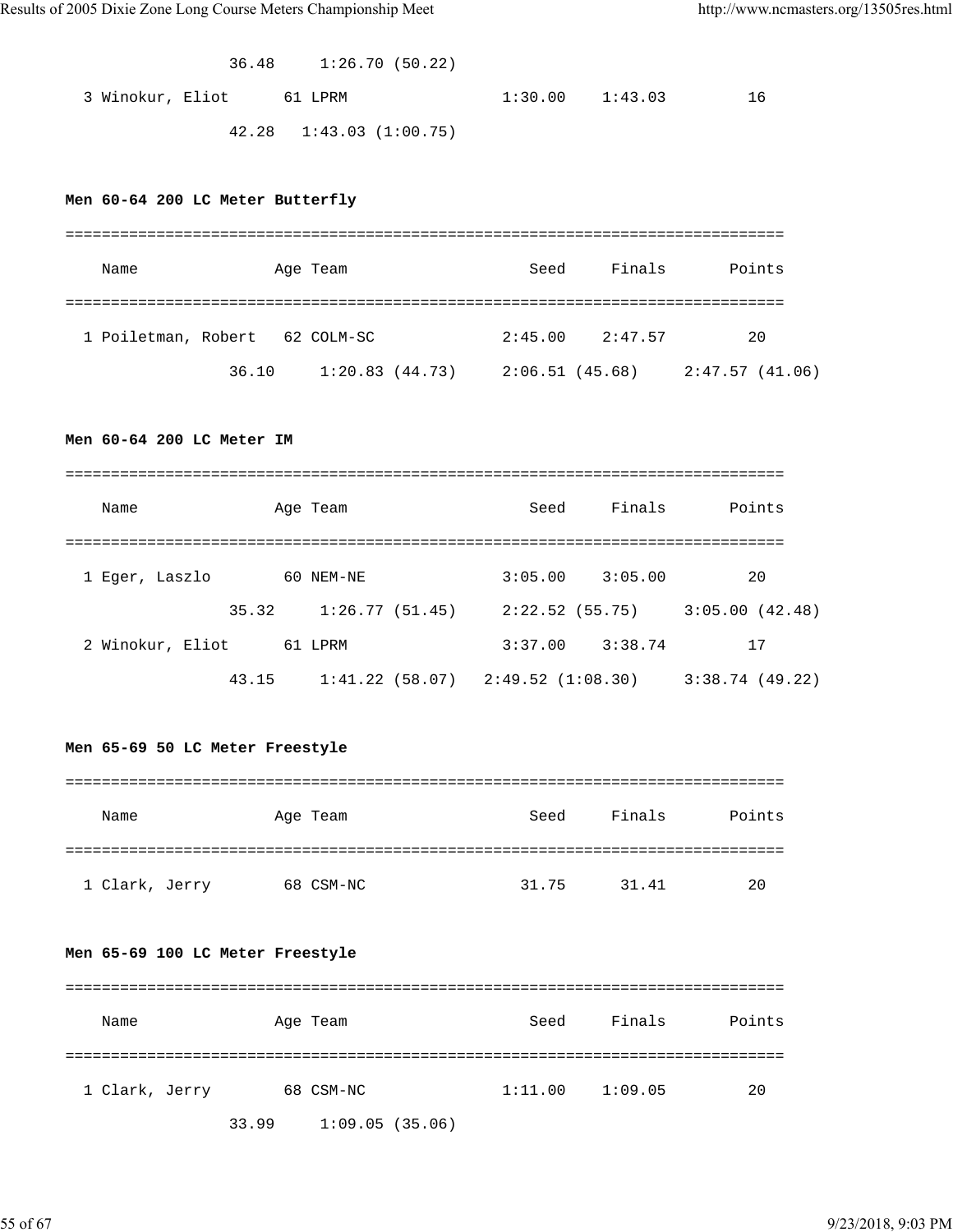```
                36.48     1:26.70 (50.22)
  3 Winokur, Eliot      61 LPRM                1:30.00    1:43.03         16
                42.28   1:43.03 (1:00.75)
```

**Men 60-64 200 LC Meter Butterfly**

```
===============================================================================
    Name              Age Team                    Seed     Finals       Points
===============================================================================
  1 Poiletman, Robert   62 COLM-SC             2:45.00    2:47.57         20
                36.10     1:20.83 (44.73)     2:06.51 (45.68)     2:47.57 (41.06)
```

**Men 60-64 200 LC Meter IM**

```
===============================================================================
    Name              Age Team                    Seed     Finals       Points
===============================================================================
  1 Eger, Laszlo        60 NEM-NE              3:05.00    3:05.00         20
                35.32     1:26.77 (51.45)     2:22.52 (55.75)     3:05.00 (42.48)
  2 Winokur, Eliot      61 LPRM                3:37.00    3:38.74         17
                43.15     1:41.22 (58.07)   2:49.52 (1:08.30)     3:38.74 (49.22)
```

**Men 65-69 50 LC Meter Freestyle**

```
===============================================================================
    Name              Age Team                    Seed     Finals       Points
===============================================================================
  1 Clark, Jerry        68 CSM-NC                31.75      31.41         20
```

**Men 65-69 100 LC Meter Freestyle**

```
===============================================================================
    Name              Age Team                    Seed     Finals       Points
===============================================================================
  1 Clark, Jerry        68 CSM-NC              1:11.00    1:09.05         20
                33.99     1:09.05 (35.06)
```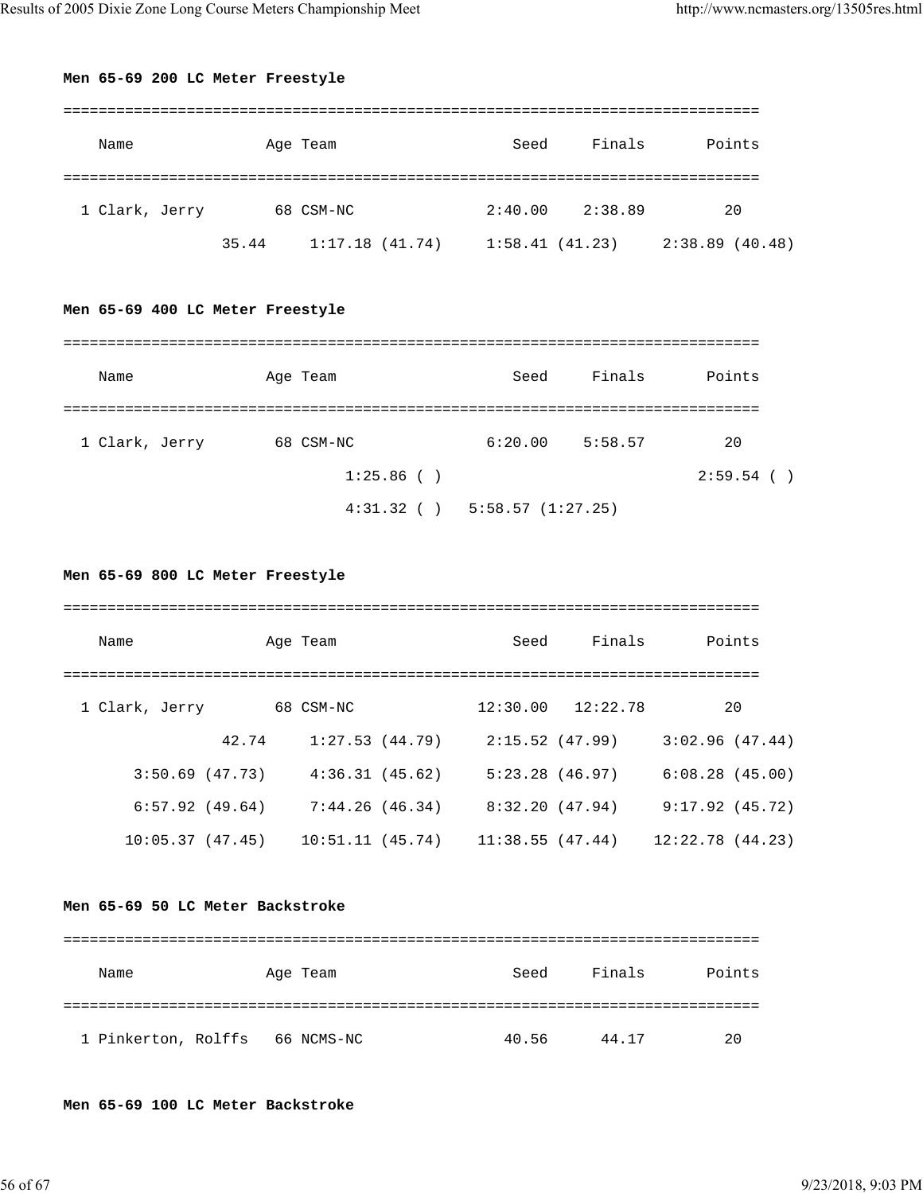**Men 65-69 200 LC Meter Freestyle**

```
===============================================================================
    Name              Age Team                    Seed     Finals       Points
===============================================================================
  1 Clark, Jerry        68 CSM-NC               2:40.00    2:38.89         20
                35.44     1:17.18 (41.74)     1:58.41 (41.23)     2:38.89 (40.48)
```

**Men 65-69 400 LC Meter Freestyle**

```
===============================================================================
    Name              Age Team                    Seed     Finals       Points
===============================================================================
  1 Clark, Jerry        68 CSM-NC               6:20.00    5:58.57         20
                        1:25.86 ( )                                2:59.54 ( )
                        4:31.32 ( )   5:58.57 (1:27.25)
```

**Men 65-69 800 LC Meter Freestyle**

```
===============================================================================
    Name              Age Team                    Seed     Finals       Points
===============================================================================
  1 Clark, Jerry        68 CSM-NC              12:30.00   12:22.78         20
                42.74     1:27.53 (44.79)     2:15.52 (47.99)     3:02.96 (47.44)
       3:50.69 (47.73)    4:36.31 (45.62)     5:23.28 (46.97)     6:08.28 (45.00)
       6:57.92 (49.64)    7:44.26 (46.34)     8:32.20 (47.94)     9:17.92 (45.72)
      10:05.37 (47.45)   10:51.11 (45.74)    11:38.55 (47.44)    12:22.78 (44.23)
```

**Men 65-69 50 LC Meter Backstroke**

```
===============================================================================
    Name              Age Team                    Seed     Finals       Points
===============================================================================
  1 Pinkerton, Rolffs   66 NCMS-NC                40.56      44.17         20
```

**Men 65-69 100 LC Meter Backstroke**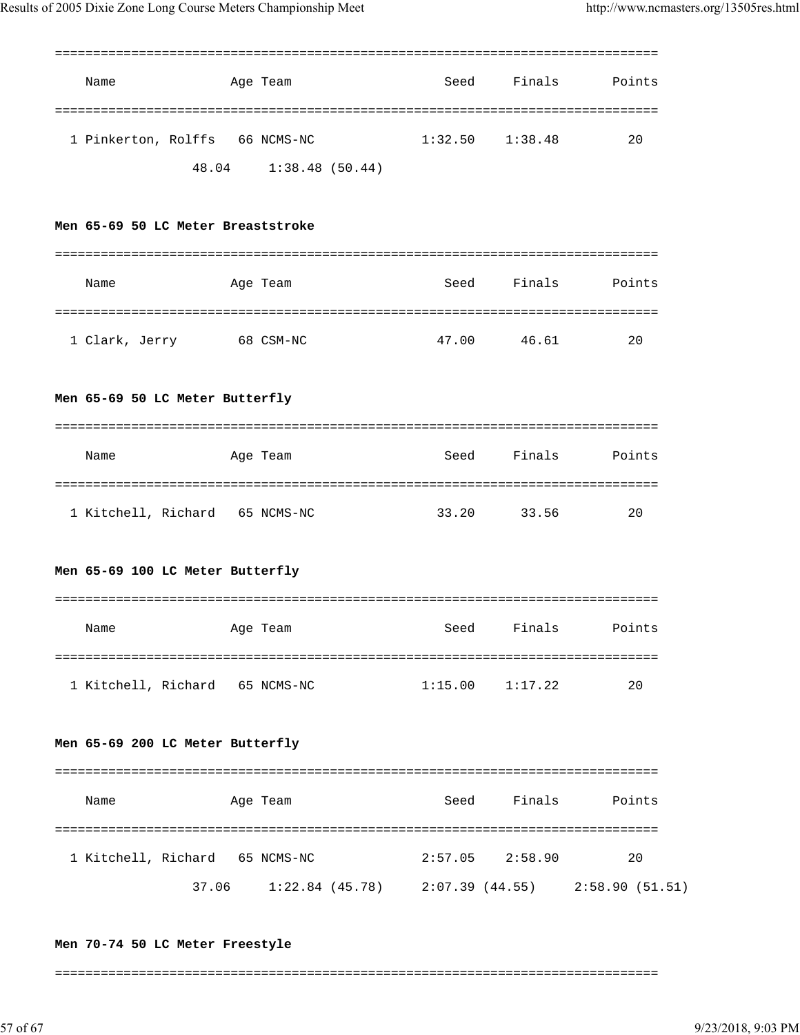| Name | Age | Team | Seed | Finals | Points |
|---|---|---|---|---|---|
| 1 Pinkerton, Rolffs | 66 | NCMS-NC | 1:32.50 | 1:38.48 | 20 |

48.04 1:38.48 (50.44)

**Men 65-69 50 LC Meter Breaststroke**

| Name | Age | Team | Seed | Finals | Points |
|---|---|---|---|---|---|
| 1 Clark, Jerry | 68 | CSM-NC | 47.00 | 46.61 | 20 |

**Men 65-69 50 LC Meter Butterfly**

| Name | Age | Team | Seed | Finals | Points |
|---|---|---|---|---|---|
| 1 Kitchell, Richard | 65 | NCMS-NC | 33.20 | 33.56 | 20 |

**Men 65-69 100 LC Meter Butterfly**

| Name | Age | Team | Seed | Finals | Points |
|---|---|---|---|---|---|
| 1 Kitchell, Richard | 65 | NCMS-NC | 1:15.00 | 1:17.22 | 20 |

**Men 65-69 200 LC Meter Butterfly**

| Name | Age | Team | Seed | Finals | Points |
|---|---|---|---|---|---|
| 1 Kitchell, Richard | 65 | NCMS-NC | 2:57.05 | 2:58.90 | 20 |

37.06 1:22.84 (45.78) 2:07.39 (44.55) 2:58.90 (51.51)

**Men 70-74 50 LC Meter Freestyle**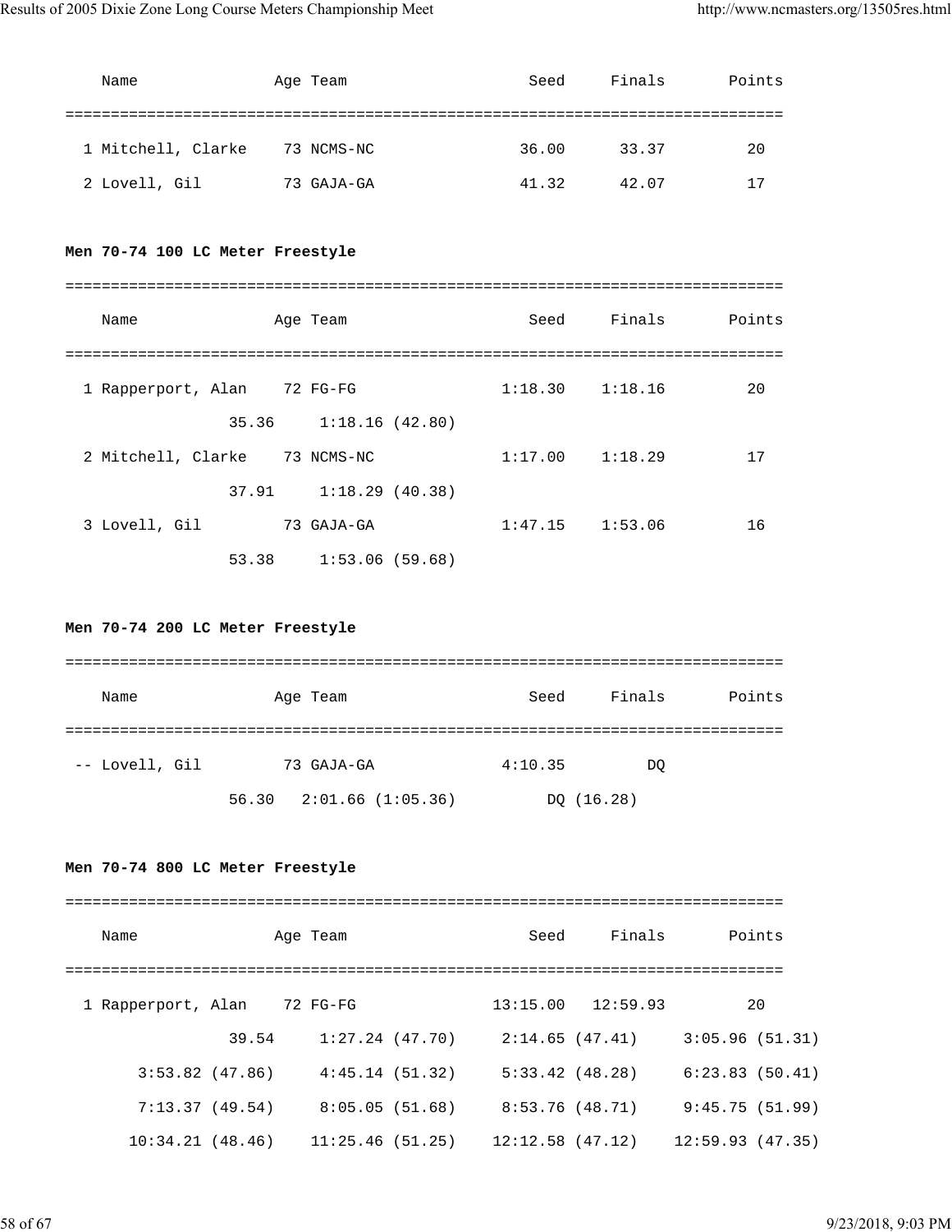| Name | Age | Team | Seed | Finals | Points |
|---|---|---|---|---|---|
| 1 Mitchell, Clarke | 73 | NCMS-NC | 36.00 | 33.37 | 20 |
| 2 Lovell, Gil | 73 | GAJA-GA | 41.32 | 42.07 | 17 |

**Men 70-74 100 LC Meter Freestyle**

| Name | Age | Team | Seed | Finals | Points |
|---|---|---|---|---|---|
| 1 Rapperport, Alan | 72 | FG-FG | 1:18.30 | 1:18.16 | 20 |
| 35.36 &nbsp; 1:18.16 (42.80) | | | | | |
| 2 Mitchell, Clarke | 73 | NCMS-NC | 1:17.00 | 1:18.29 | 17 |
| 37.91 &nbsp; 1:18.29 (40.38) | | | | | |
| 3 Lovell, Gil | 73 | GAJA-GA | 1:47.15 | 1:53.06 | 16 |
| 53.38 &nbsp; 1:53.06 (59.68) | | | | | |

**Men 70-74 200 LC Meter Freestyle**

| Name | Age | Team | Seed | Finals | Points |
|---|---|---|---|---|---|
| -- Lovell, Gil | 73 | GAJA-GA | 4:10.35 | DQ | |
| 56.30 &nbsp; 2:01.66 (1:05.36) &nbsp; DQ (16.28) | | | | | |

**Men 70-74 800 LC Meter Freestyle**

| Name | Age | Team | Seed | Finals | Points |
|---|---|---|---|---|---|
| 1 Rapperport, Alan | 72 | FG-FG | 13:15.00 | 12:59.93 | 20 |

```
          39.54     1:27.24 (47.70)     2:14.65 (47.41)     3:05.96 (51.31)
3:53.82 (47.86)     4:45.14 (51.32)     5:33.42 (48.28)     6:23.83 (50.41)
7:13.37 (49.54)     8:05.05 (51.68)     8:53.76 (48.71)     9:45.75 (51.99)
10:34.21 (48.46)   11:25.46 (51.25)    12:12.58 (47.12)    12:59.93 (47.35)
```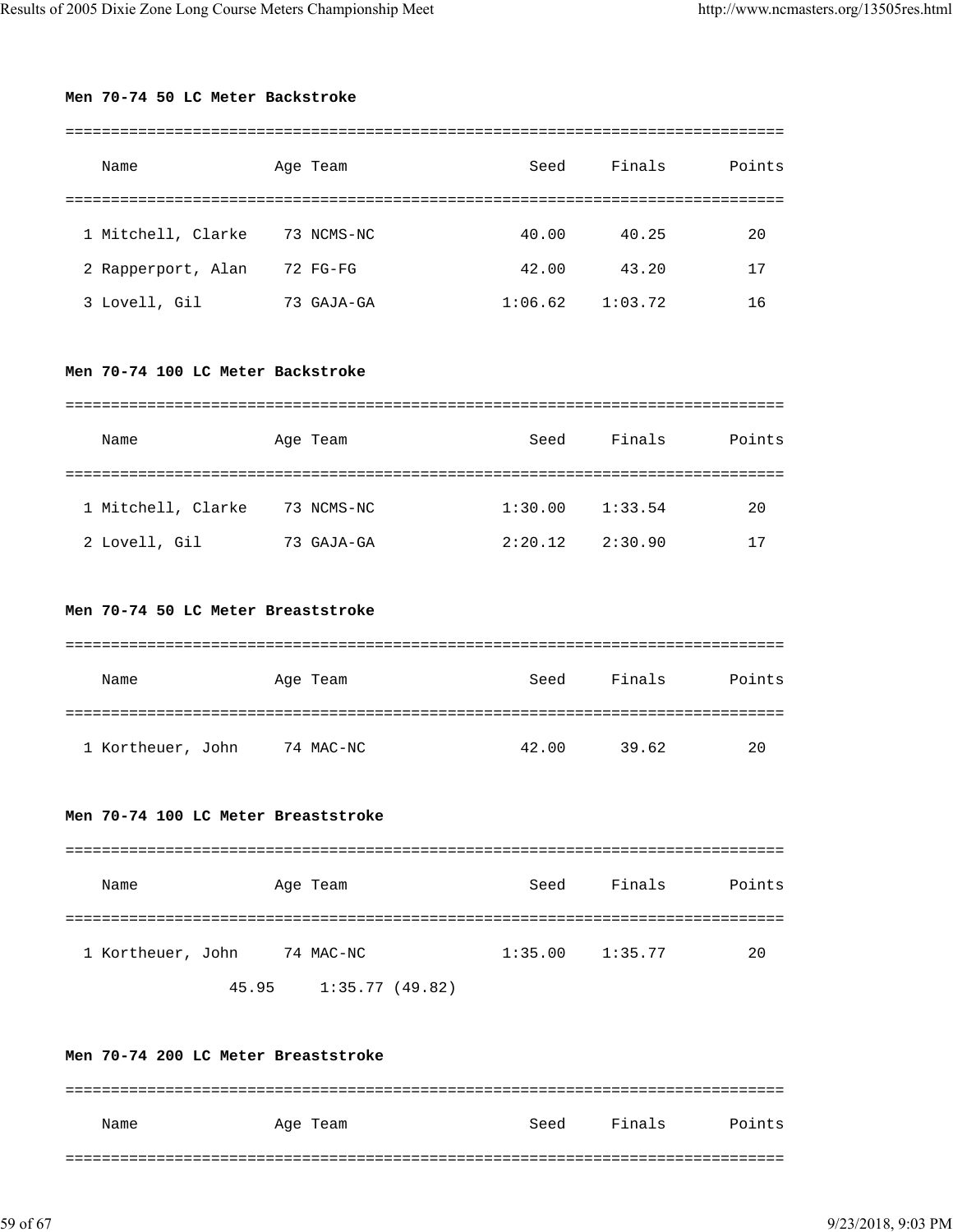**Men 70-74 50 LC Meter Backstroke**

| | Name | Age | Team | Seed | Finals | Points |
|---|---|---|---|---|---|---|
| 1 | Mitchell, Clarke | 73 | NCMS-NC | 40.00 | 40.25 | 20 |
| 2 | Rapperport, Alan | 72 | FG-FG | 42.00 | 43.20 | 17 |
| 3 | Lovell, Gil | 73 | GAJA-GA | 1:06.62 | 1:03.72 | 16 |

**Men 70-74 100 LC Meter Backstroke**

| | Name | Age | Team | Seed | Finals | Points |
|---|---|---|---|---|---|---|
| 1 | Mitchell, Clarke | 73 | NCMS-NC | 1:30.00 | 1:33.54 | 20 |
| 2 | Lovell, Gil | 73 | GAJA-GA | 2:20.12 | 2:30.90 | 17 |

**Men 70-74 50 LC Meter Breaststroke**

| | Name | Age | Team | Seed | Finals | Points |
|---|---|---|---|---|---|---|
| 1 | Kortheuer, John | 74 | MAC-NC | 42.00 | 39.62 | 20 |

**Men 70-74 100 LC Meter Breaststroke**

| | Name | Age | Team | Seed | Finals | Points |
|---|---|---|---|---|---|---|
| 1 | Kortheuer, John | 74 | MAC-NC | 1:35.00 | 1:35.77 | 20 |

45.95 1:35.77 (49.82)

**Men 70-74 200 LC Meter Breaststroke**

| Name | Age | Team | Seed | Finals | Points |
|---|---|---|---|---|---|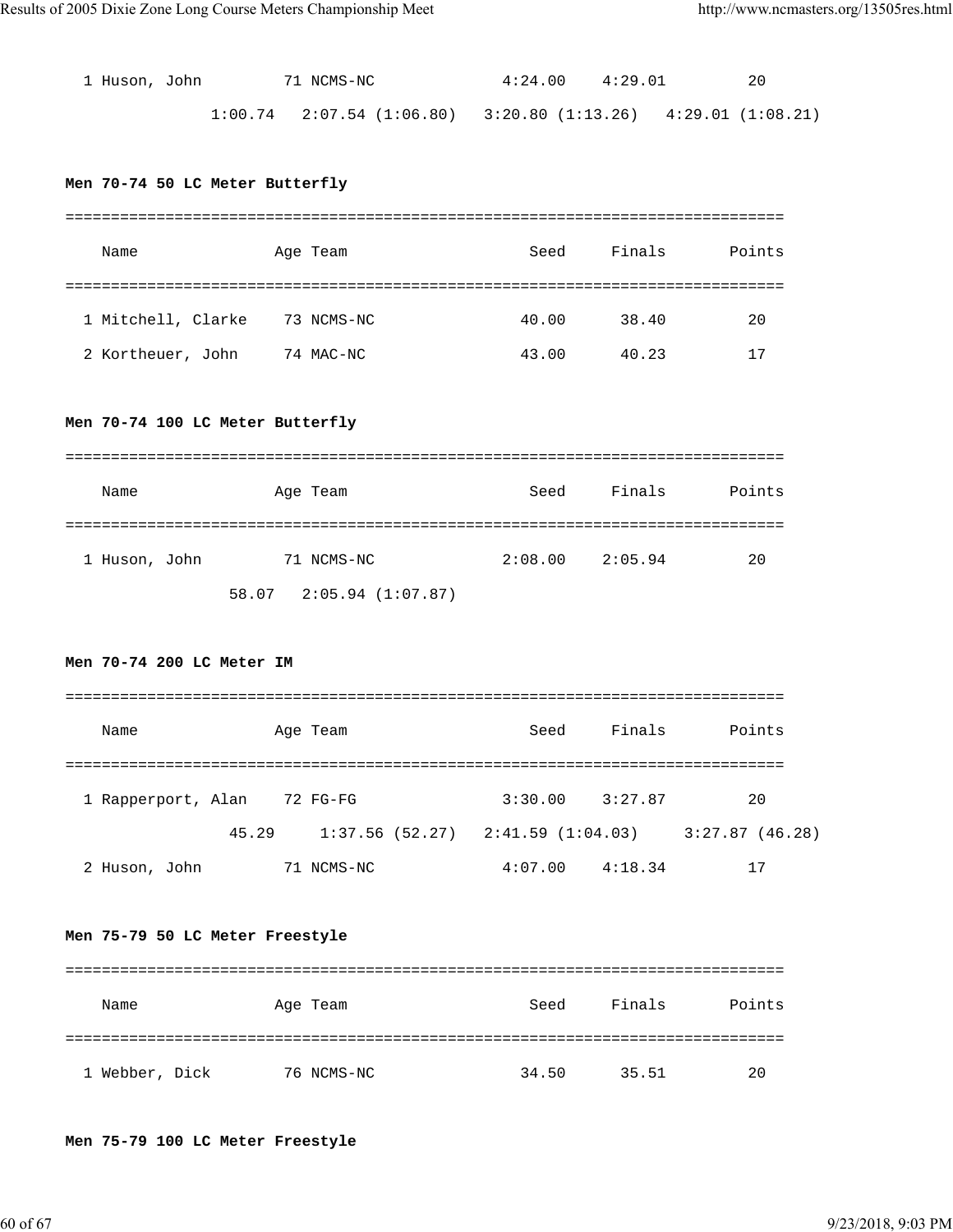```
  1 Huson, John         71 NCMS-NC              4:24.00    4:29.01         20
              1:00.74   2:07.54 (1:06.80)   3:20.80 (1:13.26)   4:29.01 (1:08.21)
```

**Men 70-74 50 LC Meter Butterfly**

```
===============================================================================
    Name               Age Team                    Seed     Finals       Points
===============================================================================
  1 Mitchell, Clarke    73 NCMS-NC                40.00      38.40         20
  2 Kortheuer, John     74 MAC-NC                 43.00      40.23         17
```

**Men 70-74 100 LC Meter Butterfly**

```
===============================================================================
    Name               Age Team                    Seed     Finals       Points
===============================================================================
  1 Huson, John         71 NCMS-NC              2:08.00    2:05.94         20
                58.07   2:05.94 (1:07.87)
```

**Men 70-74 200 LC Meter IM**

```
===============================================================================
    Name               Age Team                    Seed     Finals       Points
===============================================================================
  1 Rapperport, Alan    72 FG-FG                3:30.00    3:27.87         20
                45.29     1:37.56 (52.27)   2:41.59 (1:04.03)     3:27.87 (46.28)
  2 Huson, John         71 NCMS-NC              4:07.00    4:18.34         17
```

**Men 75-79 50 LC Meter Freestyle**

```
===============================================================================
    Name               Age Team                    Seed     Finals       Points
===============================================================================
  1 Webber, Dick        76 NCMS-NC                34.50      35.51         20
```

**Men 75-79 100 LC Meter Freestyle**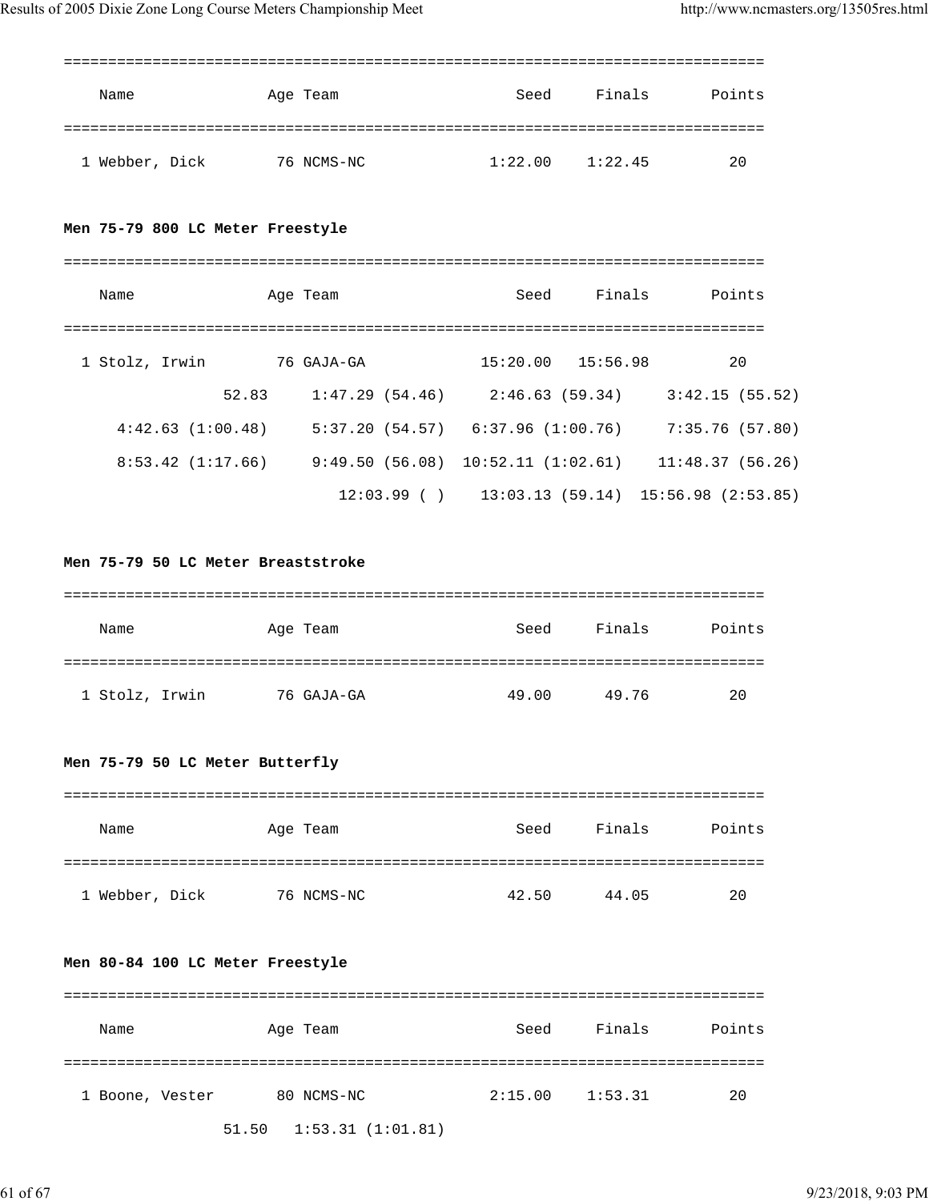| Name | Age | Team | Seed | Finals | Points |
|---|---|---|---|---|---|
| 1 Webber, Dick | 76 | NCMS-NC | 1:22.00 | 1:22.45 | 20 |

**Men 75-79 800 LC Meter Freestyle**

| Name | Age | Team | Seed | Finals | Points |
|---|---|---|---|---|---|
| 1 Stolz, Irwin | 76 | GAJA-GA | 15:20.00 | 15:56.98 | 20 |

```
              52.83     1:47.29 (54.46)     2:46.63 (59.34)     3:42.15 (55.52)
    4:42.63 (1:00.48)     5:37.20 (54.57)   6:37.96 (1:00.76)     7:35.76 (57.80)
    8:53.42 (1:17.66)     9:49.50 (56.08)  10:52.11 (1:02.61)    11:48.37 (56.26)
                         12:03.99 ( )    13:03.13 (59.14)  15:56.98 (2:53.85)
```

**Men 75-79 50 LC Meter Breaststroke**

| Name | Age | Team | Seed | Finals | Points |
|---|---|---|---|---|---|
| 1 Stolz, Irwin | 76 | GAJA-GA | 49.00 | 49.76 | 20 |

**Men 75-79 50 LC Meter Butterfly**

| Name | Age | Team | Seed | Finals | Points |
|---|---|---|---|---|---|
| 1 Webber, Dick | 76 | NCMS-NC | 42.50 | 44.05 | 20 |

**Men 80-84 100 LC Meter Freestyle**

| Name | Age | Team | Seed | Finals | Points |
|---|---|---|---|---|---|
| 1 Boone, Vester | 80 | NCMS-NC | 2:15.00 | 1:53.31 | 20 |

```
              51.50   1:53.31 (1:01.81)
```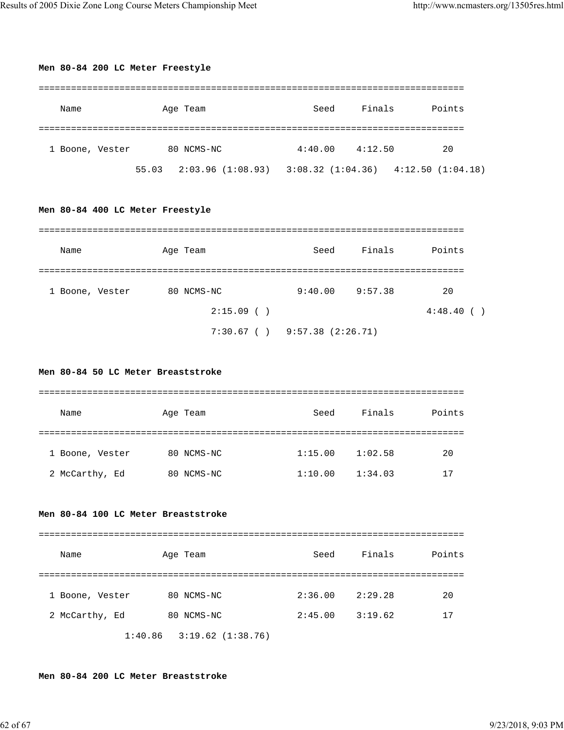**Men 80-84 200 LC Meter Freestyle**

```
===============================================================================
    Name              Age Team                    Seed     Finals       Points
===============================================================================
  1 Boone, Vester      80 NCMS-NC              4:40.00    4:12.50         20
               55.03   2:03.96 (1:08.93)   3:08.32 (1:04.36)   4:12.50 (1:04.18)
```

**Men 80-84 400 LC Meter Freestyle**

```
===============================================================================
    Name              Age Team                    Seed     Finals       Points
===============================================================================
  1 Boone, Vester      80 NCMS-NC              9:40.00    9:57.38         20
                           2:15.09 ( )                               4:48.40 ( )
                           7:30.67 ( )   9:57.38 (2:26.71)
```

**Men 80-84 50 LC Meter Breaststroke**

```
===============================================================================
    Name              Age Team                    Seed     Finals       Points
===============================================================================
  1 Boone, Vester      80 NCMS-NC              1:15.00    1:02.58         20
  2 McCarthy, Ed       80 NCMS-NC              1:10.00    1:34.03         17
```

**Men 80-84 100 LC Meter Breaststroke**

```
===============================================================================
    Name              Age Team                    Seed     Finals       Points
===============================================================================
  1 Boone, Vester      80 NCMS-NC              2:36.00    2:29.28         20
  2 McCarthy, Ed       80 NCMS-NC              2:45.00    3:19.62         17
             1:40.86   3:19.62 (1:38.76)
```

**Men 80-84 200 LC Meter Breaststroke**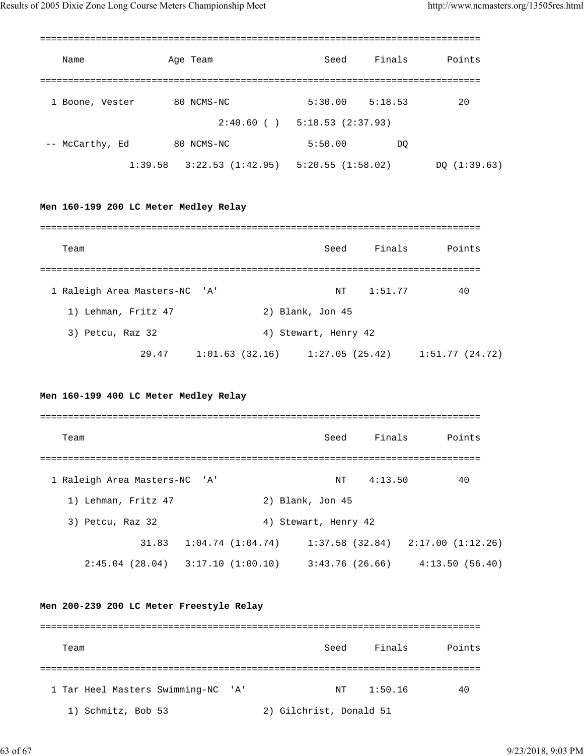```
===============================================================================
    Name               Age Team                    Seed     Finals       Points
===============================================================================
  1 Boone, Vester       80 NCMS-NC              5:30.00    5:18.53         20
                            2:40.60 ( )   5:18.53 (2:37.93)
 -- McCarthy, Ed        80 NCMS-NC              5:50.00         DQ
              1:39.58   3:22.53 (1:42.95)   5:20.55 (1:58.02)        DQ (1:39.63)
```

**Men 160-199 200 LC Meter Medley Relay**

```
===============================================================================
    Team                                          Seed     Finals       Points
===============================================================================
  1 Raleigh Area Masters-NC  'A'                    NT    1:51.77         40
     1) Lehman, Fritz 47                2) Blank, Jon 45
     3) Petcu, Raz 32                   4) Stewart, Henry 42
                29.47     1:01.63 (32.16)     1:27.05 (25.42)     1:51.77 (24.72)
```

**Men 160-199 400 LC Meter Medley Relay**

```
===============================================================================
    Team                                          Seed     Finals       Points
===============================================================================
  1 Raleigh Area Masters-NC  'A'                    NT    4:13.50         40
     1) Lehman, Fritz 47                2) Blank, Jon 45
     3) Petcu, Raz 32                   4) Stewart, Henry 42
                31.83   1:04.74 (1:04.74)     1:37.58 (32.84)   2:17.00 (1:12.26)
        2:45.04 (28.04)   3:17.10 (1:00.10)     3:43.76 (26.66)     4:13.50 (56.40)
```

**Men 200-239 200 LC Meter Freestyle Relay**

```
===============================================================================
    Team                                          Seed     Finals       Points
===============================================================================
  1 Tar Heel Masters Swimming-NC  'A'               NT    1:50.16         40
     1) Schmitz, Bob 53                 2) Gilchrist, Donald 51
```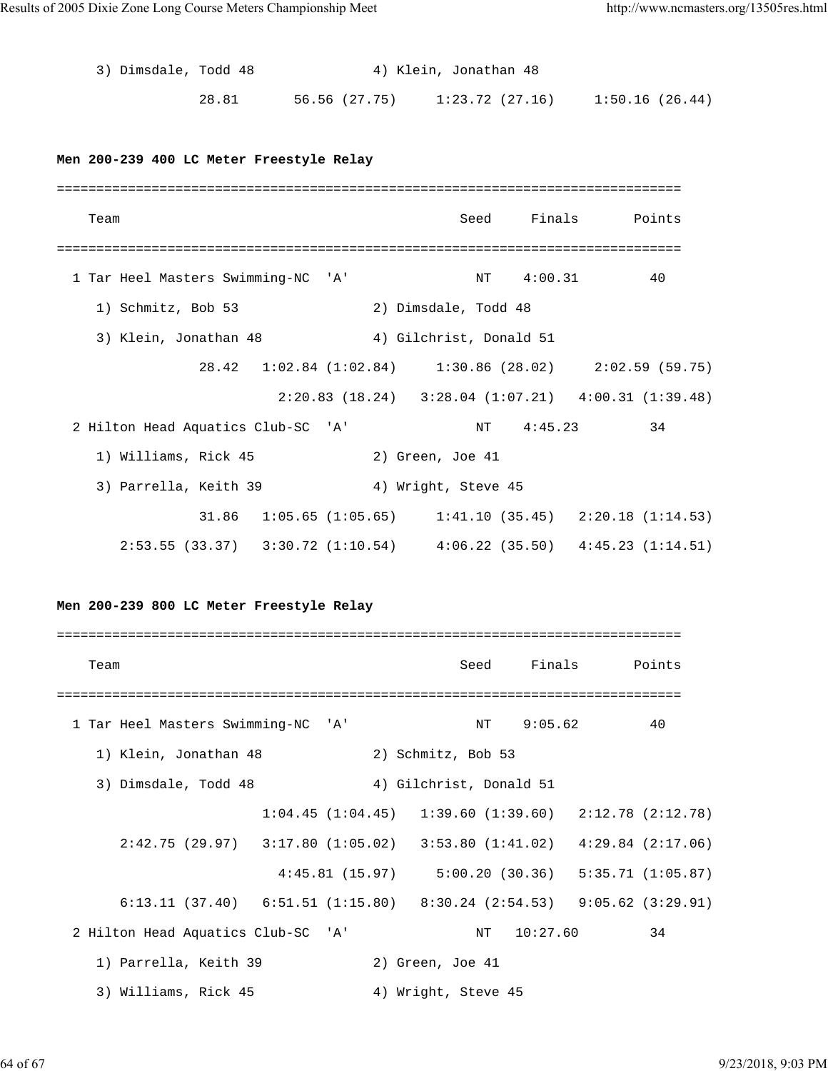```
     3) Dimsdale, Todd 48               4) Klein, Jonathan 48
                 28.81       56.56 (27.75)     1:23.72 (27.16)     1:50.16 (26.44)
```

**Men 200-239 400 LC Meter Freestyle Relay**

```
===============================================================================
    Team                                          Seed     Finals       Points
===============================================================================
  1 Tar Heel Masters Swimming-NC  'A'               NT    4:00.31         40
     1) Schmitz, Bob 53                 2) Dimsdale, Todd 48
     3) Klein, Jonathan 48              4) Gilchrist, Donald 51
                 28.42   1:02.84 (1:02.84)     1:30.86 (28.02)     2:02.59 (59.75)
                           2:20.83 (18.24)   3:28.04 (1:07.21)   4:00.31 (1:39.48)
  2 Hilton Head Aquatics Club-SC  'A'               NT    4:45.23         34
     1) Williams, Rick 45               2) Green, Joe 41
     3) Parrella, Keith 39              4) Wright, Steve 45
                 31.86   1:05.65 (1:05.65)     1:41.10 (35.45)   2:20.18 (1:14.53)
        2:53.55 (33.37)   3:30.72 (1:10.54)     4:06.22 (35.50)   4:45.23 (1:14.51)
```

**Men 200-239 800 LC Meter Freestyle Relay**

```
===============================================================================
    Team                                          Seed     Finals       Points
===============================================================================
  1 Tar Heel Masters Swimming-NC  'A'               NT    9:05.62         40
     1) Klein, Jonathan 48              2) Schmitz, Bob 53
     3) Dimsdale, Todd 48               4) Gilchrist, Donald 51
                         1:04.45 (1:04.45)   1:39.60 (1:39.60)   2:12.78 (2:12.78)
        2:42.75 (29.97)   3:17.80 (1:05.02)   3:53.80 (1:41.02)   4:29.84 (2:17.06)
                           4:45.81 (15.97)     5:00.20 (30.36)   5:35.71 (1:05.87)
        6:13.11 (37.40)   6:51.51 (1:15.80)   8:30.24 (2:54.53)   9:05.62 (3:29.91)
  2 Hilton Head Aquatics Club-SC  'A'               NT   10:27.60         34
     1) Parrella, Keith 39              2) Green, Joe 41
     3) Williams, Rick 45               4) Wright, Steve 45
```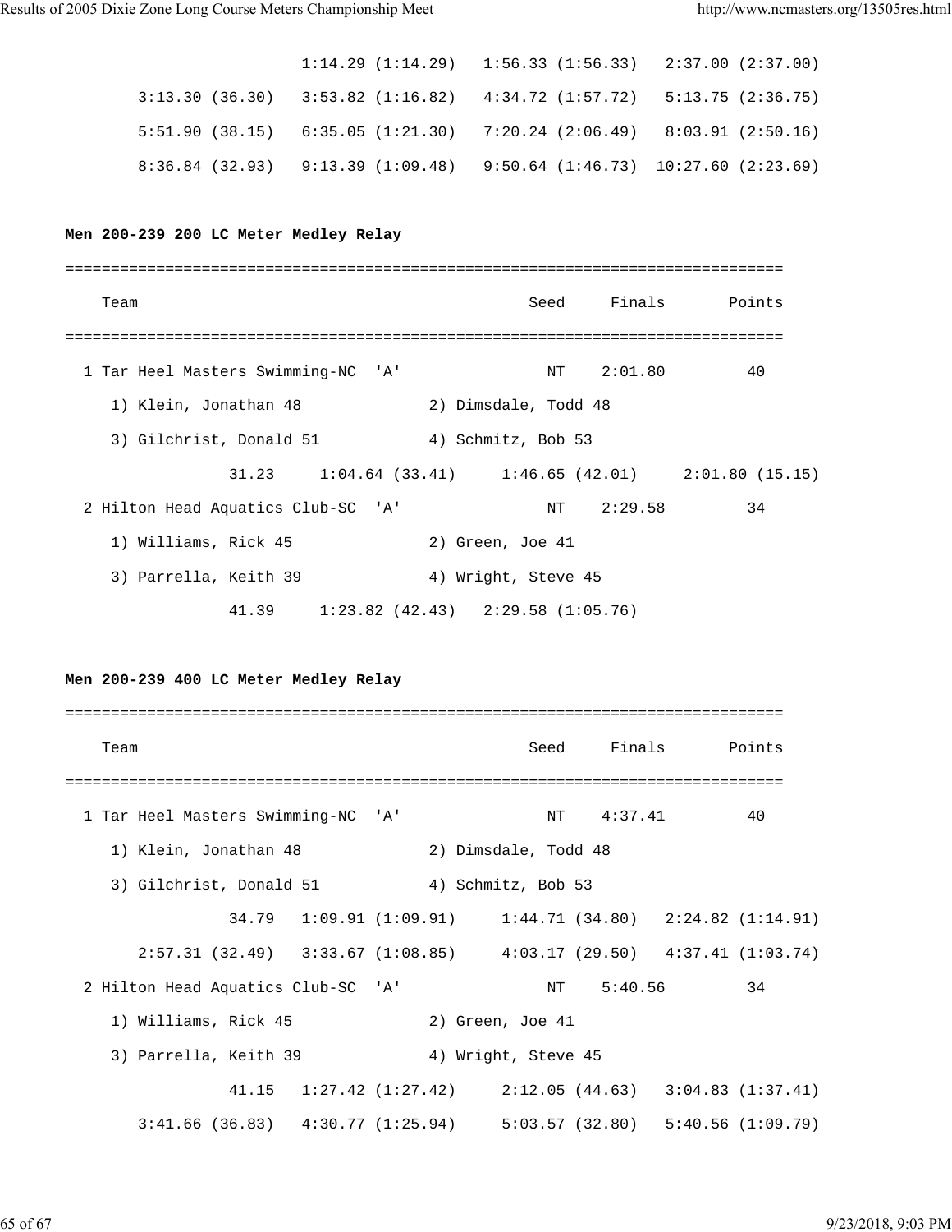```
                     1:14.29 (1:14.29)   1:56.33 (1:56.33)   2:37.00 (2:37.00)
       3:13.30 (36.30)   3:53.82 (1:16.82)   4:34.72 (1:57.72)   5:13.75 (2:36.75)
       5:51.90 (38.15)   6:35.05 (1:21.30)   7:20.24 (2:06.49)   8:03.91 (2:50.16)
       8:36.84 (32.93)   9:13.39 (1:09.48)   9:50.64 (1:46.73)  10:27.60 (2:23.69)
```

**Men 200-239 200 LC Meter Medley Relay**

```
===============================================================================
    Team                                          Seed     Finals       Points
===============================================================================
  1 Tar Heel Masters Swimming-NC  'A'               NT    2:01.80         40
     1) Klein, Jonathan 48            2) Dimsdale, Todd 48
     3) Gilchrist, Donald 51          4) Schmitz, Bob 53
                 31.23     1:04.64 (33.41)     1:46.65 (42.01)     2:01.80 (15.15)
  2 Hilton Head Aquatics Club-SC  'A'               NT    2:29.58         34
     1) Williams, Rick 45             2) Green, Joe 41
     3) Parrella, Keith 39            4) Wright, Steve 45
                 41.39     1:23.82 (42.43)   2:29.58 (1:05.76)
```

**Men 200-239 400 LC Meter Medley Relay**

```
===============================================================================
    Team                                          Seed     Finals       Points
===============================================================================
  1 Tar Heel Masters Swimming-NC  'A'               NT    4:37.41         40
     1) Klein, Jonathan 48            2) Dimsdale, Todd 48
     3) Gilchrist, Donald 51          4) Schmitz, Bob 53
                 34.79   1:09.91 (1:09.91)     1:44.71 (34.80)   2:24.82 (1:14.91)
       2:57.31 (32.49)   3:33.67 (1:08.85)     4:03.17 (29.50)   4:37.41 (1:03.74)
  2 Hilton Head Aquatics Club-SC  'A'               NT    5:40.56         34
     1) Williams, Rick 45             2) Green, Joe 41
     3) Parrella, Keith 39            4) Wright, Steve 45
                 41.15   1:27.42 (1:27.42)     2:12.05 (44.63)   3:04.83 (1:37.41)
       3:41.66 (36.83)   4:30.77 (1:25.94)     5:03.57 (32.80)   5:40.56 (1:09.79)
```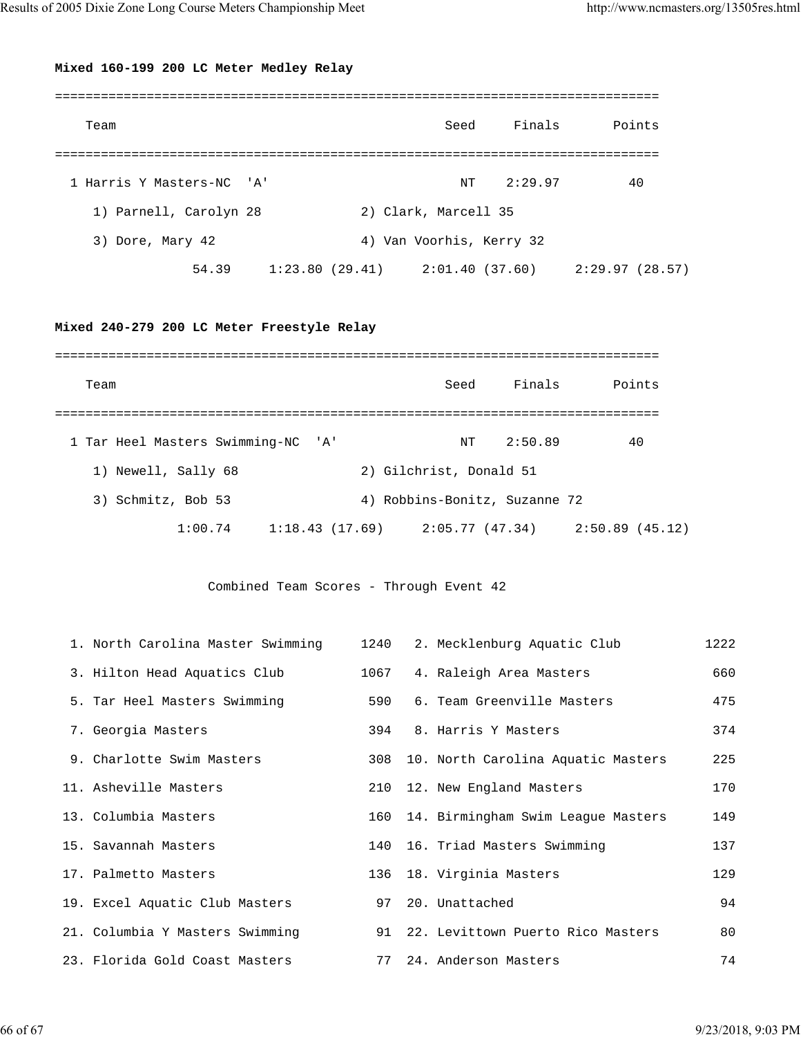**Mixed 160-199 200 LC Meter Medley Relay**

```
===============================================================================
    Team                                         Seed     Finals       Points
===============================================================================
  1 Harris Y Masters-NC  'A'                       NT    2:29.97         40
     1) Parnell, Carolyn 28            2) Clark, Marcell 35
     3) Dore, Mary 42                  4) Van Voorhis, Kerry 32
                 54.39     1:23.80 (29.41)     2:01.40 (37.60)     2:29.97 (28.57)
```

**Mixed 240-279 200 LC Meter Freestyle Relay**

```
===============================================================================
    Team                                         Seed     Finals       Points
===============================================================================
  1 Tar Heel Masters Swimming-NC  'A'              NT    2:50.89         40
     1) Newell, Sally 68               2) Gilchrist, Donald 51
     3) Schmitz, Bob 53                4) Robbins-Bonitz, Suzanne 72
               1:00.74     1:18.43 (17.69)     2:05.77 (47.34)     2:50.89 (45.12)
```

Combined Team Scores - Through Event 42

```
  1. North Carolina Master Swimming     1240   2. Mecklenburg Aquatic Club           1222
  3. Hilton Head Aquatics Club          1067   4. Raleigh Area Masters                660
  5. Tar Heel Masters Swimming           590   6. Team Greenville Masters             475
  7. Georgia Masters                     394   8. Harris Y Masters                    374
  9. Charlotte Swim Masters              308  10. North Carolina Aquatic Masters      225
 11. Asheville Masters                   210  12. New England Masters                 170
 13. Columbia Masters                    160  14. Birmingham Swim League Masters      149
 15. Savannah Masters                    140  16. Triad Masters Swimming              137
 17. Palmetto Masters                    136  18. Virginia Masters                    129
 19. Excel Aquatic Club Masters           97  20. Unattached                           94
 21. Columbia Y Masters Swimming          91  22. Levittown Puerto Rico Masters        80
 23. Florida Gold Coast Masters           77  24. Anderson Masters                     74
```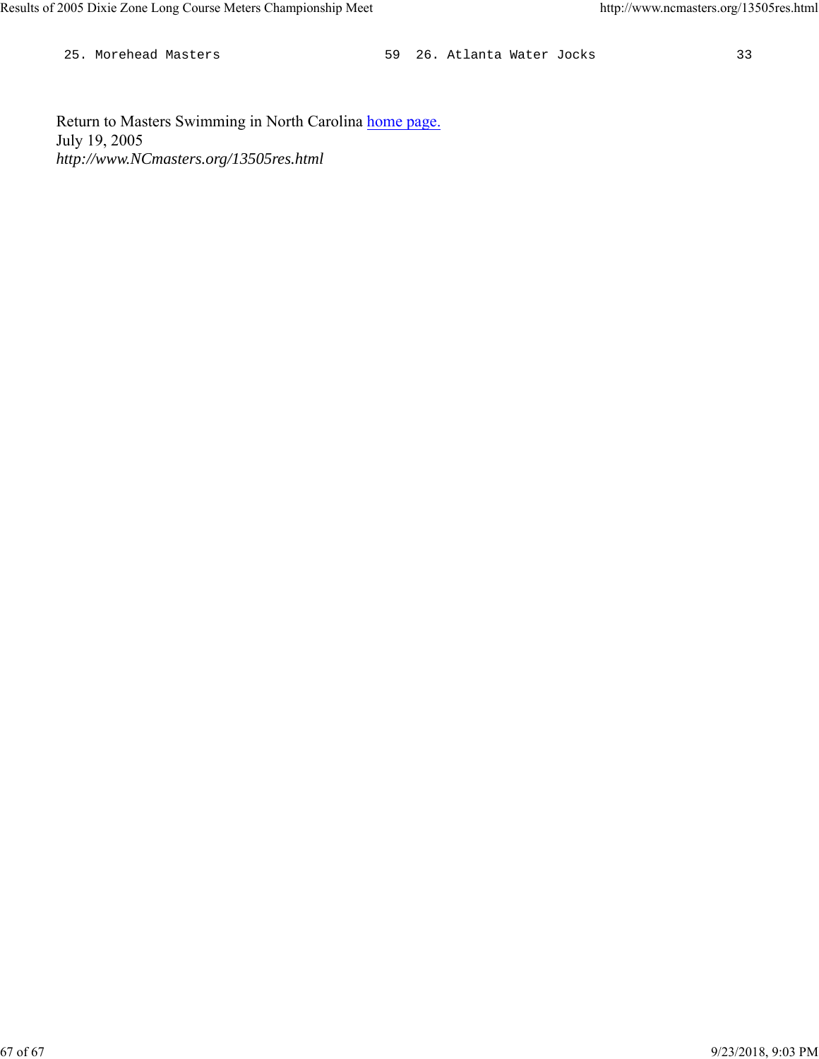```
 25. Morehead Masters                   59  26. Atlanta Water Jocks                 33
```

Return to Masters Swimming in North Carolina home page.
July 19, 2005
*http://www.NCmasters.org/13505res.html*